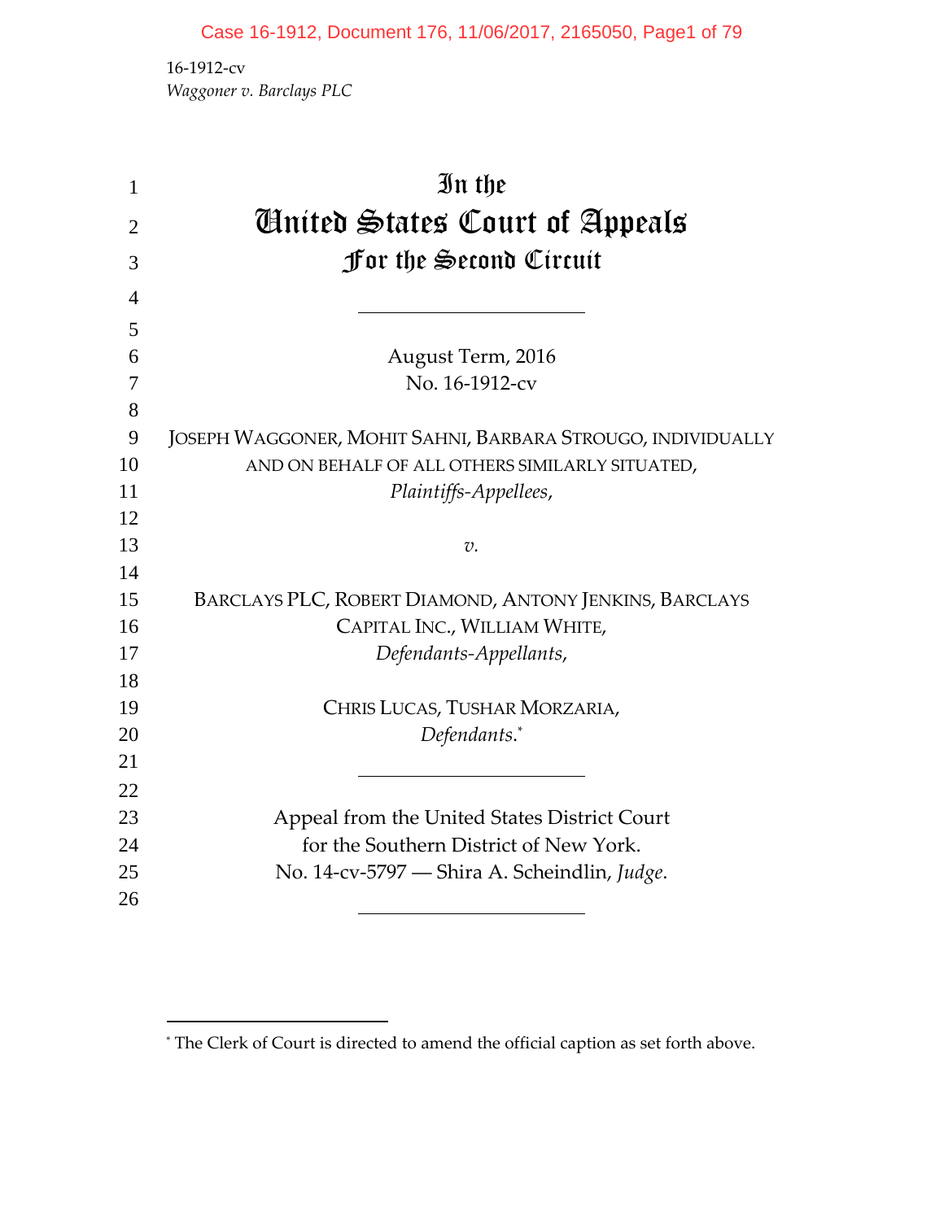16-1912-cv
*Waggoner v. Barclays PLC*

# In the United States Court of Appeals For the Second Circuit

---

August Term, 2016
No. 16-1912-cv

JOSEPH WAGGONER, MOHIT SAHNI, BARBARA STROUGO, INDIVIDUALLY AND ON BEHALF OF ALL OTHERS SIMILARLY SITUATED,
*Plaintiffs-Appellees*,

*v.*

BARCLAYS PLC, ROBERT DIAMOND, ANTONY JENKINS, BARCLAYS CAPITAL INC., WILLIAM WHITE,
*Defendants-Appellants*,

CHRIS LUCAS, TUSHAR MORZARIA,
*Defendants.*[*]

---

Appeal from the United States District Court
for the Southern District of New York.
No. 14-cv-5797 — Shira A. Scheindlin, *Judge*.

---

[*] The Clerk of Court is directed to amend the official caption as set forth above.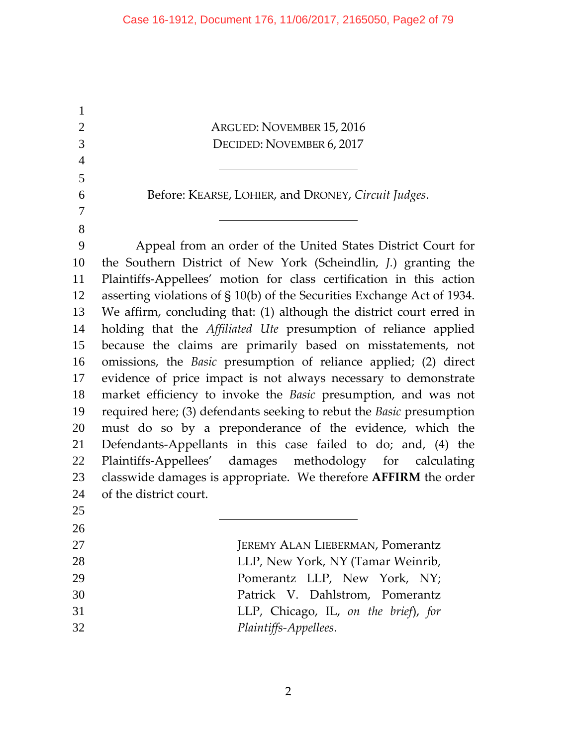ARGUED: NOVEMBER 15, 2016
DECIDED: NOVEMBER 6, 2017

---

Before: KEARSE, LOHIER, and DRONEY, *Circuit Judges*.

---

Appeal from an order of the United States District Court for the Southern District of New York (Scheindlin, *J.*) granting the Plaintiffs-Appellees' motion for class certification in this action asserting violations of § 10(b) of the Securities Exchange Act of 1934. We affirm, concluding that: (1) although the district court erred in holding that the *Affiliated Ute* presumption of reliance applied because the claims are primarily based on misstatements, not omissions, the *Basic* presumption of reliance applied; (2) direct evidence of price impact is not always necessary to demonstrate market efficiency to invoke the *Basic* presumption, and was not required here; (3) defendants seeking to rebut the *Basic* presumption must do so by a preponderance of the evidence, which the Defendants-Appellants in this case failed to do; and, (4) the Plaintiffs-Appellees' damages methodology for calculating classwide damages is appropriate. We therefore **AFFIRM** the order of the district court.

---

JEREMY ALAN LIEBERMAN, Pomerantz LLP, New York, NY (Tamar Weinrib, Pomerantz LLP, New York, NY; Patrick V. Dahlstrom, Pomerantz LLP, Chicago, IL, *on the brief*), *for Plaintiffs-Appellees*.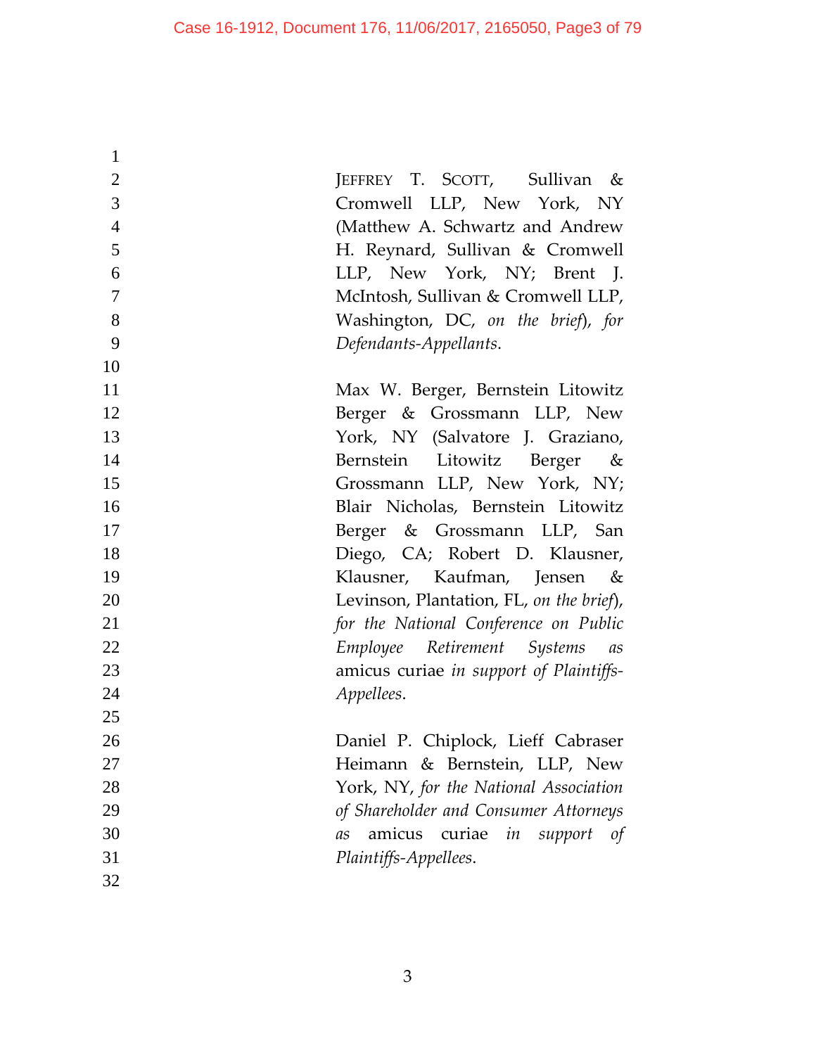JEFFREY T. SCOTT, Sullivan & Cromwell LLP, New York, NY (Matthew A. Schwartz and Andrew H. Reynard, Sullivan & Cromwell LLP, New York, NY; Brent J. McIntosh, Sullivan & Cromwell LLP, Washington, DC, *on the brief*), *for Defendants-Appellants*.

Max W. Berger, Bernstein Litowitz Berger & Grossmann LLP, New York, NY (Salvatore J. Graziano, Bernstein Litowitz Berger & Grossmann LLP, New York, NY; Blair Nicholas, Bernstein Litowitz Berger & Grossmann LLP, San Diego, CA; Robert D. Klausner, Klausner, Kaufman, Jensen & Levinson, Plantation, FL, *on the brief*), *for the National Conference on Public Employee Retirement Systems as* amicus curiae *in support of Plaintiffs-Appellees*.

Daniel P. Chiplock, Lieff Cabraser Heimann & Bernstein, LLP, New York, NY, *for the National Association of Shareholder and Consumer Attorneys as* amicus curiae *in support of Plaintiffs-Appellees*.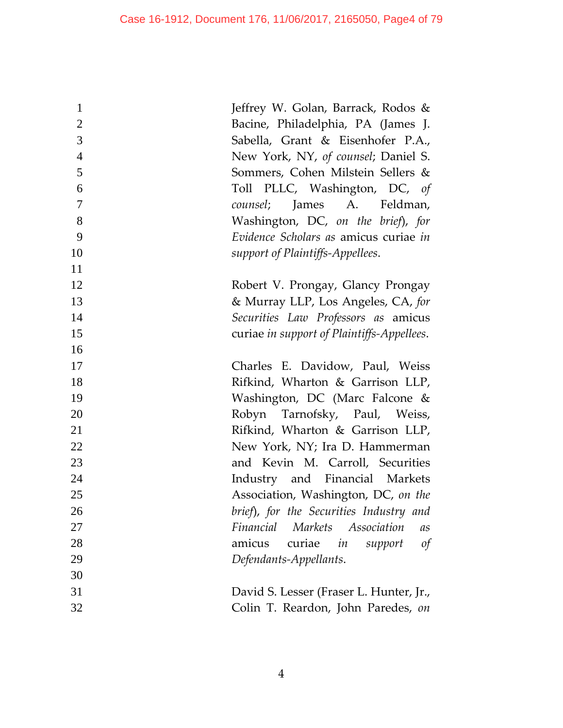Jeffrey W. Golan, Barrack, Rodos & Bacine, Philadelphia, PA (James J. Sabella, Grant & Eisenhofer P.A., New York, NY, *of counsel*; Daniel S. Sommers, Cohen Milstein Sellers & Toll PLLC, Washington, DC, *of counsel*; James A. Feldman, Washington, DC, *on the brief*), *for Evidence Scholars as* amicus curiae *in support of Plaintiffs-Appellees*.

Robert V. Prongay, Glancy Prongay & Murray LLP, Los Angeles, CA, *for Securities Law Professors as* amicus curiae *in support of Plaintiffs-Appellees*.

Charles E. Davidow, Paul, Weiss Rifkind, Wharton & Garrison LLP, Washington, DC (Marc Falcone & Robyn Tarnofsky, Paul, Weiss, Rifkind, Wharton & Garrison LLP, New York, NY; Ira D. Hammerman and Kevin M. Carroll, Securities Industry and Financial Markets Association, Washington, DC, *on the brief*), *for the Securities Industry and Financial Markets Association as* amicus curiae *in support of Defendants-Appellants*.

David S. Lesser (Fraser L. Hunter, Jr., Colin T. Reardon, John Paredes, *on*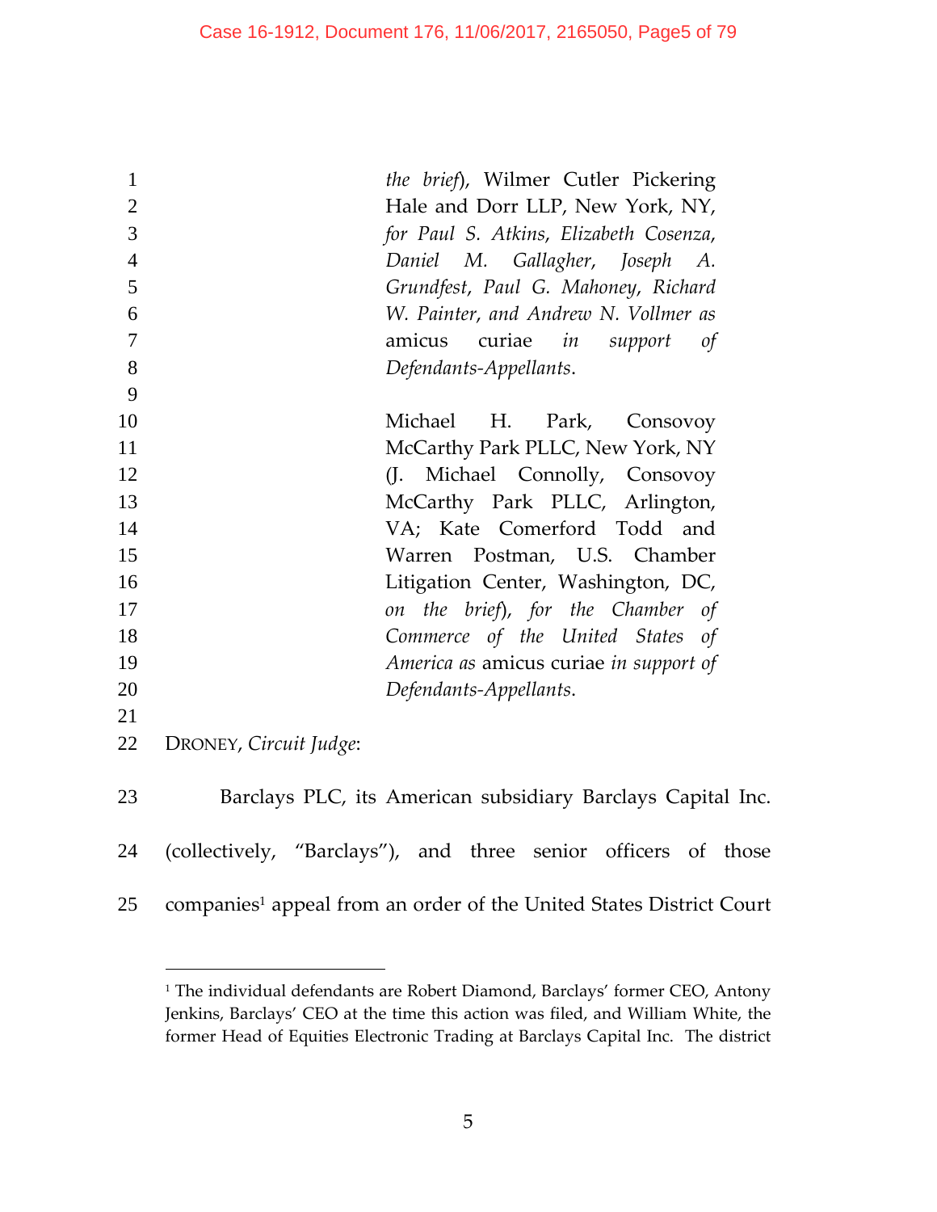*the brief*), Wilmer Cutler Pickering Hale and Dorr LLP, New York, NY, *for Paul S. Atkins, Elizabeth Cosenza, Daniel M. Gallagher, Joseph A. Grundfest, Paul G. Mahoney, Richard W. Painter, and Andrew N. Vollmer as* amicus curiae *in support of Defendants-Appellants*.

Michael H. Park, Consovoy McCarthy Park PLLC, New York, NY (J. Michael Connolly, Consovoy McCarthy Park PLLC, Arlington, VA; Kate Comerford Todd and Warren Postman, U.S. Chamber Litigation Center, Washington, DC, *on the brief*), *for the Chamber of Commerce of the United States of America as* amicus curiae *in support of Defendants-Appellants*.

DRONEY, *Circuit Judge*:

Barclays PLC, its American subsidiary Barclays Capital Inc. (collectively, "Barclays"), and three senior officers of those companies[1] appeal from an order of the United States District Court

[1] The individual defendants are Robert Diamond, Barclays' former CEO, Antony Jenkins, Barclays' CEO at the time this action was filed, and William White, the former Head of Equities Electronic Trading at Barclays Capital Inc. The district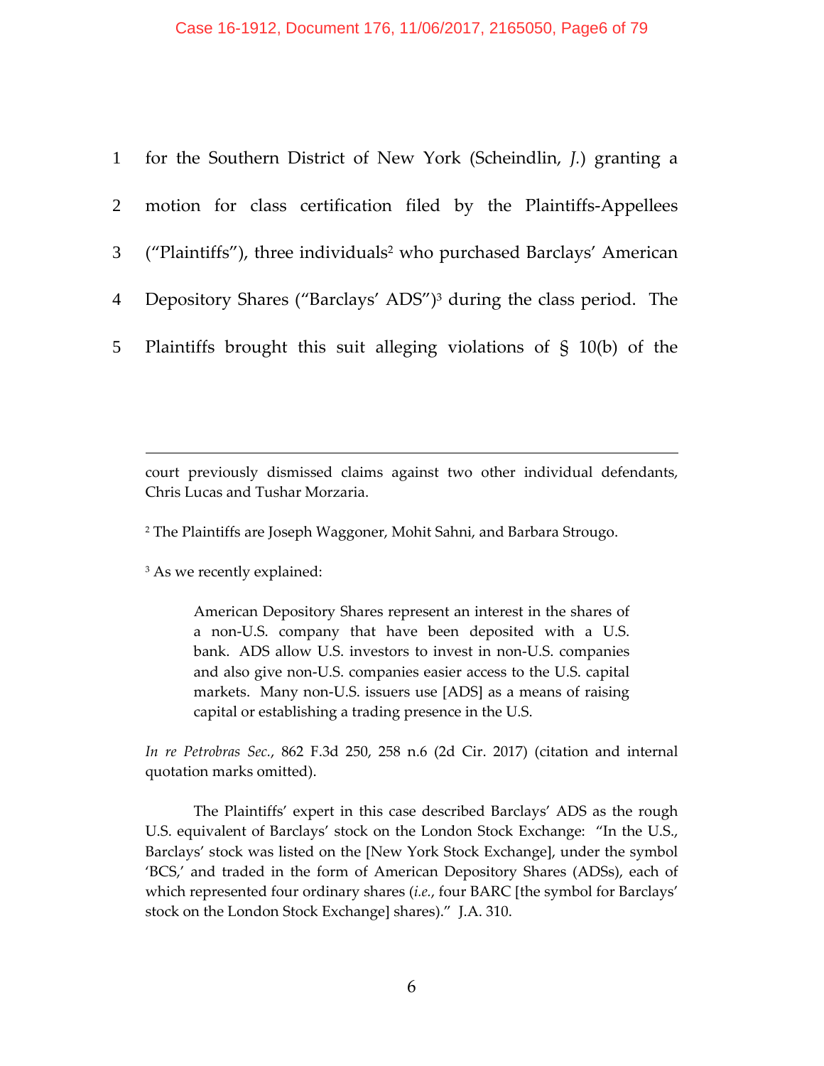for the Southern District of New York (Scheindlin, *J.*) granting a motion for class certification filed by the Plaintiffs-Appellees ("Plaintiffs"), three individuals[2] who purchased Barclays' American Depository Shares ("Barclays' ADS")[3] during the class period. The Plaintiffs brought this suit alleging violations of § 10(b) of the

---

court previously dismissed claims against two other individual defendants, Chris Lucas and Tushar Morzaria.

[2] The Plaintiffs are Joseph Waggoner, Mohit Sahni, and Barbara Strougo.

[3] As we recently explained:

> American Depository Shares represent an interest in the shares of a non-U.S. company that have been deposited with a U.S. bank. ADS allow U.S. investors to invest in non-U.S. companies and also give non-U.S. companies easier access to the U.S. capital markets. Many non-U.S. issuers use [ADS] as a means of raising capital or establishing a trading presence in the U.S.

*In re Petrobras Sec.*, 862 F.3d 250, 258 n.6 (2d Cir. 2017) (citation and internal quotation marks omitted).

The Plaintiffs' expert in this case described Barclays' ADS as the rough U.S. equivalent of Barclays' stock on the London Stock Exchange: "In the U.S., Barclays' stock was listed on the [New York Stock Exchange], under the symbol 'BCS,' and traded in the form of American Depository Shares (ADSs), each of which represented four ordinary shares (*i.e.*, four BARC [the symbol for Barclays' stock on the London Stock Exchange] shares)." J.A. 310.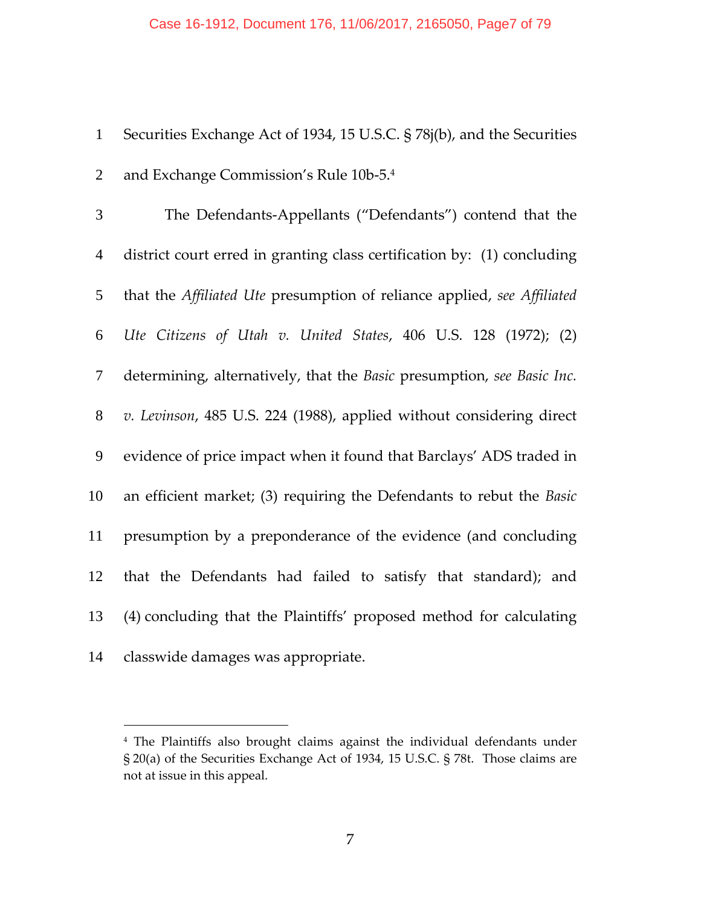Securities Exchange Act of 1934, 15 U.S.C. § 78j(b), and the Securities and Exchange Commission's Rule 10b-5.[4]

The Defendants-Appellants ("Defendants") contend that the district court erred in granting class certification by: (1) concluding that the *Affiliated Ute* presumption of reliance applied, *see Affiliated Ute Citizens of Utah v. United States*, 406 U.S. 128 (1972); (2) determining, alternatively, that the *Basic* presumption, *see Basic Inc. v. Levinson*, 485 U.S. 224 (1988), applied without considering direct evidence of price impact when it found that Barclays' ADS traded in an efficient market; (3) requiring the Defendants to rebut the *Basic* presumption by a preponderance of the evidence (and concluding that the Defendants had failed to satisfy that standard); and (4) concluding that the Plaintiffs' proposed method for calculating classwide damages was appropriate.

---

[4] The Plaintiffs also brought claims against the individual defendants under § 20(a) of the Securities Exchange Act of 1934, 15 U.S.C. § 78t. Those claims are not at issue in this appeal.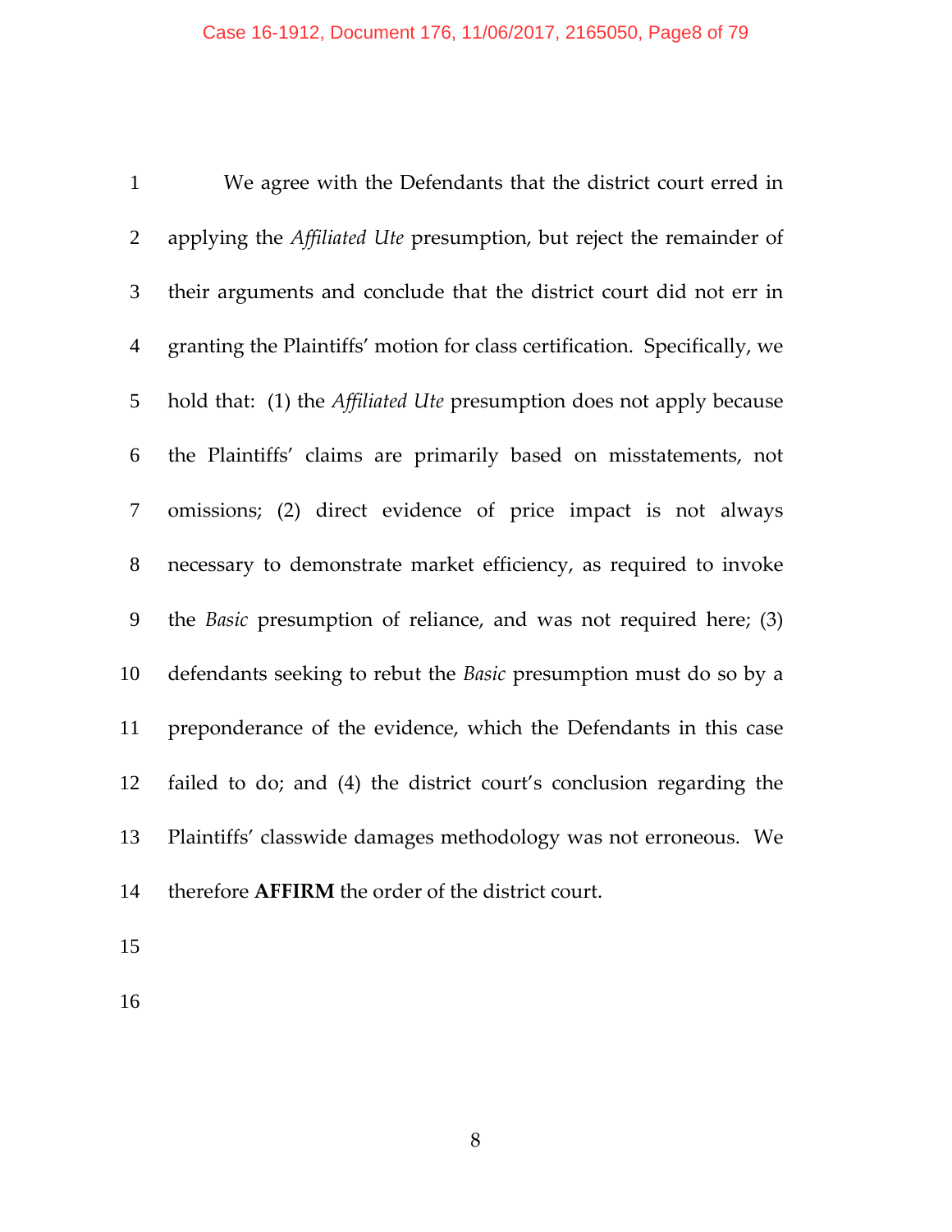We agree with the Defendants that the district court erred in applying the *Affiliated Ute* presumption, but reject the remainder of their arguments and conclude that the district court did not err in granting the Plaintiffs' motion for class certification. Specifically, we hold that: (1) the *Affiliated Ute* presumption does not apply because the Plaintiffs' claims are primarily based on misstatements, not omissions; (2) direct evidence of price impact is not always necessary to demonstrate market efficiency, as required to invoke the *Basic* presumption of reliance, and was not required here; (3) defendants seeking to rebut the *Basic* presumption must do so by a preponderance of the evidence, which the Defendants in this case failed to do; and (4) the district court's conclusion regarding the Plaintiffs' classwide damages methodology was not erroneous. We therefore **AFFIRM** the order of the district court.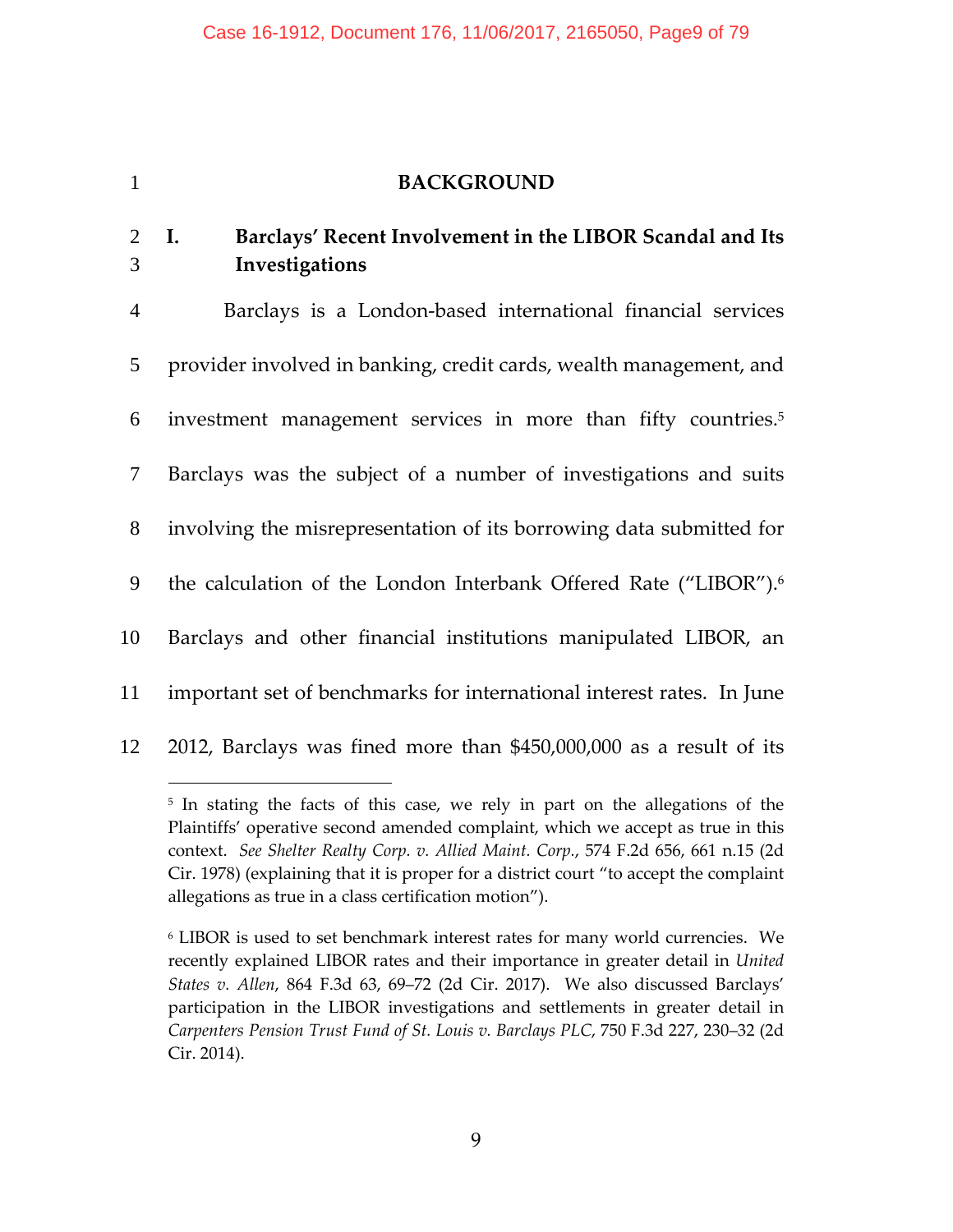# BACKGROUND

## I. Barclays' Recent Involvement in the LIBOR Scandal and Its Investigations

Barclays is a London-based international financial services provider involved in banking, credit cards, wealth management, and investment management services in more than fifty countries.[5] Barclays was the subject of a number of investigations and suits involving the misrepresentation of its borrowing data submitted for the calculation of the London Interbank Offered Rate ("LIBOR").[6] Barclays and other financial institutions manipulated LIBOR, an important set of benchmarks for international interest rates. In June 2012, Barclays was fined more than $450,000,000 as a result of its

---

[5] In stating the facts of this case, we rely in part on the allegations of the Plaintiffs' operative second amended complaint, which we accept as true in this context. *See Shelter Realty Corp. v. Allied Maint. Corp.*, 574 F.2d 656, 661 n.15 (2d Cir. 1978) (explaining that it is proper for a district court "to accept the complaint allegations as true in a class certification motion").

[6] LIBOR is used to set benchmark interest rates for many world currencies. We recently explained LIBOR rates and their importance in greater detail in *United States v. Allen*, 864 F.3d 63, 69–72 (2d Cir. 2017). We also discussed Barclays' participation in the LIBOR investigations and settlements in greater detail in *Carpenters Pension Trust Fund of St. Louis v. Barclays PLC*, 750 F.3d 227, 230–32 (2d Cir. 2014).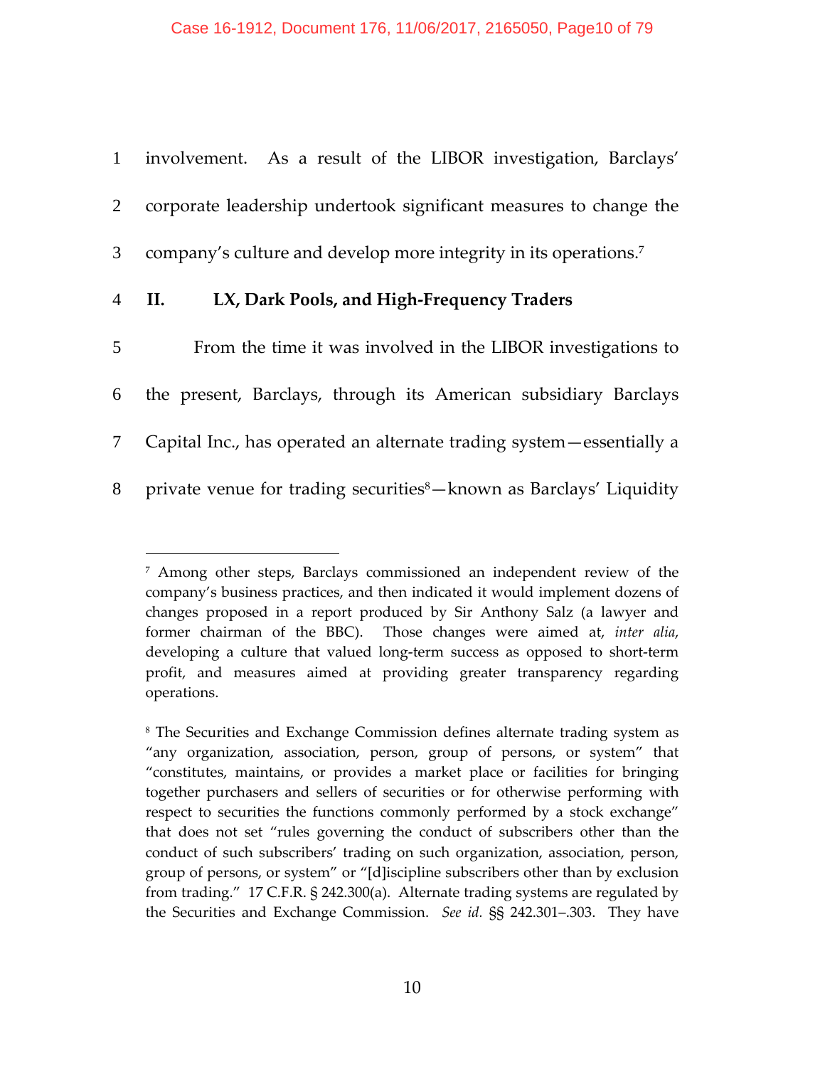involvement. As a result of the LIBOR investigation, Barclays' corporate leadership undertook significant measures to change the company's culture and develop more integrity in its operations.[7]

## II. LX, Dark Pools, and High-Frequency Traders

From the time it was involved in the LIBOR investigations to the present, Barclays, through its American subsidiary Barclays Capital Inc., has operated an alternate trading system—essentially a private venue for trading securities[8]—known as Barclays' Liquidity

---

[7] Among other steps, Barclays commissioned an independent review of the company's business practices, and then indicated it would implement dozens of changes proposed in a report produced by Sir Anthony Salz (a lawyer and former chairman of the BBC). Those changes were aimed at, *inter alia*, developing a culture that valued long-term success as opposed to short-term profit, and measures aimed at providing greater transparency regarding operations.

[8] The Securities and Exchange Commission defines alternate trading system as "any organization, association, person, group of persons, or system" that "constitutes, maintains, or provides a market place or facilities for bringing together purchasers and sellers of securities or for otherwise performing with respect to securities the functions commonly performed by a stock exchange" that does not set "rules governing the conduct of subscribers other than the conduct of such subscribers' trading on such organization, association, person, group of persons, or system" or "[d]iscipline subscribers other than by exclusion from trading." 17 C.F.R. § 242.300(a). Alternate trading systems are regulated by the Securities and Exchange Commission. *See id.* §§ 242.301–.303. They have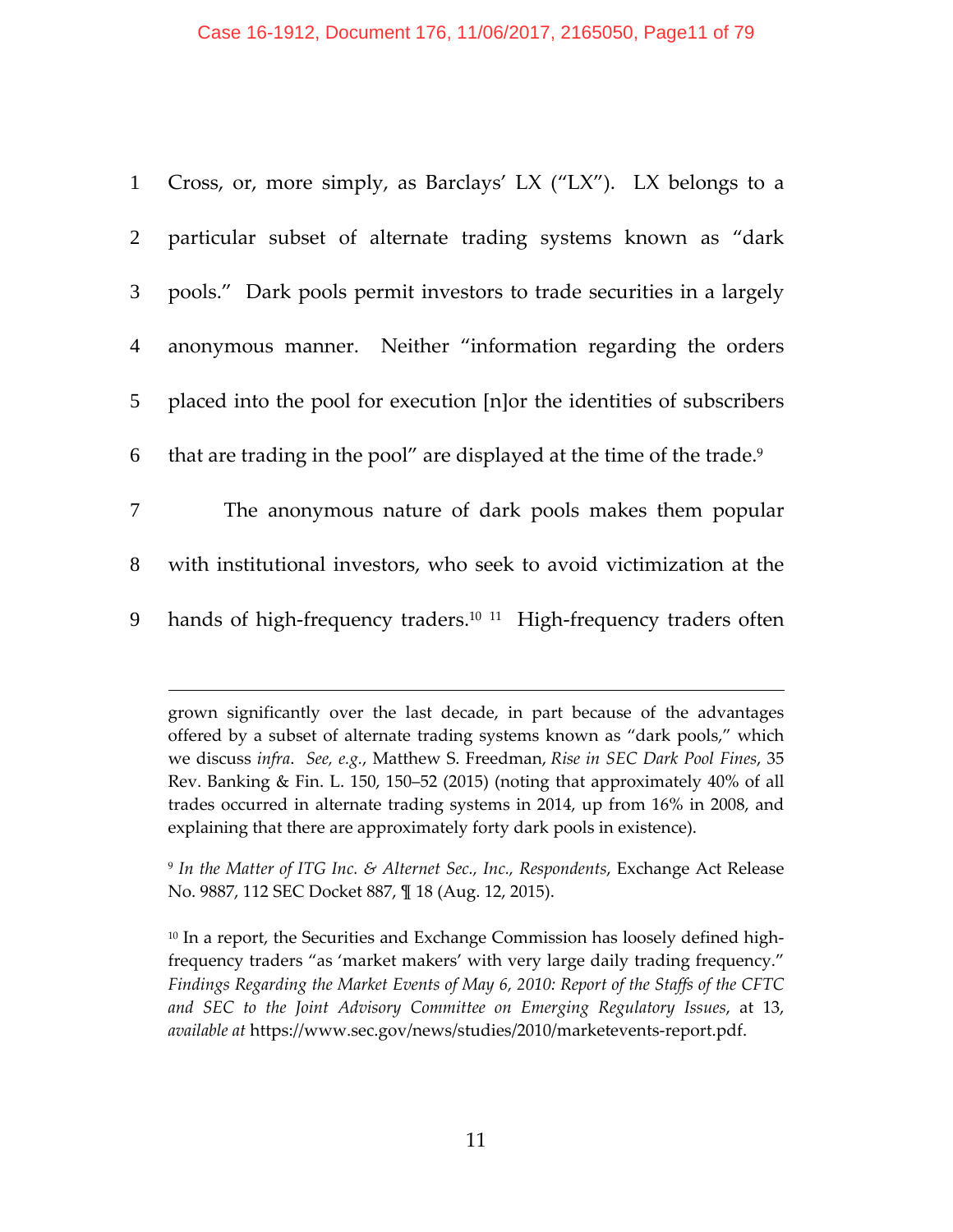Cross, or, more simply, as Barclays' LX ("LX"). LX belongs to a particular subset of alternate trading systems known as "dark pools." Dark pools permit investors to trade securities in a largely anonymous manner. Neither "information regarding the orders placed into the pool for execution [n]or the identities of subscribers that are trading in the pool" are displayed at the time of the trade.[9]

The anonymous nature of dark pools makes them popular with institutional investors, who seek to avoid victimization at the hands of high-frequency traders.[10] [11] High-frequency traders often

---

grown significantly over the last decade, in part because of the advantages offered by a subset of alternate trading systems known as "dark pools," which we discuss *infra*. *See, e.g.*, Matthew S. Freedman, *Rise in SEC Dark Pool Fines*, 35 Rev. Banking & Fin. L. 150, 150–52 (2015) (noting that approximately 40% of all trades occurred in alternate trading systems in 2014, up from 16% in 2008, and explaining that there are approximately forty dark pools in existence).

[9] *In the Matter of ITG Inc. & Alternet Sec., Inc., Respondents*, Exchange Act Release No. 9887, 112 SEC Docket 887, ¶ 18 (Aug. 12, 2015).

[10] In a report, the Securities and Exchange Commission has loosely defined high-frequency traders "as 'market makers' with very large daily trading frequency." *Findings Regarding the Market Events of May 6, 2010: Report of the Staffs of the CFTC and SEC to the Joint Advisory Committee on Emerging Regulatory Issues*, at 13, *available at* https://www.sec.gov/news/studies/2010/marketevents-report.pdf.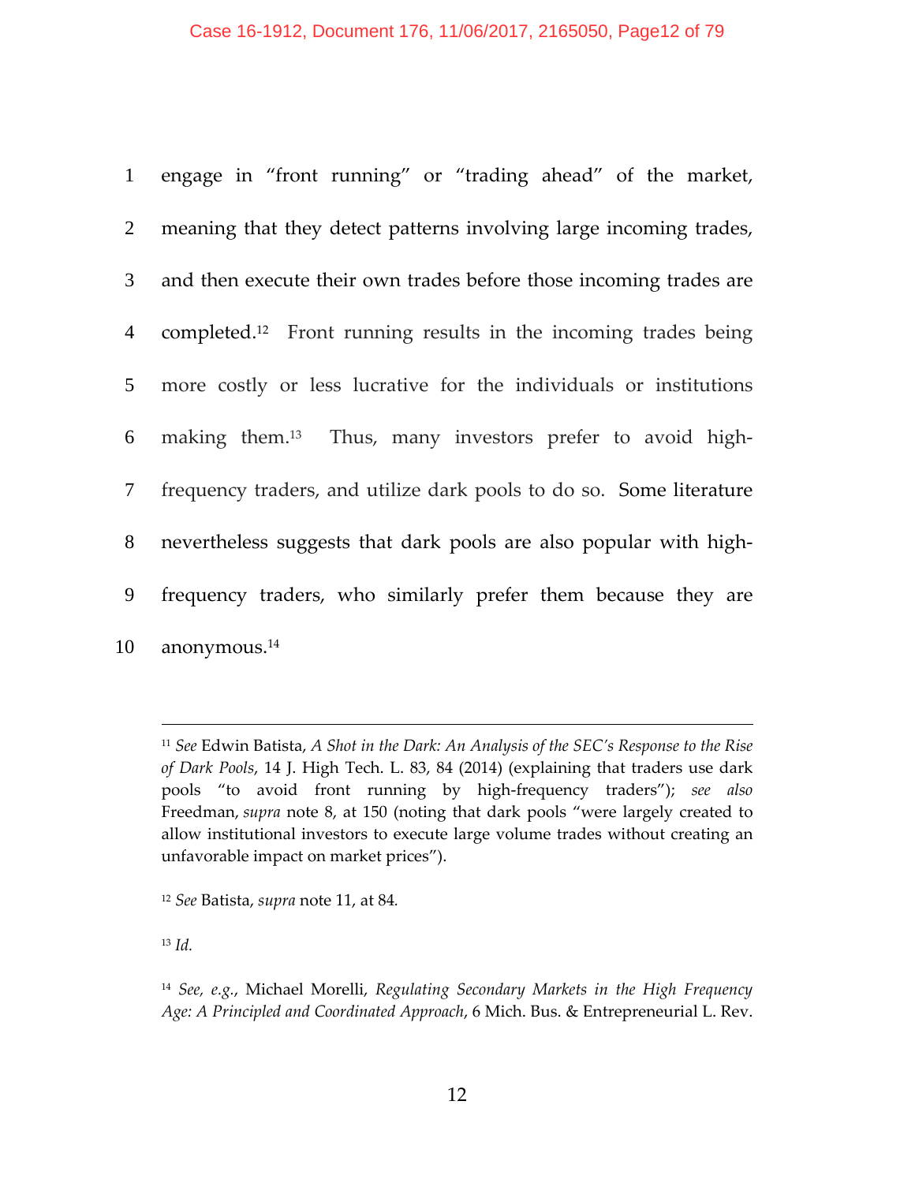engage in "front running" or "trading ahead" of the market, meaning that they detect patterns involving large incoming trades, and then execute their own trades before those incoming trades are completed.[12] Front running results in the incoming trades being more costly or less lucrative for the individuals or institutions making them.[13] Thus, many investors prefer to avoid high-frequency traders, and utilize dark pools to do so. Some literature nevertheless suggests that dark pools are also popular with high-frequency traders, who similarly prefer them because they are anonymous.[14]

---

[11] *See* Edwin Batista, *A Shot in the Dark: An Analysis of the SEC's Response to the Rise of Dark Pools*, 14 J. High Tech. L. 83, 84 (2014) (explaining that traders use dark pools "to avoid front running by high-frequency traders"); *see also* Freedman, *supra* note 8, at 150 (noting that dark pools "were largely created to allow institutional investors to execute large volume trades without creating an unfavorable impact on market prices").

[12] *See* Batista, *supra* note 11, at 84.

[13] *Id.*

[14] *See, e.g.*, Michael Morelli, *Regulating Secondary Markets in the High Frequency Age: A Principled and Coordinated Approach*, 6 Mich. Bus. & Entrepreneurial L. Rev.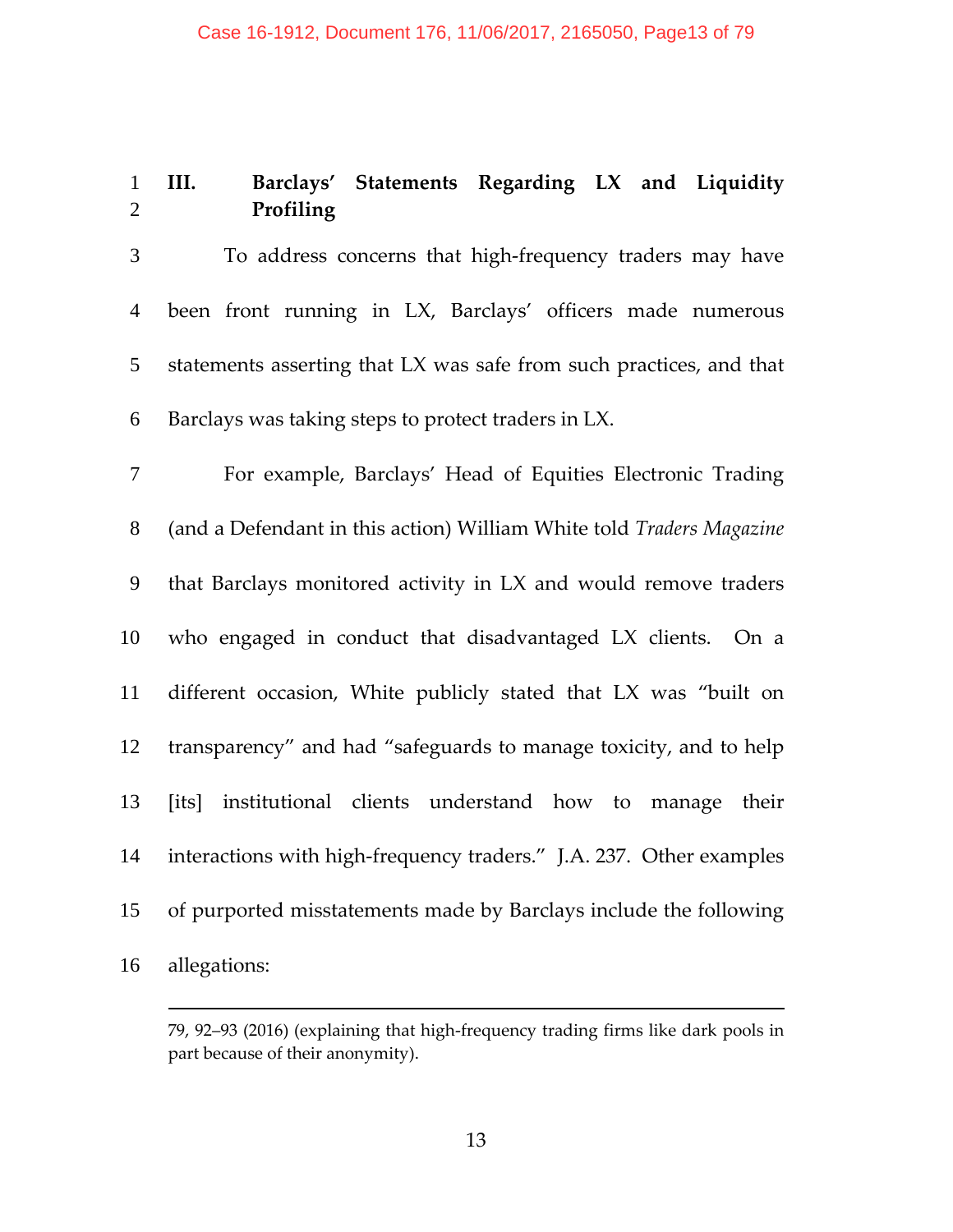### III. Barclays' Statements Regarding LX and Liquidity Profiling

To address concerns that high-frequency traders may have been front running in LX, Barclays' officers made numerous statements asserting that LX was safe from such practices, and that Barclays was taking steps to protect traders in LX.

For example, Barclays' Head of Equities Electronic Trading (and a Defendant in this action) William White told *Traders Magazine* that Barclays monitored activity in LX and would remove traders who engaged in conduct that disadvantaged LX clients. On a different occasion, White publicly stated that LX was "built on transparency" and had "safeguards to manage toxicity, and to help [its] institutional clients understand how to manage their interactions with high-frequency traders." J.A. 237. Other examples of purported misstatements made by Barclays include the following allegations:

---

79, 92–93 (2016) (explaining that high-frequency trading firms like dark pools in part because of their anonymity).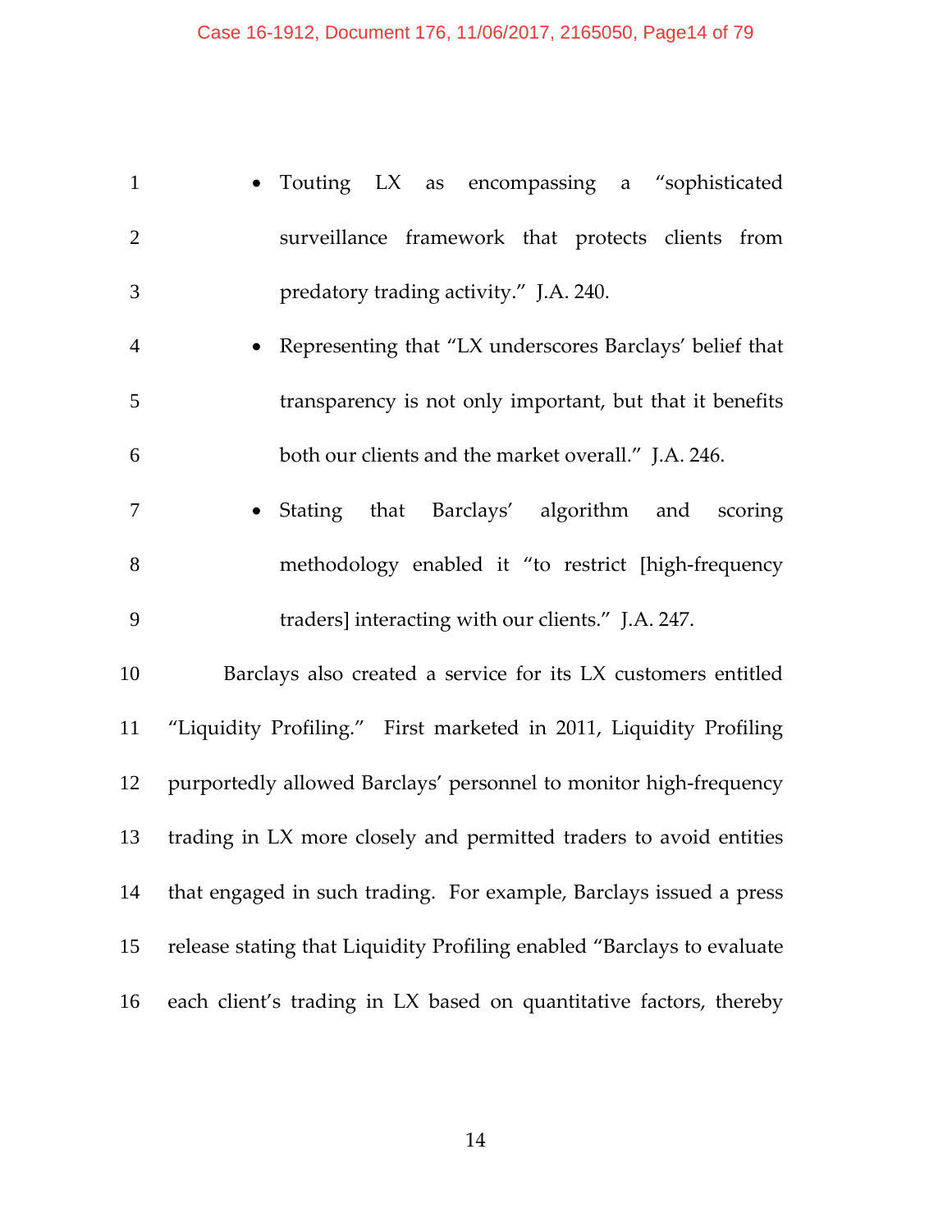- Touting LX as encompassing a "sophisticated surveillance framework that protects clients from predatory trading activity." J.A. 240.
- Representing that "LX underscores Barclays' belief that transparency is not only important, but that it benefits both our clients and the market overall." J.A. 246.
- Stating that Barclays' algorithm and scoring methodology enabled it "to restrict [high-frequency traders] interacting with our clients." J.A. 247.

Barclays also created a service for its LX customers entitled "Liquidity Profiling." First marketed in 2011, Liquidity Profiling purportedly allowed Barclays' personnel to monitor high-frequency trading in LX more closely and permitted traders to avoid entities that engaged in such trading. For example, Barclays issued a press release stating that Liquidity Profiling enabled "Barclays to evaluate each client's trading in LX based on quantitative factors, thereby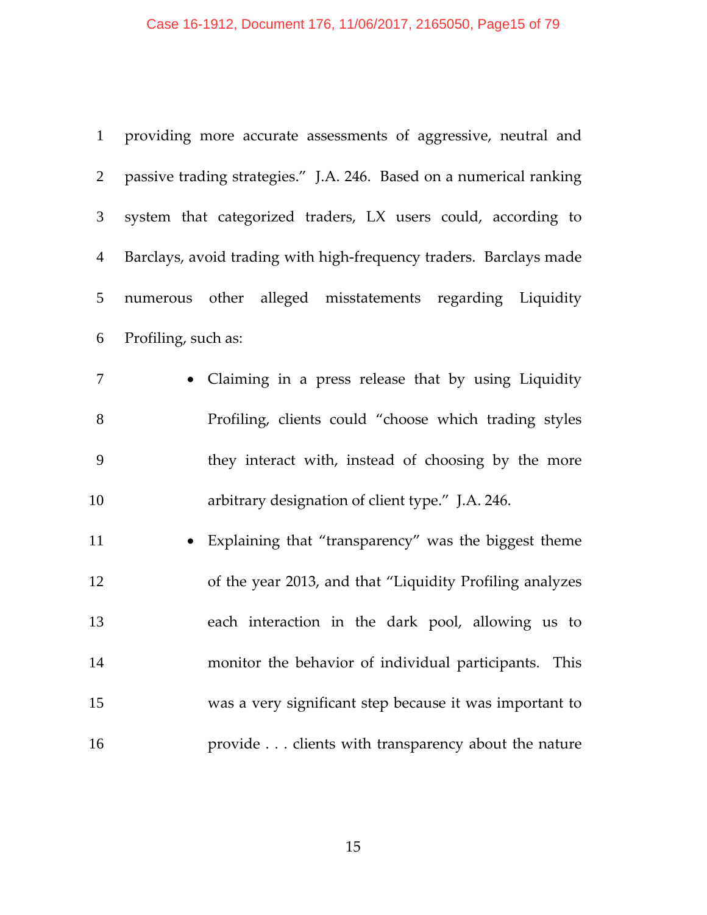providing more accurate assessments of aggressive, neutral and passive trading strategies." J.A. 246. Based on a numerical ranking system that categorized traders, LX users could, according to Barclays, avoid trading with high-frequency traders. Barclays made numerous other alleged misstatements regarding Liquidity Profiling, such as:

- Claiming in a press release that by using Liquidity Profiling, clients could "choose which trading styles they interact with, instead of choosing by the more arbitrary designation of client type." J.A. 246.
- Explaining that "transparency" was the biggest theme of the year 2013, and that "Liquidity Profiling analyzes each interaction in the dark pool, allowing us to monitor the behavior of individual participants. This was a very significant step because it was important to provide . . . clients with transparency about the nature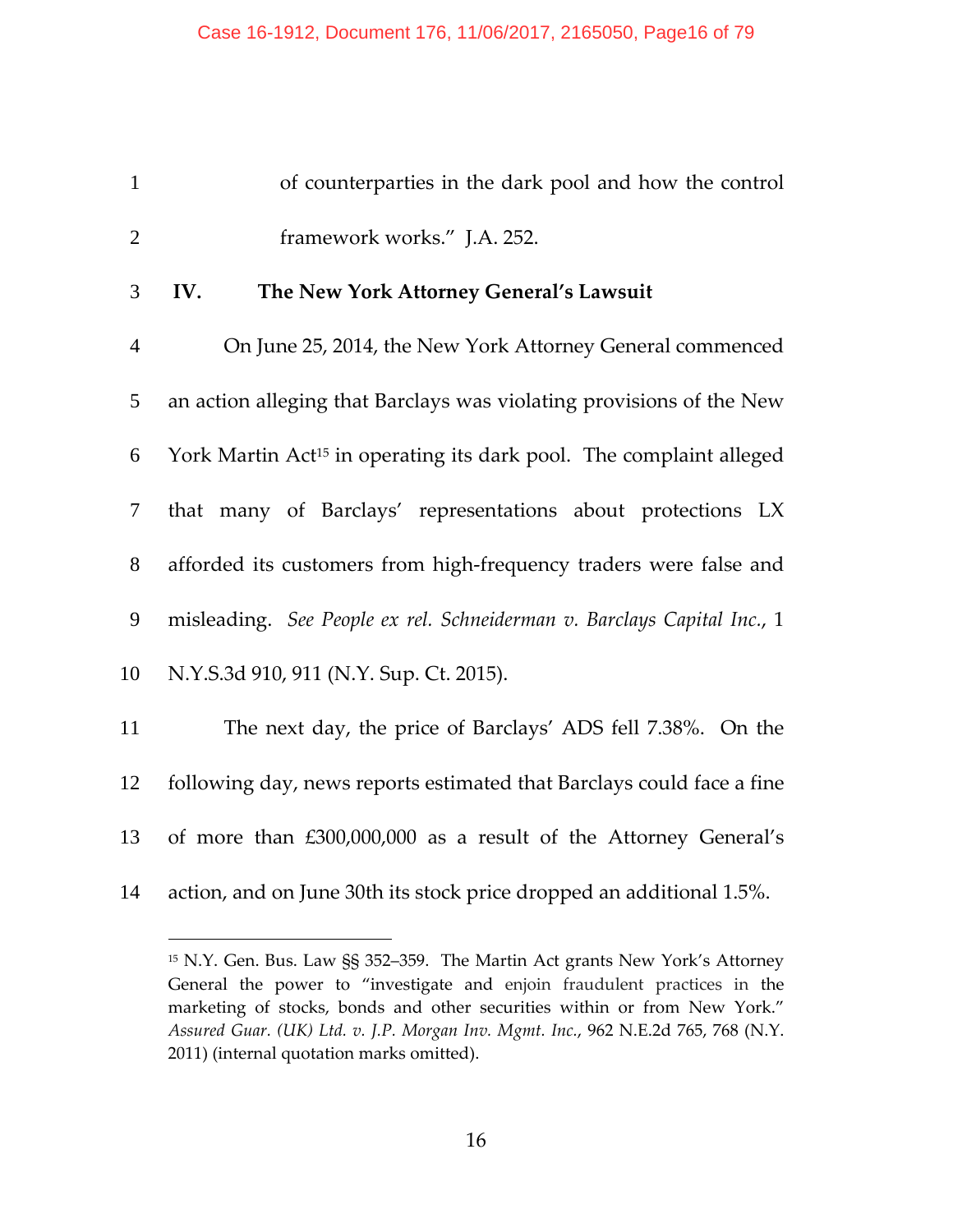of counterparties in the dark pool and how the control framework works." J.A. 252.

## IV. The New York Attorney General's Lawsuit

On June 25, 2014, the New York Attorney General commenced an action alleging that Barclays was violating provisions of the New York Martin Act[15] in operating its dark pool. The complaint alleged that many of Barclays' representations about protections LX afforded its customers from high-frequency traders were false and misleading. *See People ex rel. Schneiderman v. Barclays Capital Inc.*, 1 N.Y.S.3d 910, 911 (N.Y. Sup. Ct. 2015).

The next day, the price of Barclays' ADS fell 7.38%. On the following day, news reports estimated that Barclays could face a fine of more than £300,000,000 as a result of the Attorney General's action, and on June 30th its stock price dropped an additional 1.5%.

---

[15] N.Y. Gen. Bus. Law §§ 352–359. The Martin Act grants New York's Attorney General the power to "investigate and enjoin fraudulent practices in the marketing of stocks, bonds and other securities within or from New York." *Assured Guar. (UK) Ltd. v. J.P. Morgan Inv. Mgmt. Inc.*, 962 N.E.2d 765, 768 (N.Y. 2011) (internal quotation marks omitted).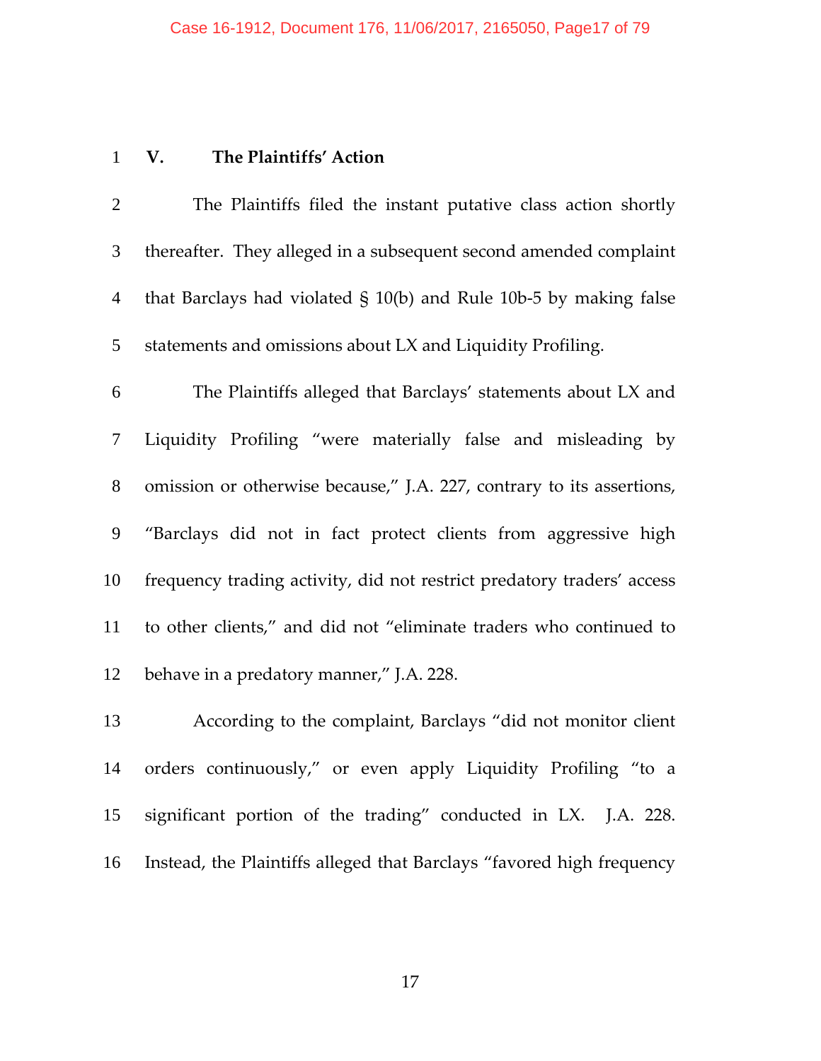## V. The Plaintiffs' Action

The Plaintiffs filed the instant putative class action shortly thereafter. They alleged in a subsequent second amended complaint that Barclays had violated § 10(b) and Rule 10b-5 by making false statements and omissions about LX and Liquidity Profiling.

The Plaintiffs alleged that Barclays' statements about LX and Liquidity Profiling "were materially false and misleading by omission or otherwise because," J.A. 227, contrary to its assertions, "Barclays did not in fact protect clients from aggressive high frequency trading activity, did not restrict predatory traders' access to other clients," and did not "eliminate traders who continued to behave in a predatory manner," J.A. 228.

According to the complaint, Barclays "did not monitor client orders continuously," or even apply Liquidity Profiling "to a significant portion of the trading" conducted in LX. J.A. 228. Instead, the Plaintiffs alleged that Barclays "favored high frequency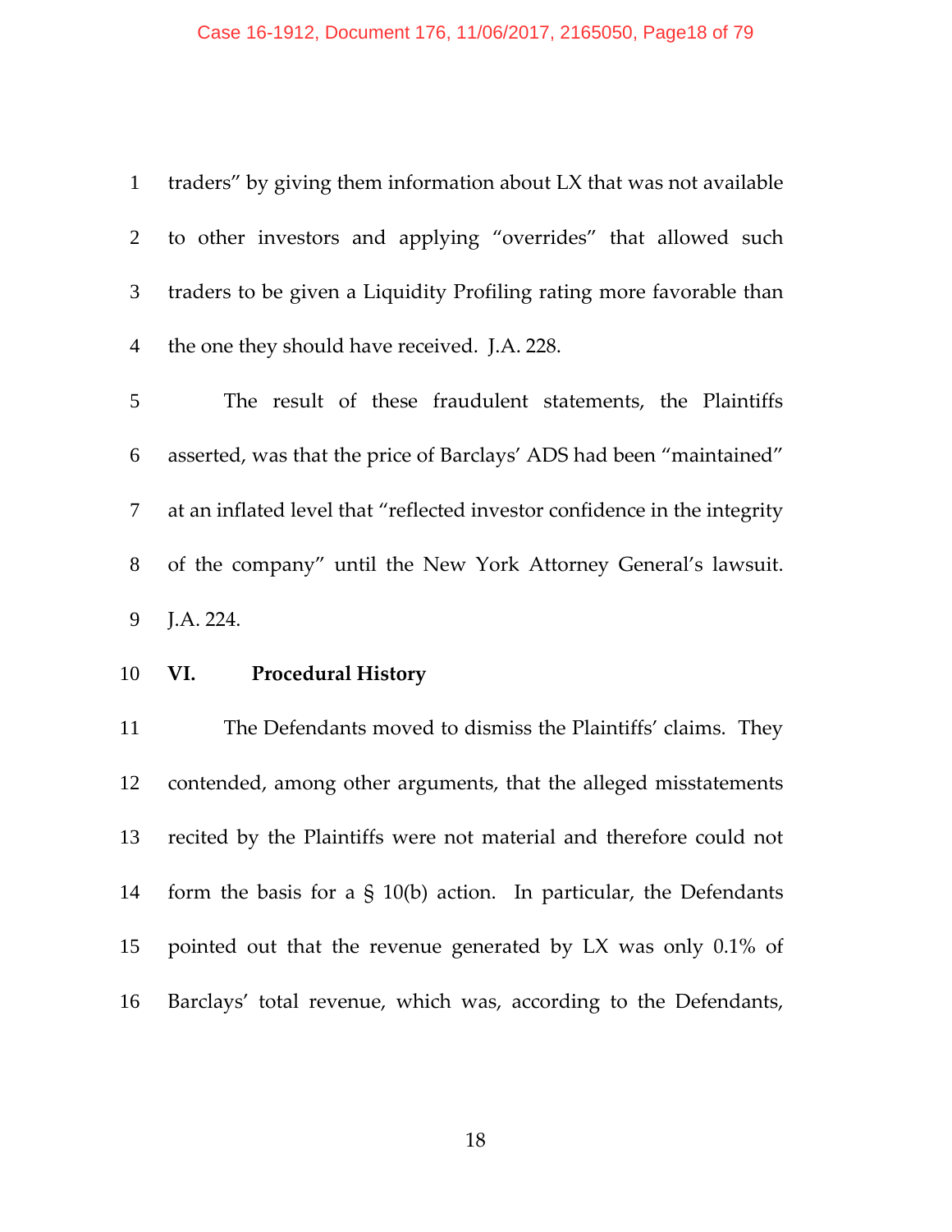traders" by giving them information about LX that was not available to other investors and applying "overrides" that allowed such traders to be given a Liquidity Profiling rating more favorable than the one they should have received. J.A. 228.

The result of these fraudulent statements, the Plaintiffs asserted, was that the price of Barclays' ADS had been "maintained" at an inflated level that "reflected investor confidence in the integrity of the company" until the New York Attorney General's lawsuit. J.A. 224.

## VI. Procedural History

The Defendants moved to dismiss the Plaintiffs' claims. They contended, among other arguments, that the alleged misstatements recited by the Plaintiffs were not material and therefore could not form the basis for a § 10(b) action. In particular, the Defendants pointed out that the revenue generated by LX was only 0.1% of Barclays' total revenue, which was, according to the Defendants,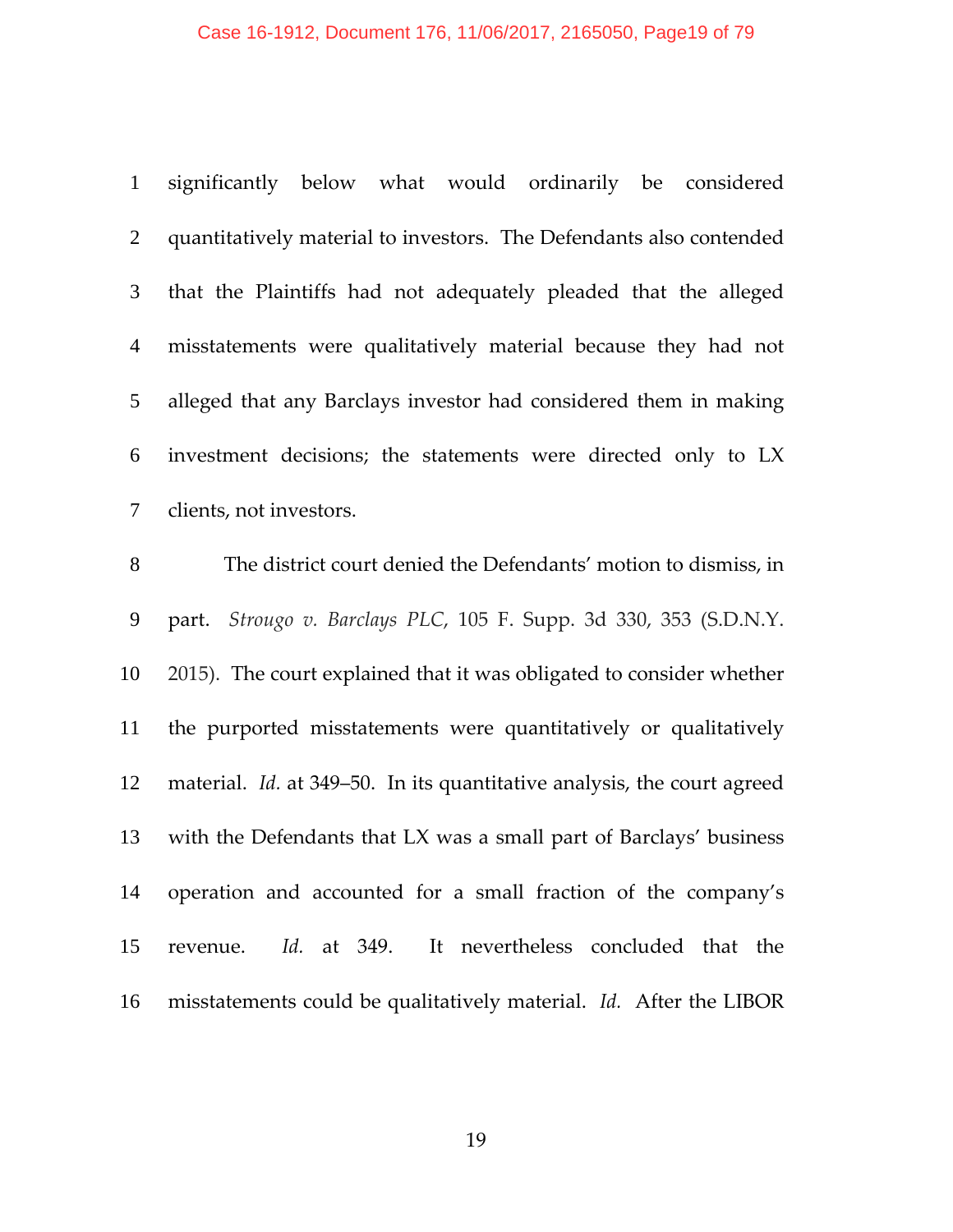significantly below what would ordinarily be considered quantitatively material to investors. The Defendants also contended that the Plaintiffs had not adequately pleaded that the alleged misstatements were qualitatively material because they had not alleged that any Barclays investor had considered them in making investment decisions; the statements were directed only to LX clients, not investors.

The district court denied the Defendants' motion to dismiss, in part. *Strougo v. Barclays PLC*, 105 F. Supp. 3d 330, 353 (S.D.N.Y. 2015). The court explained that it was obligated to consider whether the purported misstatements were quantitatively or qualitatively material. *Id.* at 349–50. In its quantitative analysis, the court agreed with the Defendants that LX was a small part of Barclays' business operation and accounted for a small fraction of the company's revenue. *Id.* at 349. It nevertheless concluded that the misstatements could be qualitatively material. *Id.* After the LIBOR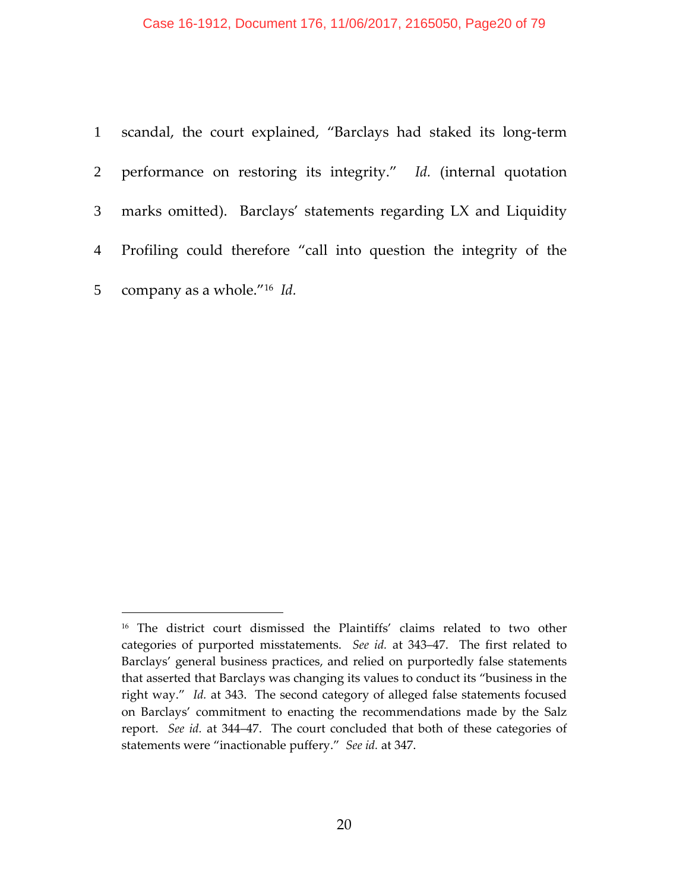scandal, the court explained, "Barclays had staked its long-term performance on restoring its integrity." *Id.* (internal quotation marks omitted). Barclays' statements regarding LX and Liquidity Profiling could therefore "call into question the integrity of the company as a whole."[16] *Id.*

---

[16] The district court dismissed the Plaintiffs' claims related to two other categories of purported misstatements. *See id.* at 343–47. The first related to Barclays' general business practices, and relied on purportedly false statements that asserted that Barclays was changing its values to conduct its "business in the right way." *Id.* at 343. The second category of alleged false statements focused on Barclays' commitment to enacting the recommendations made by the Salz report. *See id.* at 344–47. The court concluded that both of these categories of statements were "inactionable puffery." *See id.* at 347.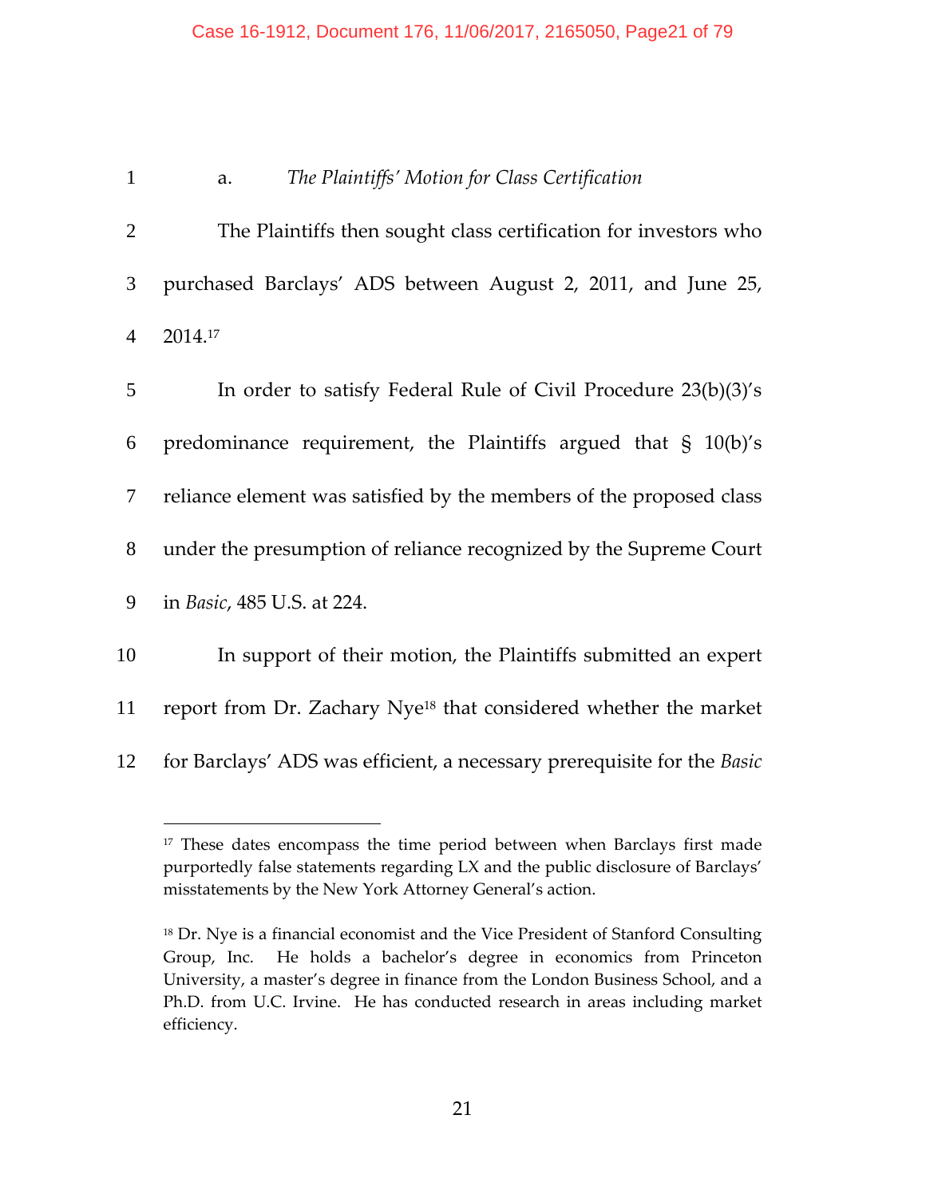a. *The Plaintiffs' Motion for Class Certification*

The Plaintiffs then sought class certification for investors who purchased Barclays' ADS between August 2, 2011, and June 25, 2014.[17]

In order to satisfy Federal Rule of Civil Procedure 23(b)(3)'s predominance requirement, the Plaintiffs argued that § 10(b)'s reliance element was satisfied by the members of the proposed class under the presumption of reliance recognized by the Supreme Court in *Basic*, 485 U.S. at 224.

In support of their motion, the Plaintiffs submitted an expert report from Dr. Zachary Nye[18] that considered whether the market for Barclays' ADS was efficient, a necessary prerequisite for the *Basic*

---

[17] These dates encompass the time period between when Barclays first made purportedly false statements regarding LX and the public disclosure of Barclays' misstatements by the New York Attorney General's action.

[18] Dr. Nye is a financial economist and the Vice President of Stanford Consulting Group, Inc. He holds a bachelor's degree in economics from Princeton University, a master's degree in finance from the London Business School, and a Ph.D. from U.C. Irvine. He has conducted research in areas including market efficiency.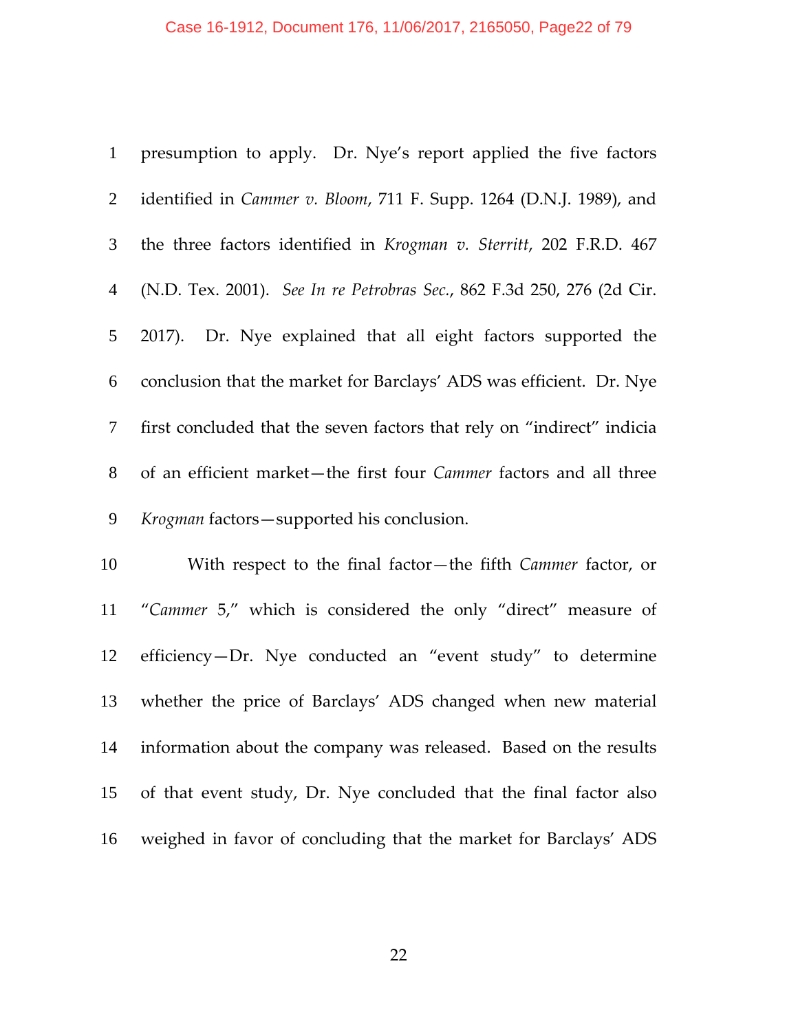presumption to apply. Dr. Nye's report applied the five factors identified in *Cammer v. Bloom*, 711 F. Supp. 1264 (D.N.J. 1989), and the three factors identified in *Krogman v. Sterritt*, 202 F.R.D. 467 (N.D. Tex. 2001). *See In re Petrobras Sec.*, 862 F.3d 250, 276 (2d Cir. 2017). Dr. Nye explained that all eight factors supported the conclusion that the market for Barclays' ADS was efficient. Dr. Nye first concluded that the seven factors that rely on "indirect" indicia of an efficient market—the first four *Cammer* factors and all three *Krogman* factors—supported his conclusion.

With respect to the final factor—the fifth *Cammer* factor, or "*Cammer* 5," which is considered the only "direct" measure of efficiency—Dr. Nye conducted an "event study" to determine whether the price of Barclays' ADS changed when new material information about the company was released. Based on the results of that event study, Dr. Nye concluded that the final factor also weighed in favor of concluding that the market for Barclays' ADS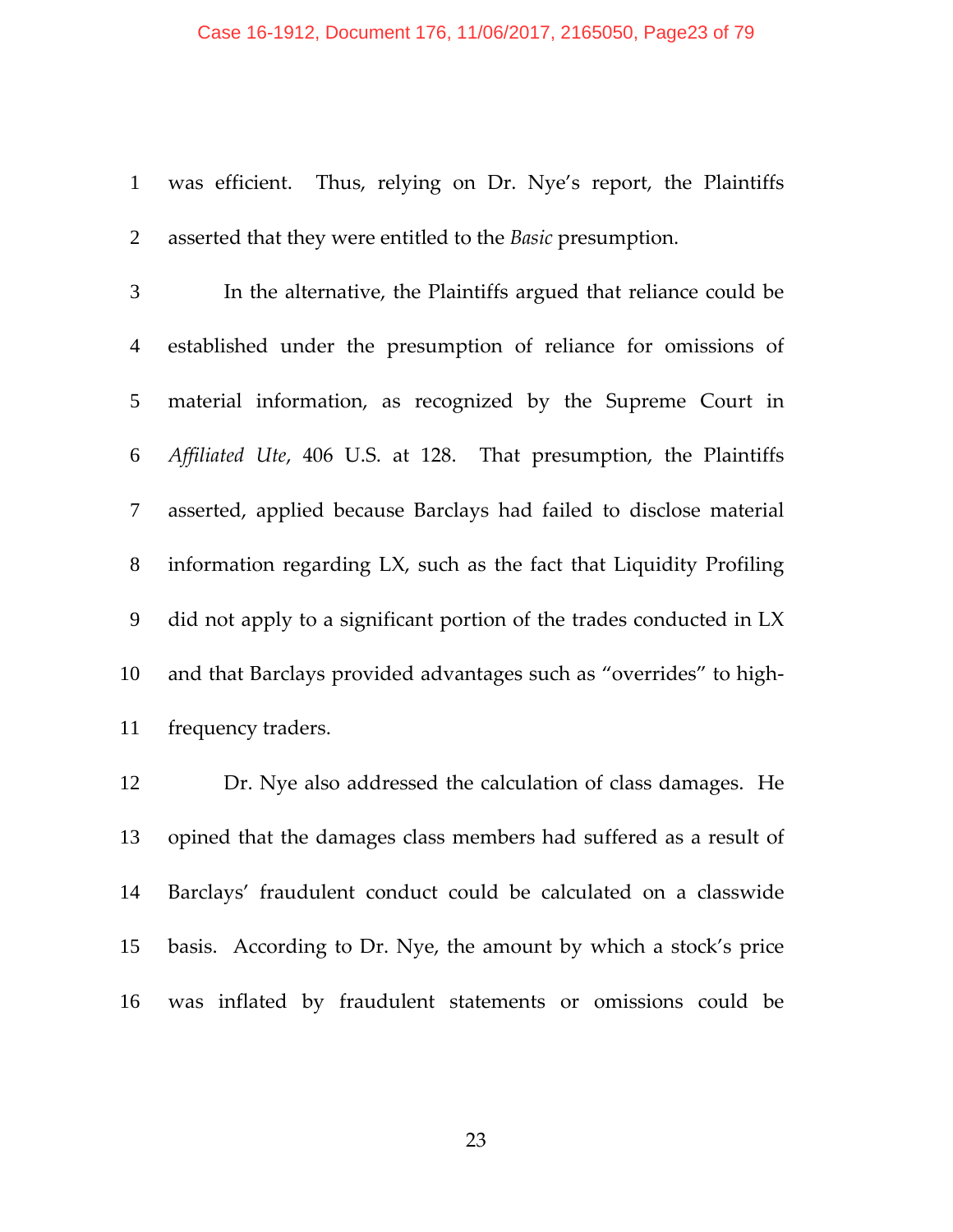was efficient. Thus, relying on Dr. Nye's report, the Plaintiffs asserted that they were entitled to the *Basic* presumption.

In the alternative, the Plaintiffs argued that reliance could be established under the presumption of reliance for omissions of material information, as recognized by the Supreme Court in *Affiliated Ute*, 406 U.S. at 128. That presumption, the Plaintiffs asserted, applied because Barclays had failed to disclose material information regarding LX, such as the fact that Liquidity Profiling did not apply to a significant portion of the trades conducted in LX and that Barclays provided advantages such as "overrides" to high-frequency traders.

Dr. Nye also addressed the calculation of class damages. He opined that the damages class members had suffered as a result of Barclays' fraudulent conduct could be calculated on a classwide basis. According to Dr. Nye, the amount by which a stock's price was inflated by fraudulent statements or omissions could be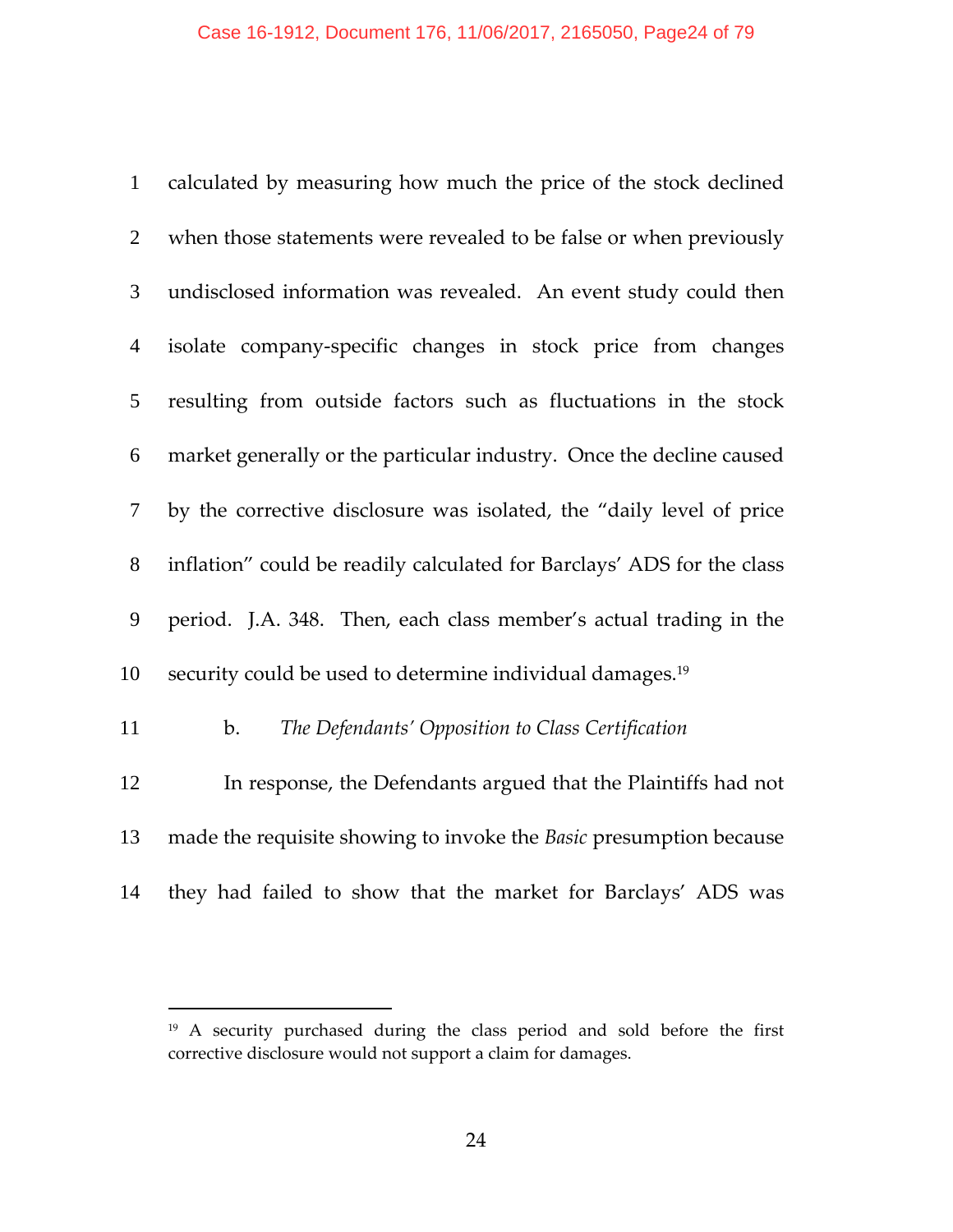calculated by measuring how much the price of the stock declined when those statements were revealed to be false or when previously undisclosed information was revealed. An event study could then isolate company-specific changes in stock price from changes resulting from outside factors such as fluctuations in the stock market generally or the particular industry. Once the decline caused by the corrective disclosure was isolated, the "daily level of price inflation" could be readily calculated for Barclays' ADS for the class period. J.A. 348. Then, each class member's actual trading in the security could be used to determine individual damages.[19]

b. *The Defendants' Opposition to Class Certification*

In response, the Defendants argued that the Plaintiffs had not made the requisite showing to invoke the *Basic* presumption because they had failed to show that the market for Barclays' ADS was

---

[19] A security purchased during the class period and sold before the first corrective disclosure would not support a claim for damages.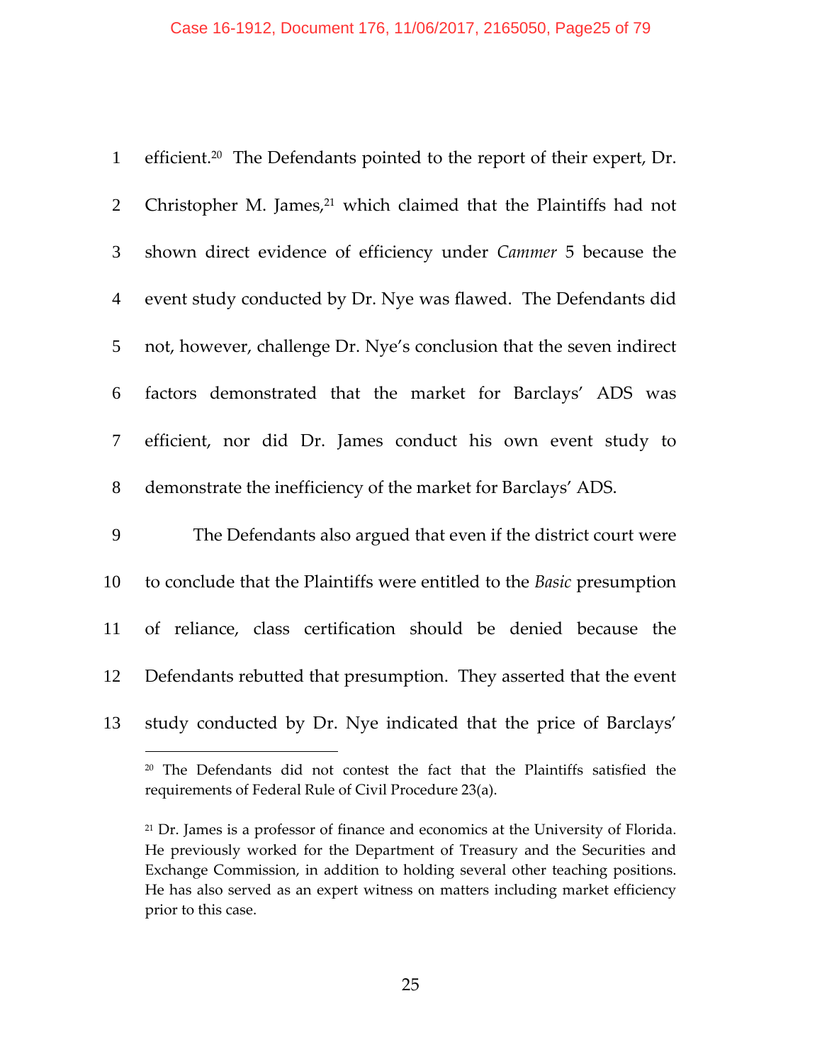efficient.[20] The Defendants pointed to the report of their expert, Dr. Christopher M. James,[21] which claimed that the Plaintiffs had not shown direct evidence of efficiency under *Cammer* 5 because the event study conducted by Dr. Nye was flawed. The Defendants did not, however, challenge Dr. Nye's conclusion that the seven indirect factors demonstrated that the market for Barclays' ADS was efficient, nor did Dr. James conduct his own event study to demonstrate the inefficiency of the market for Barclays' ADS.

The Defendants also argued that even if the district court were to conclude that the Plaintiffs were entitled to the *Basic* presumption of reliance, class certification should be denied because the Defendants rebutted that presumption. They asserted that the event study conducted by Dr. Nye indicated that the price of Barclays'

[20] The Defendants did not contest the fact that the Plaintiffs satisfied the requirements of Federal Rule of Civil Procedure 23(a).

[21] Dr. James is a professor of finance and economics at the University of Florida. He previously worked for the Department of Treasury and the Securities and Exchange Commission, in addition to holding several other teaching positions. He has also served as an expert witness on matters including market efficiency prior to this case.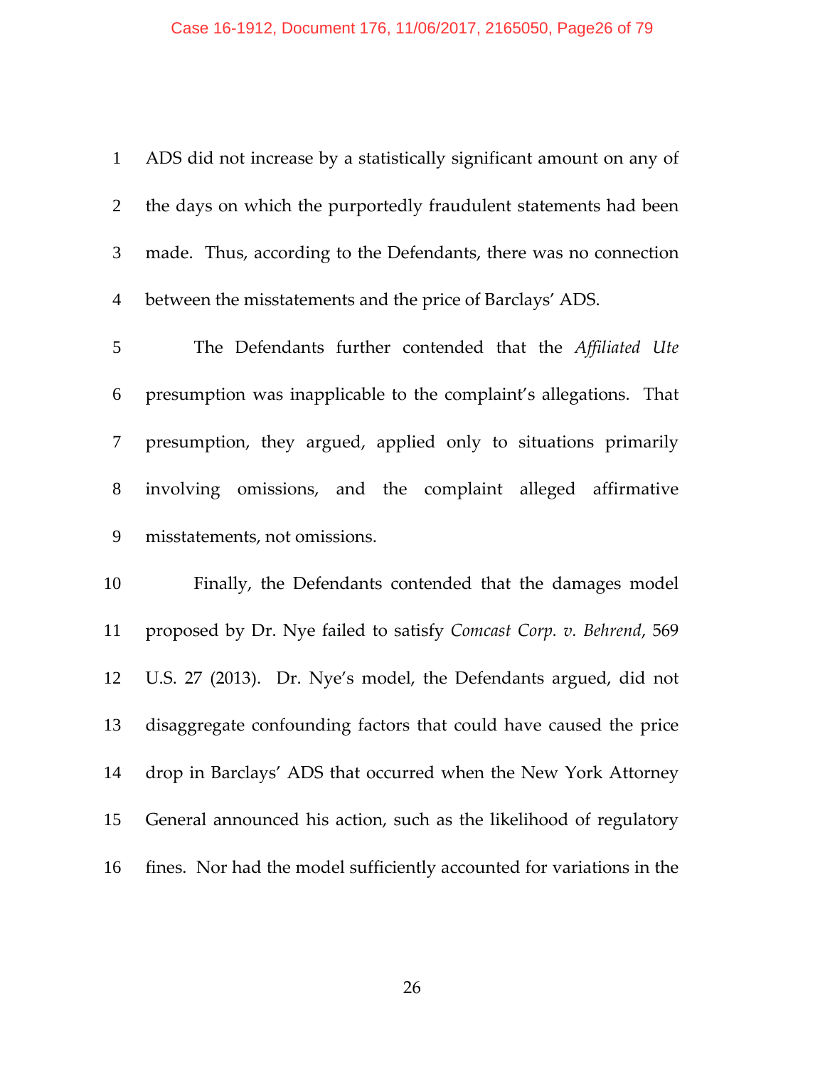ADS did not increase by a statistically significant amount on any of the days on which the purportedly fraudulent statements had been made. Thus, according to the Defendants, there was no connection between the misstatements and the price of Barclays' ADS.

The Defendants further contended that the *Affiliated Ute* presumption was inapplicable to the complaint's allegations. That presumption, they argued, applied only to situations primarily involving omissions, and the complaint alleged affirmative misstatements, not omissions.

Finally, the Defendants contended that the damages model proposed by Dr. Nye failed to satisfy *Comcast Corp. v. Behrend*, 569 U.S. 27 (2013). Dr. Nye's model, the Defendants argued, did not disaggregate confounding factors that could have caused the price drop in Barclays' ADS that occurred when the New York Attorney General announced his action, such as the likelihood of regulatory fines. Nor had the model sufficiently accounted for variations in the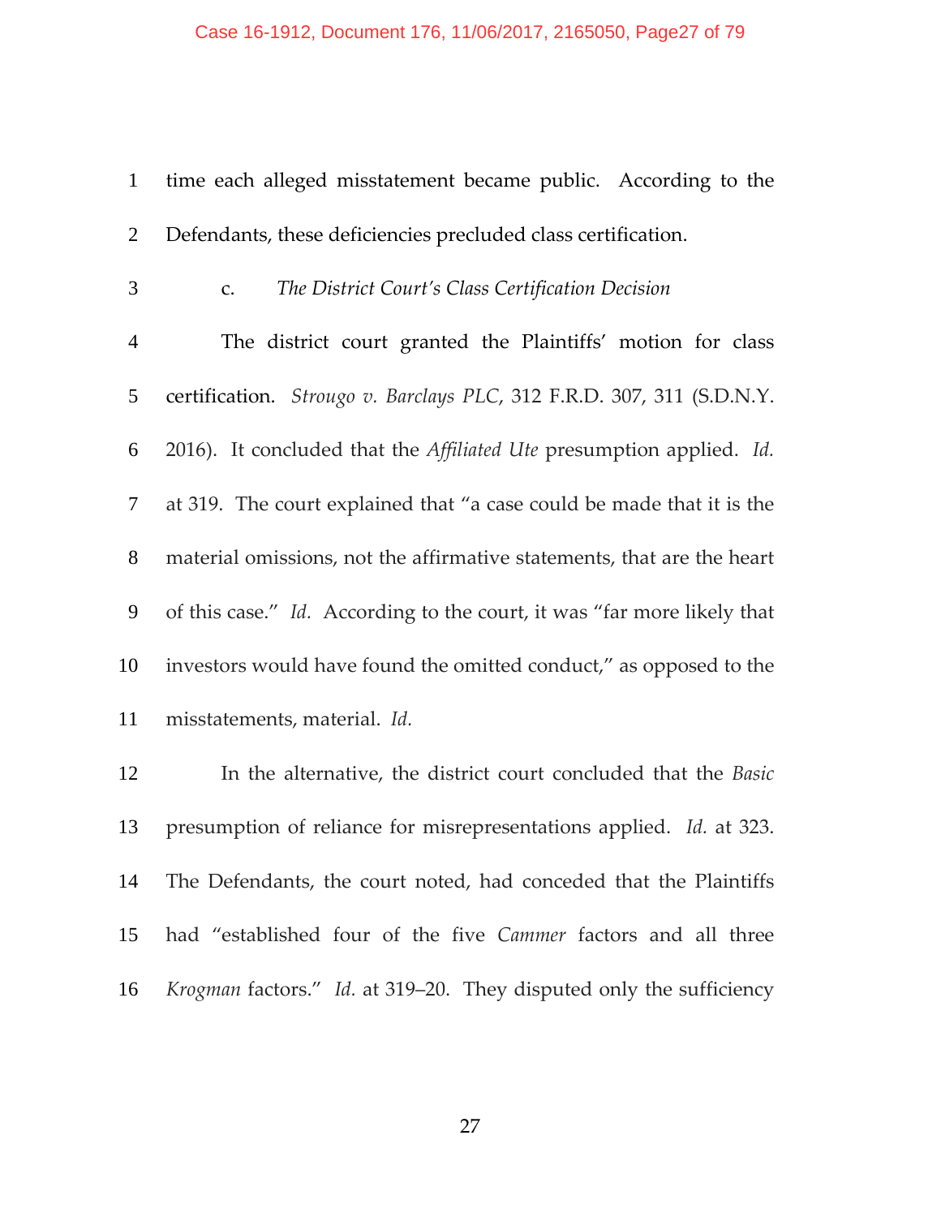time each alleged misstatement became public. According to the Defendants, these deficiencies precluded class certification.

c. *The District Court's Class Certification Decision*

The district court granted the Plaintiffs' motion for class certification. *Strougo v. Barclays PLC*, 312 F.R.D. 307, 311 (S.D.N.Y. 2016). It concluded that the *Affiliated Ute* presumption applied. *Id.* at 319. The court explained that "a case could be made that it is the material omissions, not the affirmative statements, that are the heart of this case." *Id.* According to the court, it was "far more likely that investors would have found the omitted conduct," as opposed to the misstatements, material. *Id.*

In the alternative, the district court concluded that the *Basic* presumption of reliance for misrepresentations applied. *Id.* at 323. The Defendants, the court noted, had conceded that the Plaintiffs had "established four of the five *Cammer* factors and all three *Krogman* factors." *Id.* at 319–20. They disputed only the sufficiency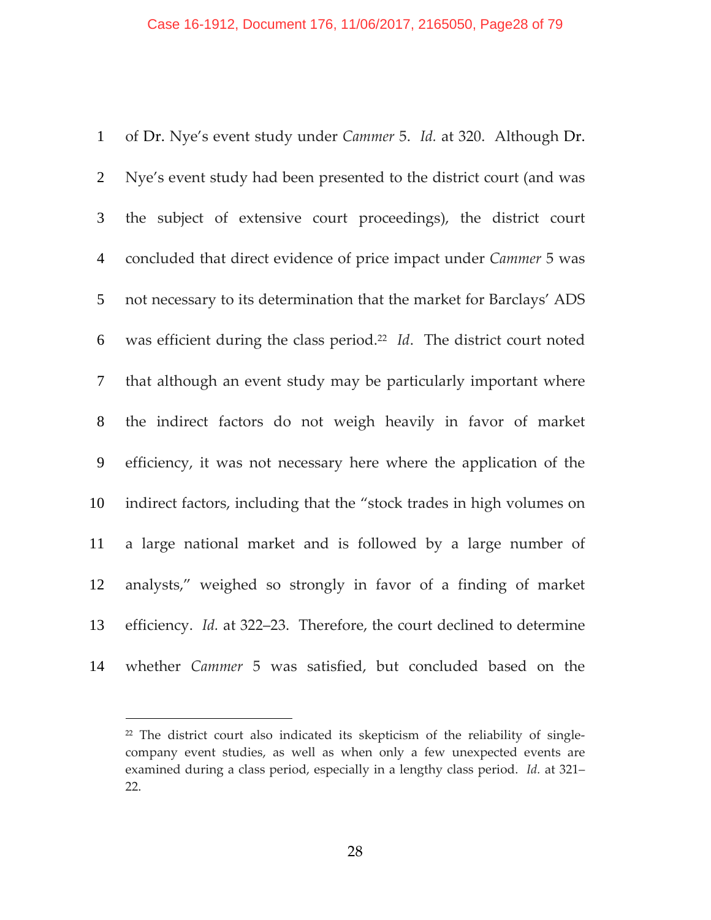of Dr. Nye's event study under *Cammer* 5. *Id.* at 320. Although Dr. Nye's event study had been presented to the district court (and was the subject of extensive court proceedings), the district court concluded that direct evidence of price impact under *Cammer* 5 was not necessary to its determination that the market for Barclays' ADS was efficient during the class period.[22] *Id*. The district court noted that although an event study may be particularly important where the indirect factors do not weigh heavily in favor of market efficiency, it was not necessary here where the application of the indirect factors, including that the "stock trades in high volumes on a large national market and is followed by a large number of analysts," weighed so strongly in favor of a finding of market efficiency. *Id.* at 322–23. Therefore, the court declined to determine whether *Cammer* 5 was satisfied, but concluded based on the

---

[22] The district court also indicated its skepticism of the reliability of single-company event studies, as well as when only a few unexpected events are examined during a class period, especially in a lengthy class period. *Id.* at 321–22.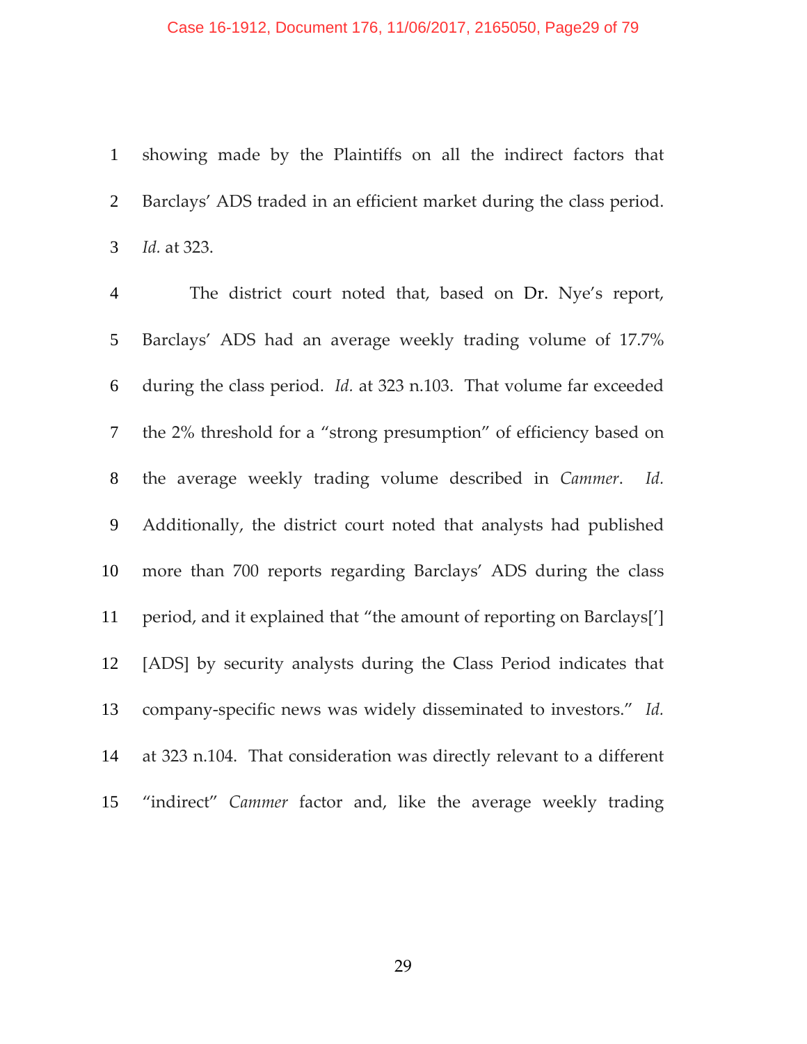showing made by the Plaintiffs on all the indirect factors that Barclays' ADS traded in an efficient market during the class period. *Id.* at 323.

The district court noted that, based on Dr. Nye's report, Barclays' ADS had an average weekly trading volume of 17.7% during the class period. *Id.* at 323 n.103. That volume far exceeded the 2% threshold for a "strong presumption" of efficiency based on the average weekly trading volume described in *Cammer*. *Id.* Additionally, the district court noted that analysts had published more than 700 reports regarding Barclays' ADS during the class period, and it explained that "the amount of reporting on Barclays['] [ADS] by security analysts during the Class Period indicates that company-specific news was widely disseminated to investors." *Id.* at 323 n.104. That consideration was directly relevant to a different "indirect" *Cammer* factor and, like the average weekly trading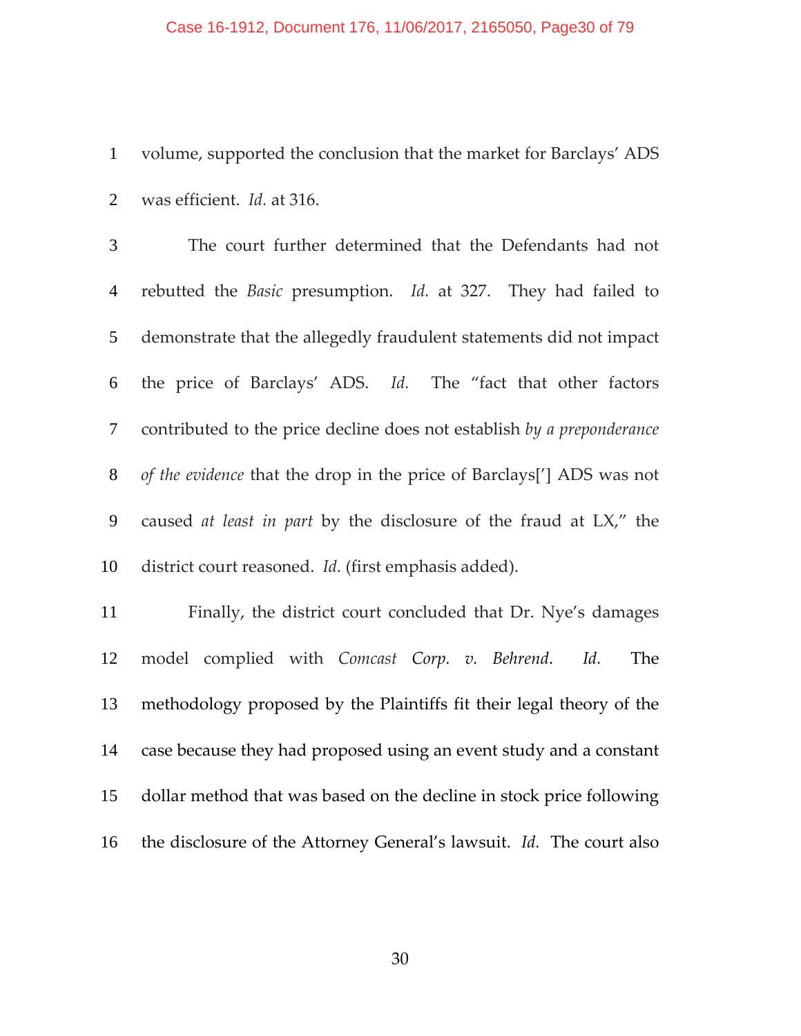volume, supported the conclusion that the market for Barclays' ADS was efficient. *Id.* at 316.

The court further determined that the Defendants had not rebutted the *Basic* presumption. *Id.* at 327. They had failed to demonstrate that the allegedly fraudulent statements did not impact the price of Barclays' ADS. *Id.* The "fact that other factors contributed to the price decline does not establish *by a preponderance of the evidence* that the drop in the price of Barclays['] ADS was not caused *at least in part* by the disclosure of the fraud at LX," the district court reasoned. *Id.* (first emphasis added).

Finally, the district court concluded that Dr. Nye's damages model complied with *Comcast Corp. v. Behrend*. *Id.* The methodology proposed by the Plaintiffs fit their legal theory of the case because they had proposed using an event study and a constant dollar method that was based on the decline in stock price following the disclosure of the Attorney General's lawsuit. *Id.* The court also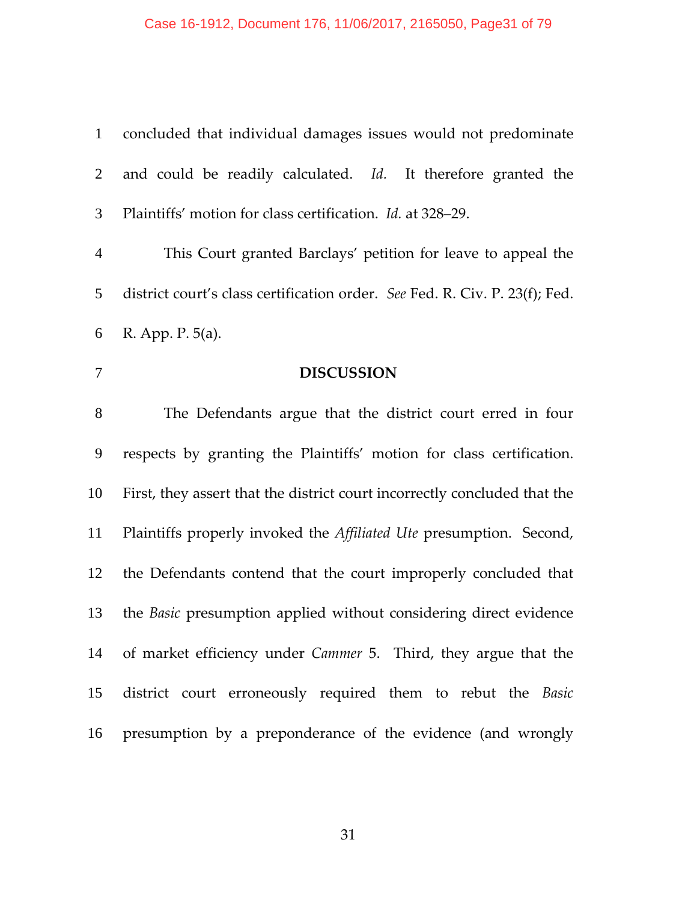concluded that individual damages issues would not predominate and could be readily calculated. *Id.* It therefore granted the Plaintiffs' motion for class certification. *Id.* at 328–29.

This Court granted Barclays' petition for leave to appeal the district court's class certification order. *See* Fed. R. Civ. P. 23(f); Fed. R. App. P. 5(a).

## DISCUSSION

The Defendants argue that the district court erred in four respects by granting the Plaintiffs' motion for class certification. First, they assert that the district court incorrectly concluded that the Plaintiffs properly invoked the *Affiliated Ute* presumption. Second, the Defendants contend that the court improperly concluded that the *Basic* presumption applied without considering direct evidence of market efficiency under *Cammer* 5. Third, they argue that the district court erroneously required them to rebut the *Basic* presumption by a preponderance of the evidence (and wrongly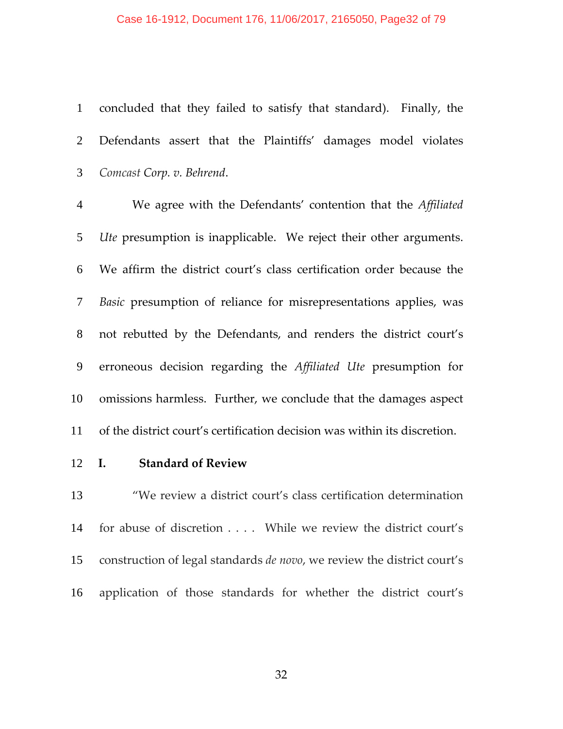concluded that they failed to satisfy that standard). Finally, the Defendants assert that the Plaintiffs' damages model violates *Comcast Corp. v. Behrend*.

We agree with the Defendants' contention that the *Affiliated Ute* presumption is inapplicable. We reject their other arguments. We affirm the district court's class certification order because the *Basic* presumption of reliance for misrepresentations applies, was not rebutted by the Defendants, and renders the district court's erroneous decision regarding the *Affiliated Ute* presumption for omissions harmless. Further, we conclude that the damages aspect of the district court's certification decision was within its discretion.

## I. Standard of Review

"We review a district court's class certification determination for abuse of discretion . . . . While we review the district court's construction of legal standards *de novo*, we review the district court's application of those standards for whether the district court's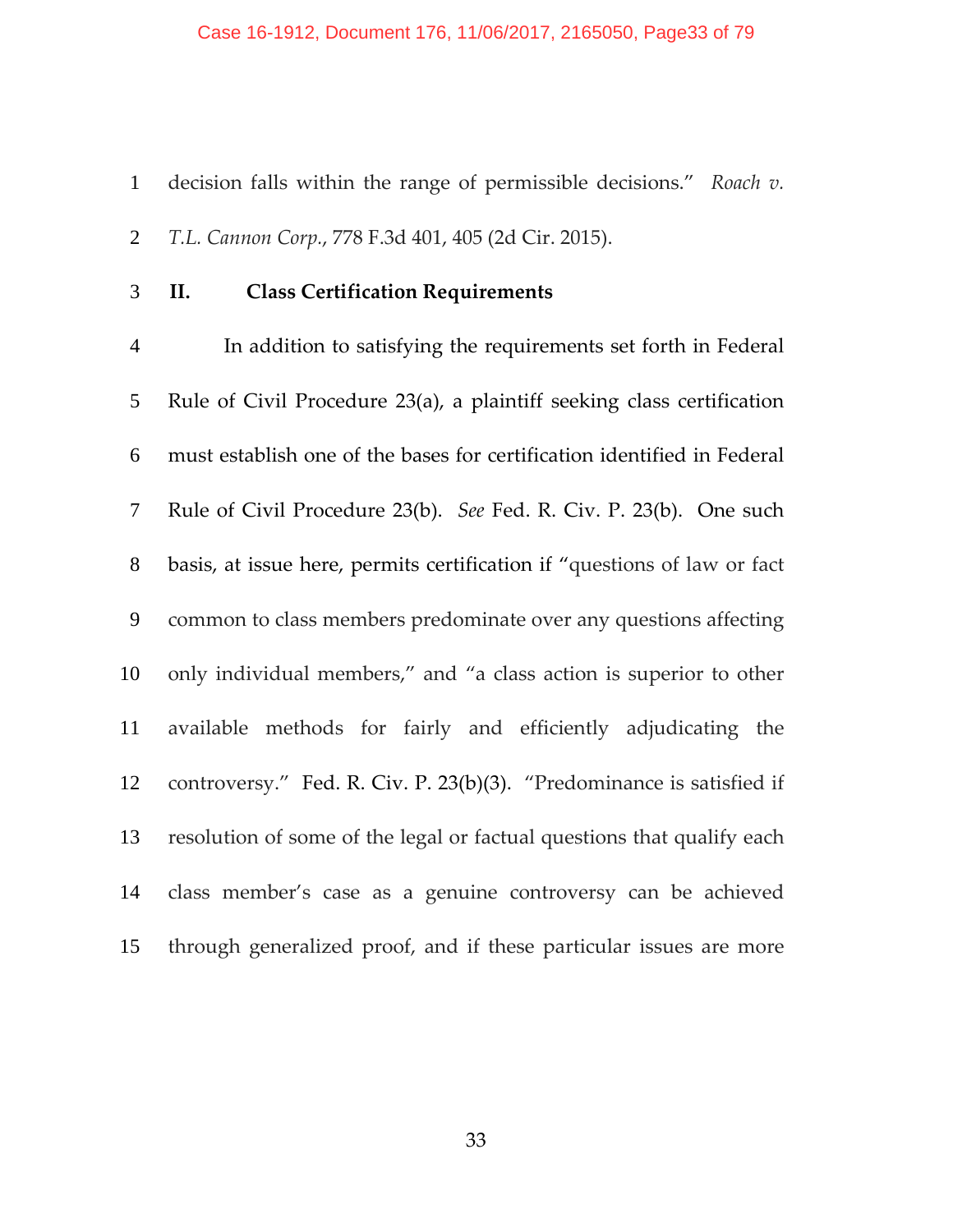decision falls within the range of permissible decisions." *Roach v. T.L. Cannon Corp.*, 778 F.3d 401, 405 (2d Cir. 2015).

## II. Class Certification Requirements

In addition to satisfying the requirements set forth in Federal Rule of Civil Procedure 23(a), a plaintiff seeking class certification must establish one of the bases for certification identified in Federal Rule of Civil Procedure 23(b). *See* Fed. R. Civ. P. 23(b). One such basis, at issue here, permits certification if "questions of law or fact common to class members predominate over any questions affecting only individual members," and "a class action is superior to other available methods for fairly and efficiently adjudicating the controversy." Fed. R. Civ. P. 23(b)(3). "Predominance is satisfied if resolution of some of the legal or factual questions that qualify each class member's case as a genuine controversy can be achieved through generalized proof, and if these particular issues are more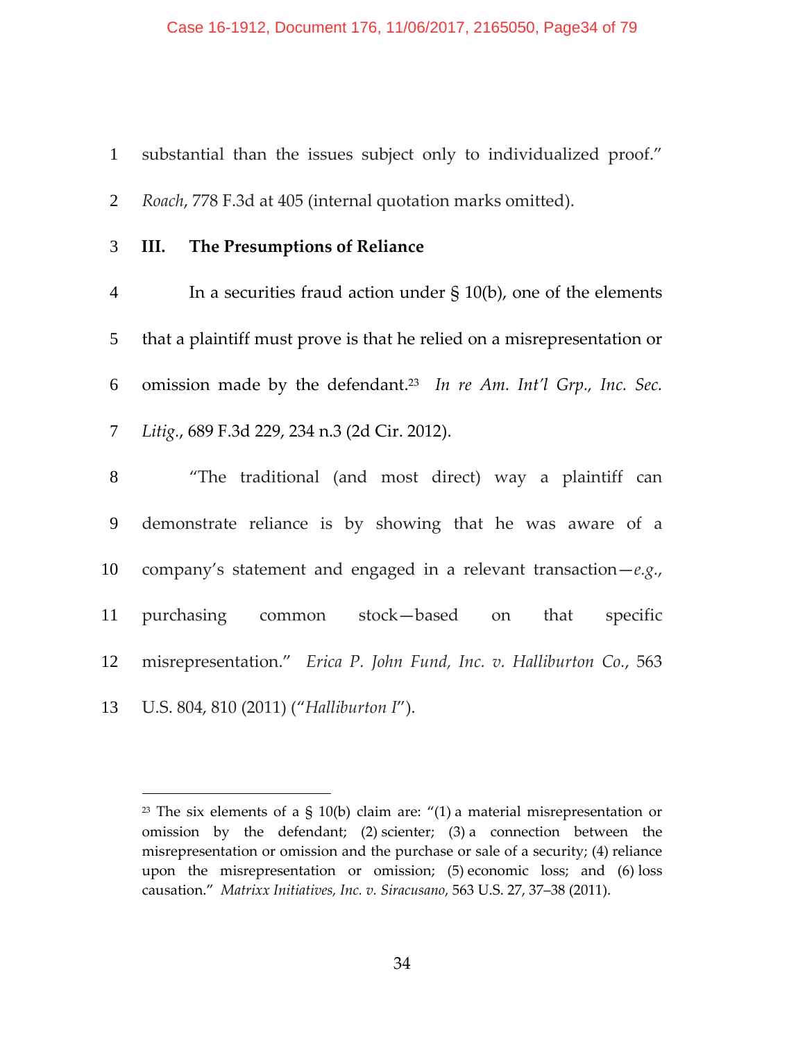substantial than the issues subject only to individualized proof." *Roach*, 778 F.3d at 405 (internal quotation marks omitted).

## III. The Presumptions of Reliance

In a securities fraud action under § 10(b), one of the elements that a plaintiff must prove is that he relied on a misrepresentation or omission made by the defendant.[23] *In re Am. Int'l Grp., Inc. Sec. Litig.*, 689 F.3d 229, 234 n.3 (2d Cir. 2012).

"The traditional (and most direct) way a plaintiff can demonstrate reliance is by showing that he was aware of a company's statement and engaged in a relevant transaction—*e.g.*, purchasing common stock—based on that specific misrepresentation." *Erica P. John Fund, Inc. v. Halliburton Co.*, 563 U.S. 804, 810 (2011) ("*Halliburton I*").

---

[23] The six elements of a § 10(b) claim are: "(1) a material misrepresentation or omission by the defendant; (2) scienter; (3) a connection between the misrepresentation or omission and the purchase or sale of a security; (4) reliance upon the misrepresentation or omission; (5) economic loss; and (6) loss causation." *Matrixx Initiatives, Inc. v. Siracusano*, 563 U.S. 27, 37–38 (2011).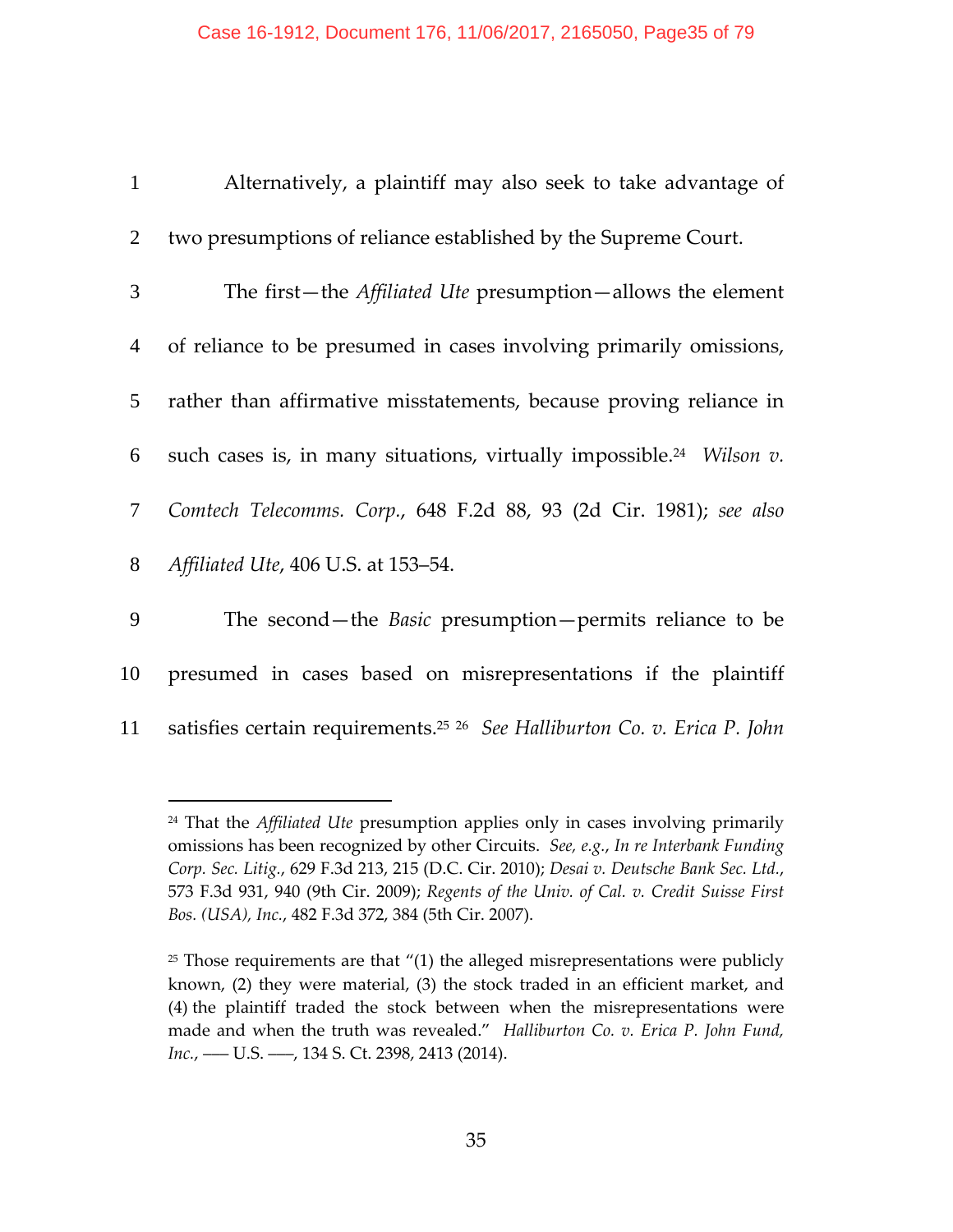Alternatively, a plaintiff may also seek to take advantage of two presumptions of reliance established by the Supreme Court.

The first—the *Affiliated Ute* presumption—allows the element of reliance to be presumed in cases involving primarily omissions, rather than affirmative misstatements, because proving reliance in such cases is, in many situations, virtually impossible.[24] *Wilson v. Comtech Telecomms. Corp.*, 648 F.2d 88, 93 (2d Cir. 1981); *see also Affiliated Ute*, 406 U.S. at 153–54.

The second—the *Basic* presumption—permits reliance to be presumed in cases based on misrepresentations if the plaintiff satisfies certain requirements.[25] [26] *See Halliburton Co. v. Erica P. John*

---

[24] That the *Affiliated Ute* presumption applies only in cases involving primarily omissions has been recognized by other Circuits. *See, e.g.*, *In re Interbank Funding Corp. Sec. Litig.*, 629 F.3d 213, 215 (D.C. Cir. 2010); *Desai v. Deutsche Bank Sec. Ltd.*, 573 F.3d 931, 940 (9th Cir. 2009); *Regents of the Univ. of Cal. v. Credit Suisse First Bos. (USA), Inc.*, 482 F.3d 372, 384 (5th Cir. 2007).

[25] Those requirements are that "(1) the alleged misrepresentations were publicly known, (2) they were material, (3) the stock traded in an efficient market, and (4) the plaintiff traded the stock between when the misrepresentations were made and when the truth was revealed." *Halliburton Co. v. Erica P. John Fund, Inc.*, ––– U.S. –––, 134 S. Ct. 2398, 2413 (2014).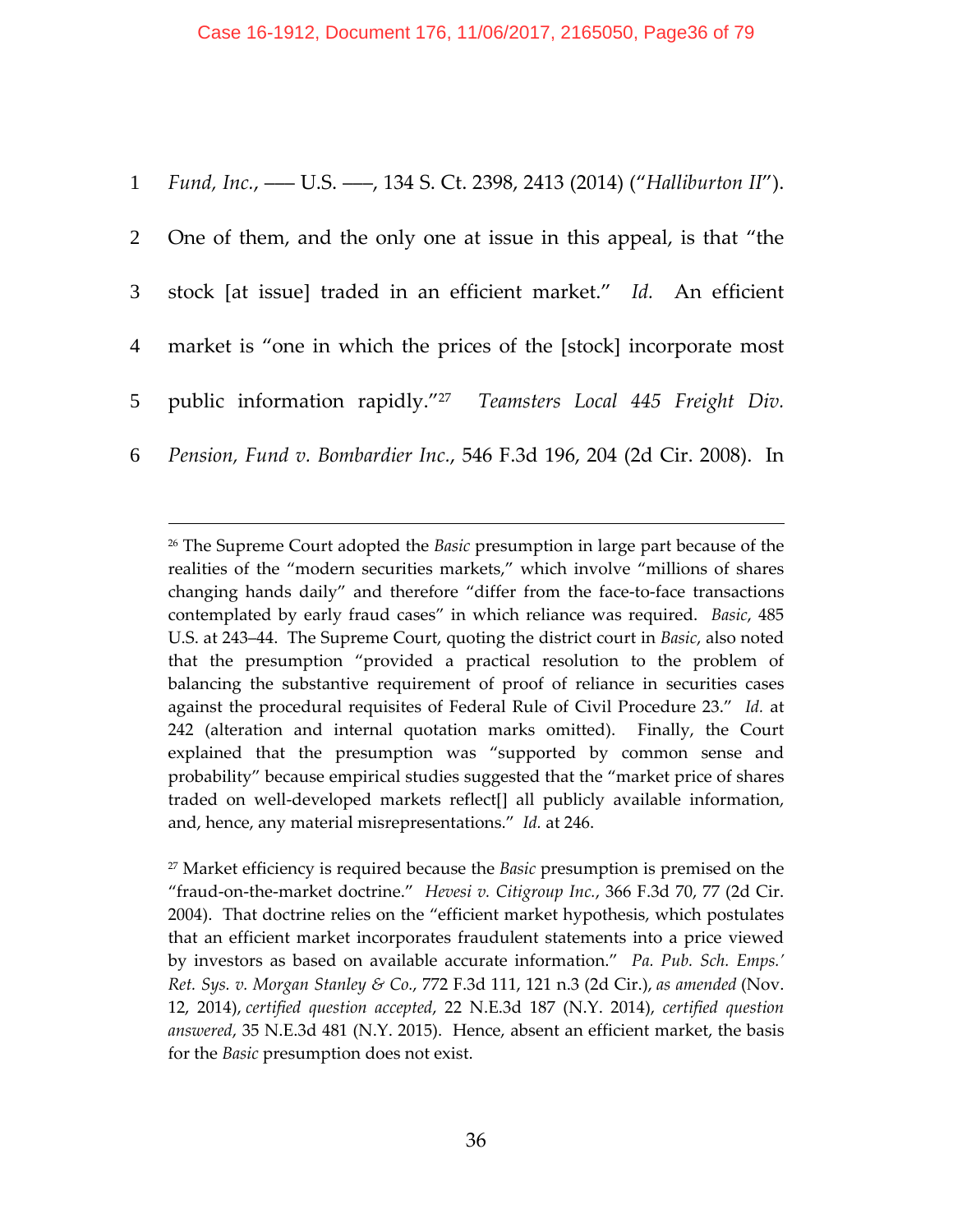*Fund, Inc.*, ––– U.S. –––, 134 S. Ct. 2398, 2413 (2014) ("*Halliburton II*"). One of them, and the only one at issue in this appeal, is that "the stock [at issue] traded in an efficient market." *Id.* An efficient market is "one in which the prices of the [stock] incorporate most public information rapidly."[27] *Teamsters Local 445 Freight Div. Pension, Fund v. Bombardier Inc.*, 546 F.3d 196, 204 (2d Cir. 2008). In

---

[26] The Supreme Court adopted the *Basic* presumption in large part because of the realities of the "modern securities markets," which involve "millions of shares changing hands daily" and therefore "differ from the face-to-face transactions contemplated by early fraud cases" in which reliance was required. *Basic*, 485 U.S. at 243–44. The Supreme Court, quoting the district court in *Basic*, also noted that the presumption "provided a practical resolution to the problem of balancing the substantive requirement of proof of reliance in securities cases against the procedural requisites of Federal Rule of Civil Procedure 23." *Id.* at 242 (alteration and internal quotation marks omitted). Finally, the Court explained that the presumption was "supported by common sense and probability" because empirical studies suggested that the "market price of shares traded on well-developed markets reflect[] all publicly available information, and, hence, any material misrepresentations." *Id.* at 246.

[27] Market efficiency is required because the *Basic* presumption is premised on the "fraud-on-the-market doctrine." *Hevesi v. Citigroup Inc.*, 366 F.3d 70, 77 (2d Cir. 2004). That doctrine relies on the "efficient market hypothesis, which postulates that an efficient market incorporates fraudulent statements into a price viewed by investors as based on available accurate information." *Pa. Pub. Sch. Emps.' Ret. Sys. v. Morgan Stanley & Co.*, 772 F.3d 111, 121 n.3 (2d Cir.), *as amended* (Nov. 12, 2014), *certified question accepted*, 22 N.E.3d 187 (N.Y. 2014), *certified question answered*, 35 N.E.3d 481 (N.Y. 2015). Hence, absent an efficient market, the basis for the *Basic* presumption does not exist.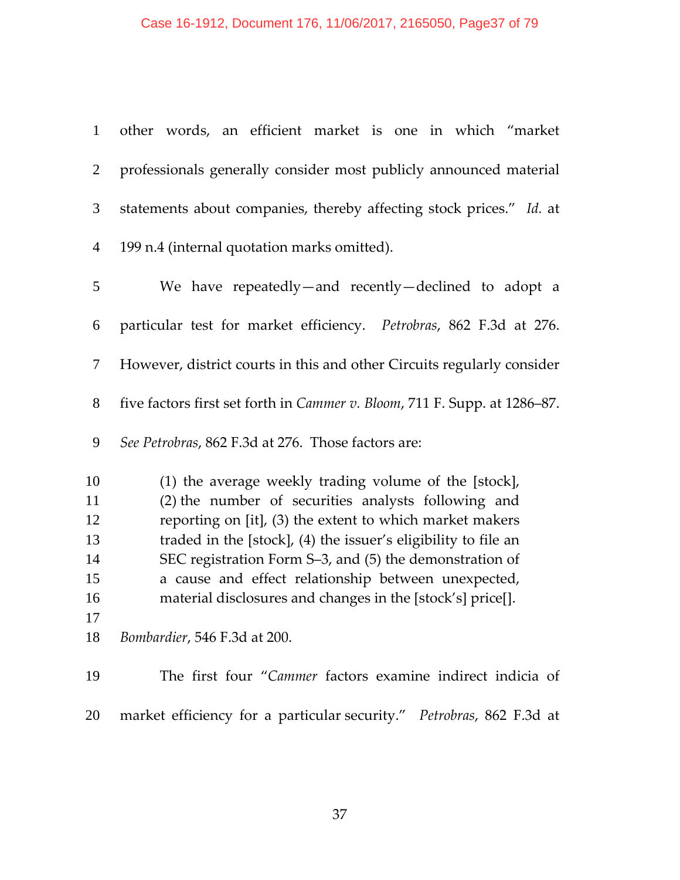other words, an efficient market is one in which "market professionals generally consider most publicly announced material statements about companies, thereby affecting stock prices." *Id.* at 199 n.4 (internal quotation marks omitted).

We have repeatedly—and recently—declined to adopt a particular test for market efficiency. *Petrobras*, 862 F.3d at 276. However, district courts in this and other Circuits regularly consider five factors first set forth in *Cammer v. Bloom*, 711 F. Supp. at 1286–87. *See Petrobras*, 862 F.3d at 276. Those factors are:

> (1) the average weekly trading volume of the [stock], (2) the number of securities analysts following and reporting on [it], (3) the extent to which market makers traded in the [stock], (4) the issuer's eligibility to file an SEC registration Form S–3, and (5) the demonstration of a cause and effect relationship between unexpected, material disclosures and changes in the [stock's] price[].

*Bombardier*, 546 F.3d at 200.

The first four "*Cammer* factors examine indirect indicia of market efficiency for a particular security." *Petrobras*, 862 F.3d at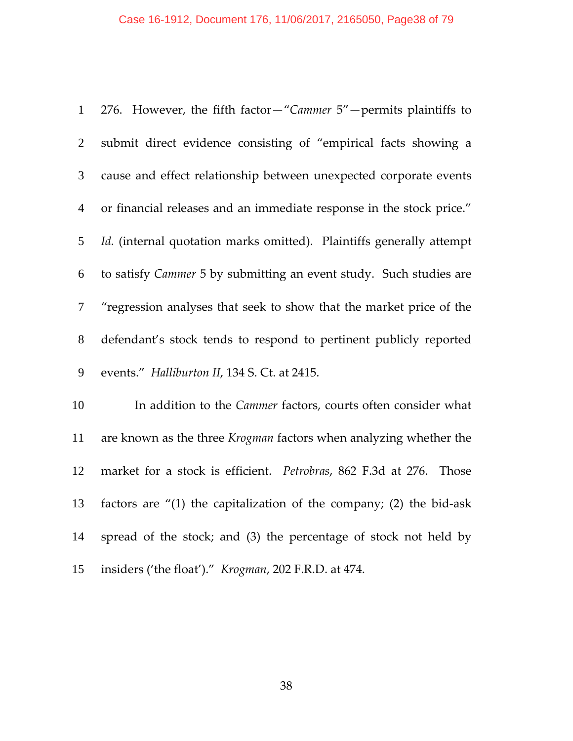276. However, the fifth factor—"*Cammer* 5"—permits plaintiffs to submit direct evidence consisting of "empirical facts showing a cause and effect relationship between unexpected corporate events or financial releases and an immediate response in the stock price." *Id.* (internal quotation marks omitted). Plaintiffs generally attempt to satisfy *Cammer* 5 by submitting an event study. Such studies are "regression analyses that seek to show that the market price of the defendant's stock tends to respond to pertinent publicly reported events." *Halliburton II*, 134 S. Ct. at 2415.

In addition to the *Cammer* factors, courts often consider what are known as the three *Krogman* factors when analyzing whether the market for a stock is efficient. *Petrobras*, 862 F.3d at 276. Those factors are "(1) the capitalization of the company; (2) the bid-ask spread of the stock; and (3) the percentage of stock not held by insiders ('the float')." *Krogman*, 202 F.R.D. at 474.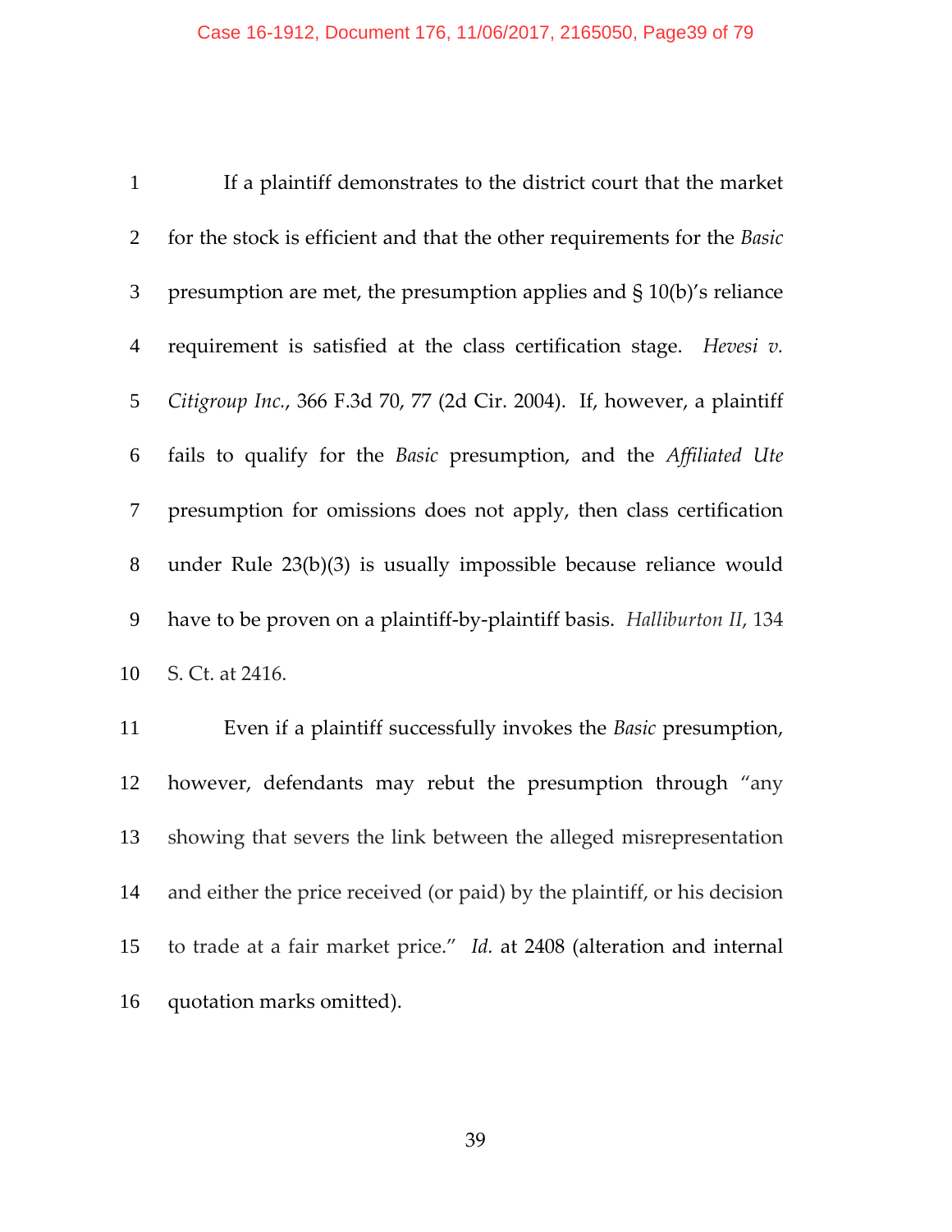If a plaintiff demonstrates to the district court that the market for the stock is efficient and that the other requirements for the *Basic* presumption are met, the presumption applies and § 10(b)'s reliance requirement is satisfied at the class certification stage. *Hevesi v. Citigroup Inc.*, 366 F.3d 70, 77 (2d Cir. 2004). If, however, a plaintiff fails to qualify for the *Basic* presumption, and the *Affiliated Ute* presumption for omissions does not apply, then class certification under Rule 23(b)(3) is usually impossible because reliance would have to be proven on a plaintiff-by-plaintiff basis. *Halliburton II*, 134 S. Ct. at 2416.

Even if a plaintiff successfully invokes the *Basic* presumption, however, defendants may rebut the presumption through "any showing that severs the link between the alleged misrepresentation and either the price received (or paid) by the plaintiff, or his decision to trade at a fair market price." *Id.* at 2408 (alteration and internal quotation marks omitted).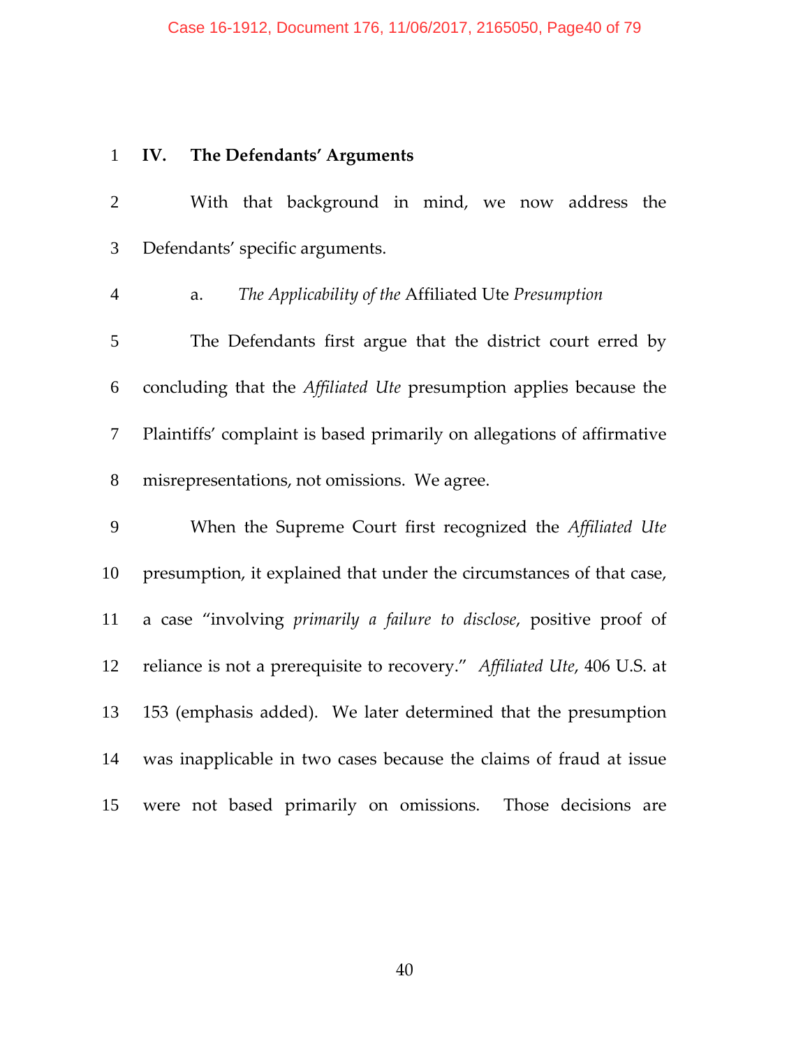## IV. The Defendants' Arguments

With that background in mind, we now address the Defendants' specific arguments.

### a. *The Applicability of the* Affiliated Ute *Presumption*

The Defendants first argue that the district court erred by concluding that the *Affiliated Ute* presumption applies because the Plaintiffs' complaint is based primarily on allegations of affirmative misrepresentations, not omissions. We agree.

When the Supreme Court first recognized the *Affiliated Ute* presumption, it explained that under the circumstances of that case, a case "involving *primarily a failure to disclose*, positive proof of reliance is not a prerequisite to recovery." *Affiliated Ute*, 406 U.S. at 153 (emphasis added). We later determined that the presumption was inapplicable in two cases because the claims of fraud at issue were not based primarily on omissions. Those decisions are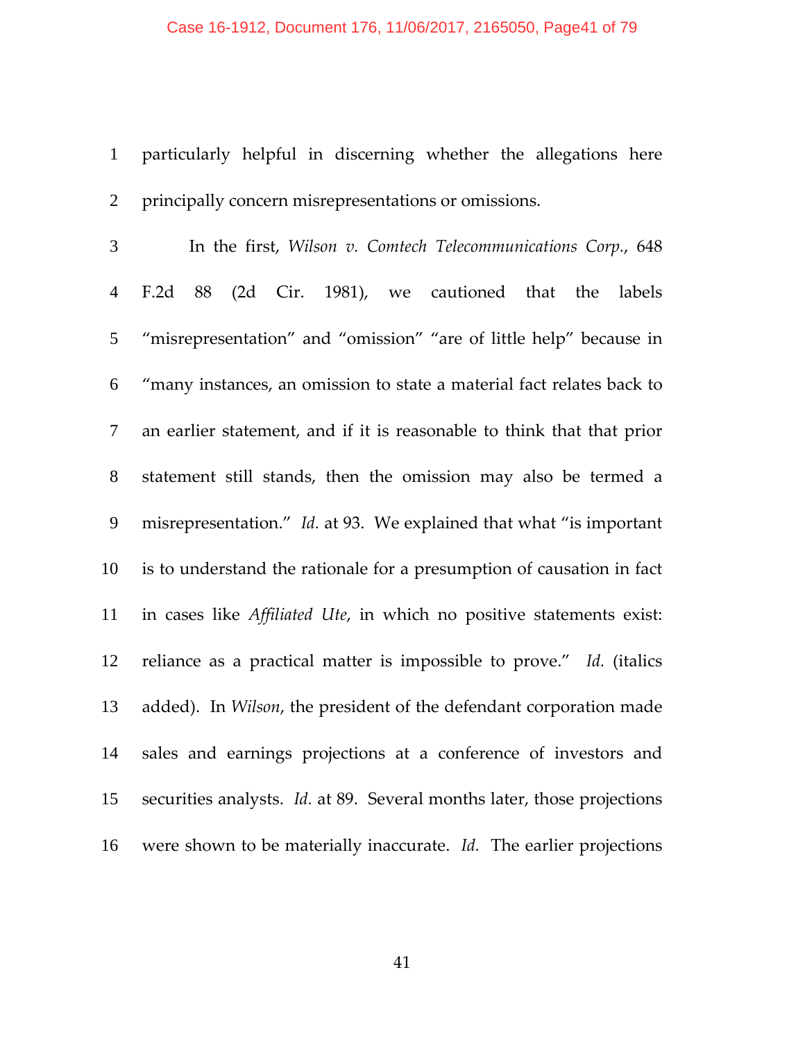particularly helpful in discerning whether the allegations here principally concern misrepresentations or omissions.

In the first, *Wilson v. Comtech Telecommunications Corp.*, 648 F.2d 88 (2d Cir. 1981), we cautioned that the labels "misrepresentation" and "omission" "are of little help" because in "many instances, an omission to state a material fact relates back to an earlier statement, and if it is reasonable to think that that prior statement still stands, then the omission may also be termed a misrepresentation." *Id.* at 93. We explained that what "is important is to understand the rationale for a presumption of causation in fact in cases like *Affiliated Ute*, in which no positive statements exist: reliance as a practical matter is impossible to prove." *Id.* (italics added). In *Wilson*, the president of the defendant corporation made sales and earnings projections at a conference of investors and securities analysts. *Id.* at 89. Several months later, those projections were shown to be materially inaccurate. *Id.* The earlier projections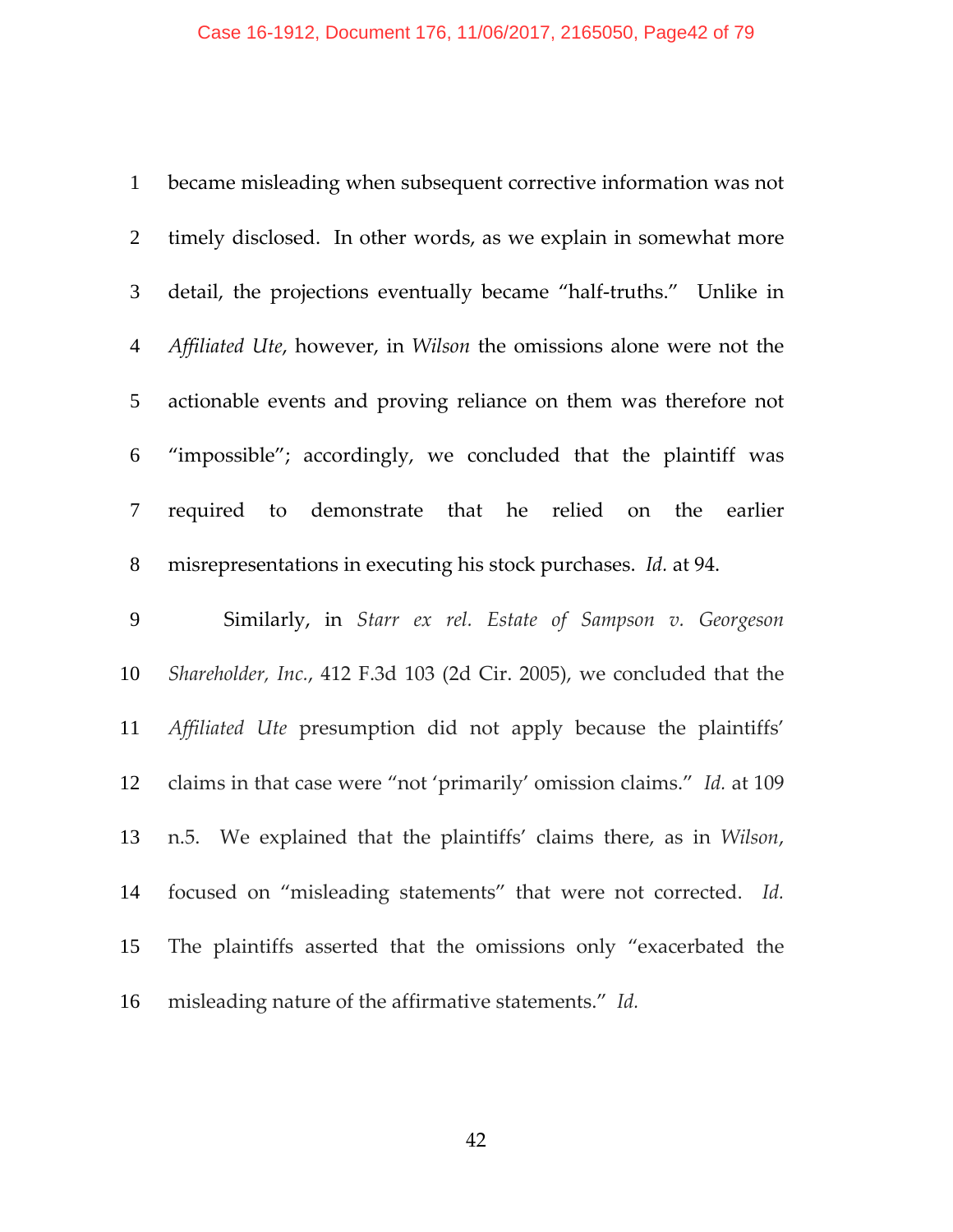became misleading when subsequent corrective information was not timely disclosed. In other words, as we explain in somewhat more detail, the projections eventually became "half-truths." Unlike in *Affiliated Ute*, however, in *Wilson* the omissions alone were not the actionable events and proving reliance on them was therefore not "impossible"; accordingly, we concluded that the plaintiff was required to demonstrate that he relied on the earlier misrepresentations in executing his stock purchases. *Id.* at 94.

Similarly, in *Starr ex rel. Estate of Sampson v. Georgeson Shareholder, Inc.*, 412 F.3d 103 (2d Cir. 2005), we concluded that the *Affiliated Ute* presumption did not apply because the plaintiffs' claims in that case were "not 'primarily' omission claims." *Id.* at 109 n.5. We explained that the plaintiffs' claims there, as in *Wilson*, focused on "misleading statements" that were not corrected. *Id.* The plaintiffs asserted that the omissions only "exacerbated the misleading nature of the affirmative statements." *Id.*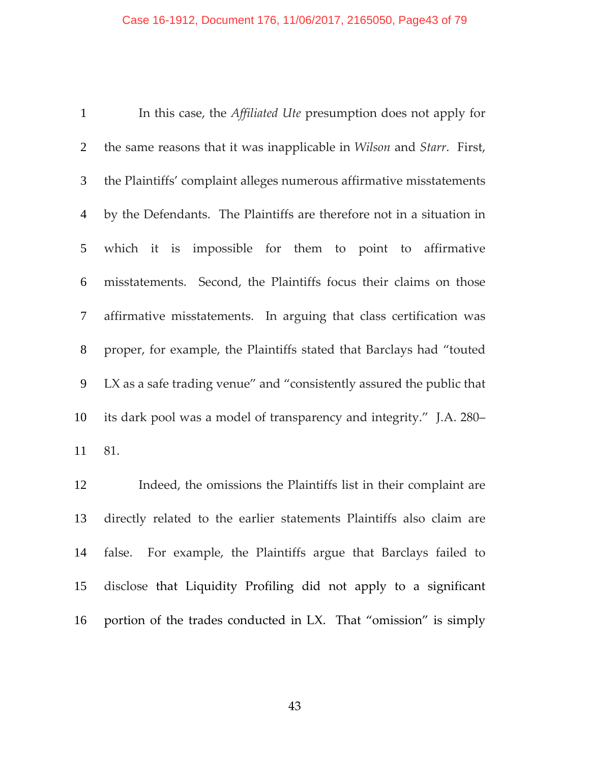In this case, the *Affiliated Ute* presumption does not apply for the same reasons that it was inapplicable in *Wilson* and *Starr*. First, the Plaintiffs' complaint alleges numerous affirmative misstatements by the Defendants. The Plaintiffs are therefore not in a situation in which it is impossible for them to point to affirmative misstatements. Second, the Plaintiffs focus their claims on those affirmative misstatements. In arguing that class certification was proper, for example, the Plaintiffs stated that Barclays had "touted LX as a safe trading venue" and "consistently assured the public that its dark pool was a model of transparency and integrity." J.A. 280–81.

Indeed, the omissions the Plaintiffs list in their complaint are directly related to the earlier statements Plaintiffs also claim are false. For example, the Plaintiffs argue that Barclays failed to disclose that Liquidity Profiling did not apply to a significant portion of the trades conducted in LX. That "omission" is simply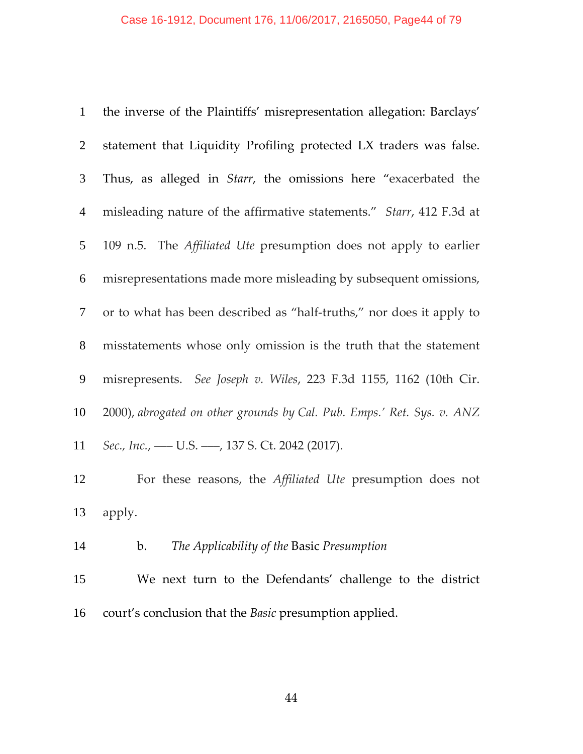the inverse of the Plaintiffs' misrepresentation allegation: Barclays' statement that Liquidity Profiling protected LX traders was false. Thus, as alleged in *Starr*, the omissions here "exacerbated the misleading nature of the affirmative statements." *Starr*, 412 F.3d at 109 n.5. The *Affiliated Ute* presumption does not apply to earlier misrepresentations made more misleading by subsequent omissions, or to what has been described as "half-truths," nor does it apply to misstatements whose only omission is the truth that the statement misrepresents. *See Joseph v. Wiles*, 223 F.3d 1155, 1162 (10th Cir. 2000), *abrogated on other grounds by Cal. Pub. Emps.' Ret. Sys. v. ANZ Sec., Inc.*, ––– U.S. –––, 137 S. Ct. 2042 (2017).

For these reasons, the *Affiliated Ute* presumption does not apply.

#### b. *The Applicability of the* Basic *Presumption*

We next turn to the Defendants' challenge to the district court's conclusion that the *Basic* presumption applied.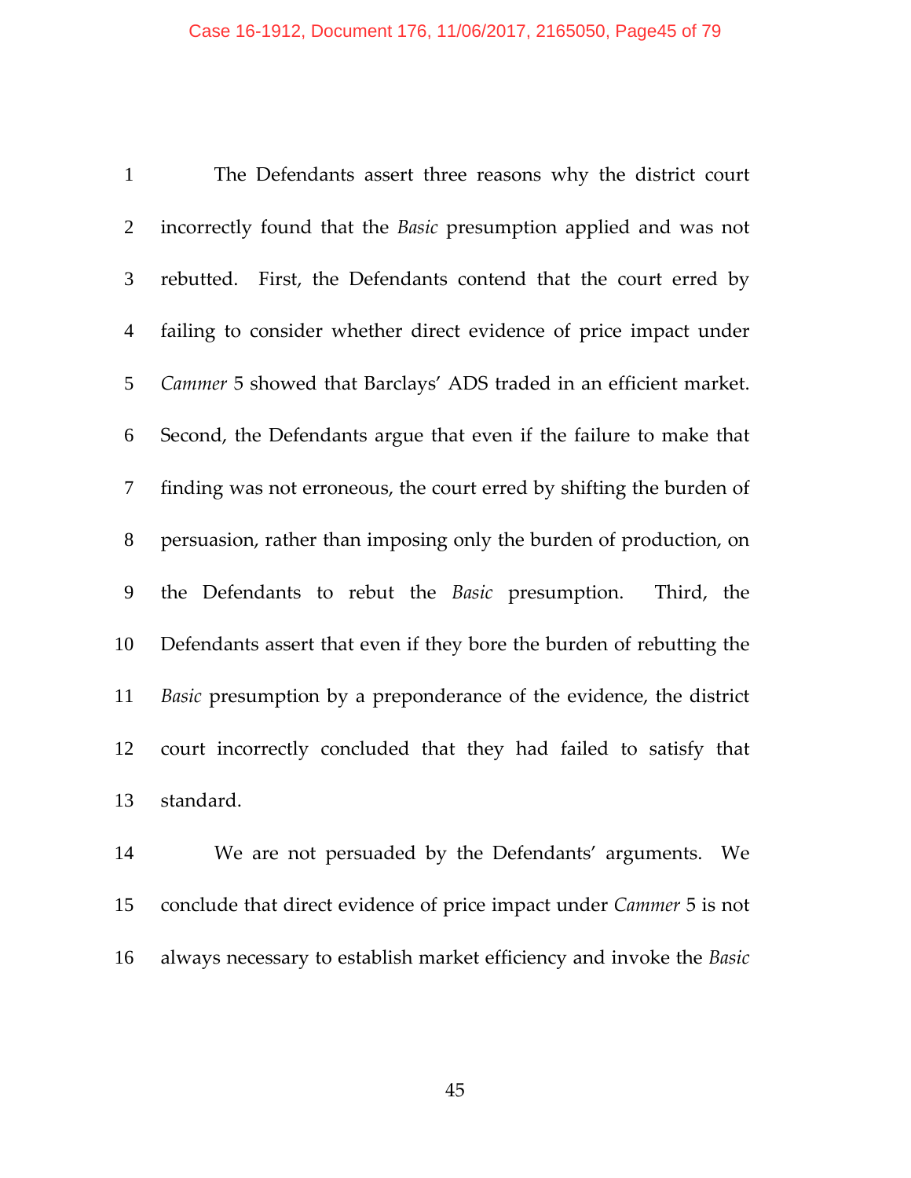The Defendants assert three reasons why the district court incorrectly found that the *Basic* presumption applied and was not rebutted. First, the Defendants contend that the court erred by failing to consider whether direct evidence of price impact under *Cammer* 5 showed that Barclays' ADS traded in an efficient market. Second, the Defendants argue that even if the failure to make that finding was not erroneous, the court erred by shifting the burden of persuasion, rather than imposing only the burden of production, on the Defendants to rebut the *Basic* presumption. Third, the Defendants assert that even if they bore the burden of rebutting the *Basic* presumption by a preponderance of the evidence, the district court incorrectly concluded that they had failed to satisfy that standard.

We are not persuaded by the Defendants' arguments. We conclude that direct evidence of price impact under *Cammer* 5 is not always necessary to establish market efficiency and invoke the *Basic*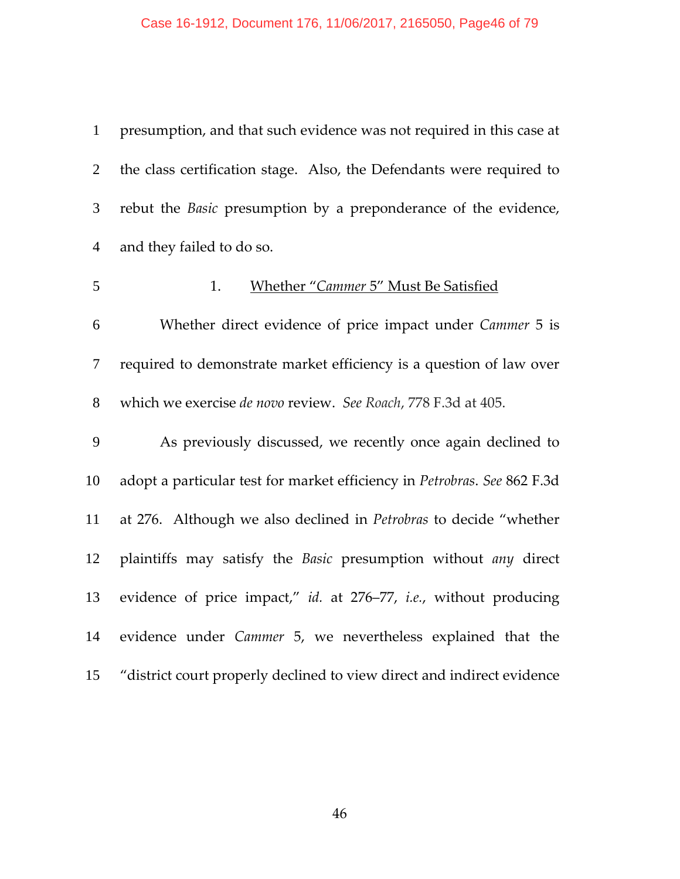presumption, and that such evidence was not required in this case at the class certification stage. Also, the Defendants were required to rebut the *Basic* presumption by a preponderance of the evidence, and they failed to do so.

1. Whether "*Cammer* 5" Must Be Satisfied

Whether direct evidence of price impact under *Cammer* 5 is required to demonstrate market efficiency is a question of law over which we exercise *de novo* review. *See Roach*, 778 F.3d at 405.

As previously discussed, we recently once again declined to adopt a particular test for market efficiency in *Petrobras*. *See* 862 F.3d at 276. Although we also declined in *Petrobras* to decide "whether plaintiffs may satisfy the *Basic* presumption without *any* direct evidence of price impact," *id.* at 276–77, *i.e.*, without producing evidence under *Cammer* 5, we nevertheless explained that the "district court properly declined to view direct and indirect evidence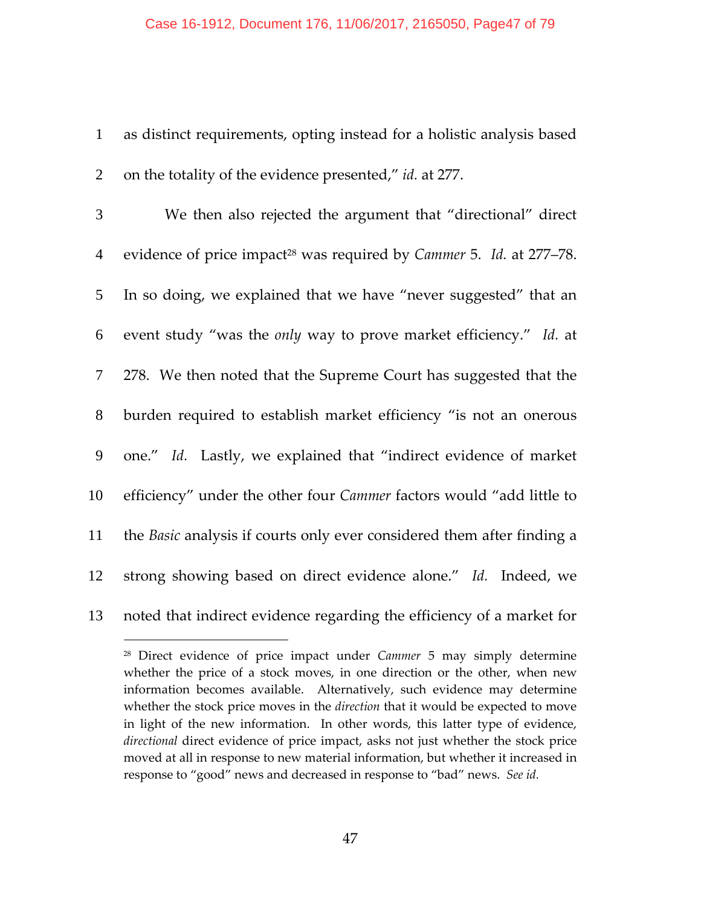as distinct requirements, opting instead for a holistic analysis based on the totality of the evidence presented," *id.* at 277.

We then also rejected the argument that "directional" direct evidence of price impact[28] was required by *Cammer* 5. *Id.* at 277–78. In so doing, we explained that we have "never suggested" that an event study "was the *only* way to prove market efficiency." *Id.* at 278. We then noted that the Supreme Court has suggested that the burden required to establish market efficiency "is not an onerous one." *Id.* Lastly, we explained that "indirect evidence of market efficiency" under the other four *Cammer* factors would "add little to the *Basic* analysis if courts only ever considered them after finding a strong showing based on direct evidence alone." *Id.* Indeed, we noted that indirect evidence regarding the efficiency of a market for

---

[28] Direct evidence of price impact under *Cammer* 5 may simply determine whether the price of a stock moves, in one direction or the other, when new information becomes available. Alternatively, such evidence may determine whether the stock price moves in the *direction* that it would be expected to move in light of the new information. In other words, this latter type of evidence, *directional* direct evidence of price impact, asks not just whether the stock price moved at all in response to new material information, but whether it increased in response to "good" news and decreased in response to "bad" news. *See id.*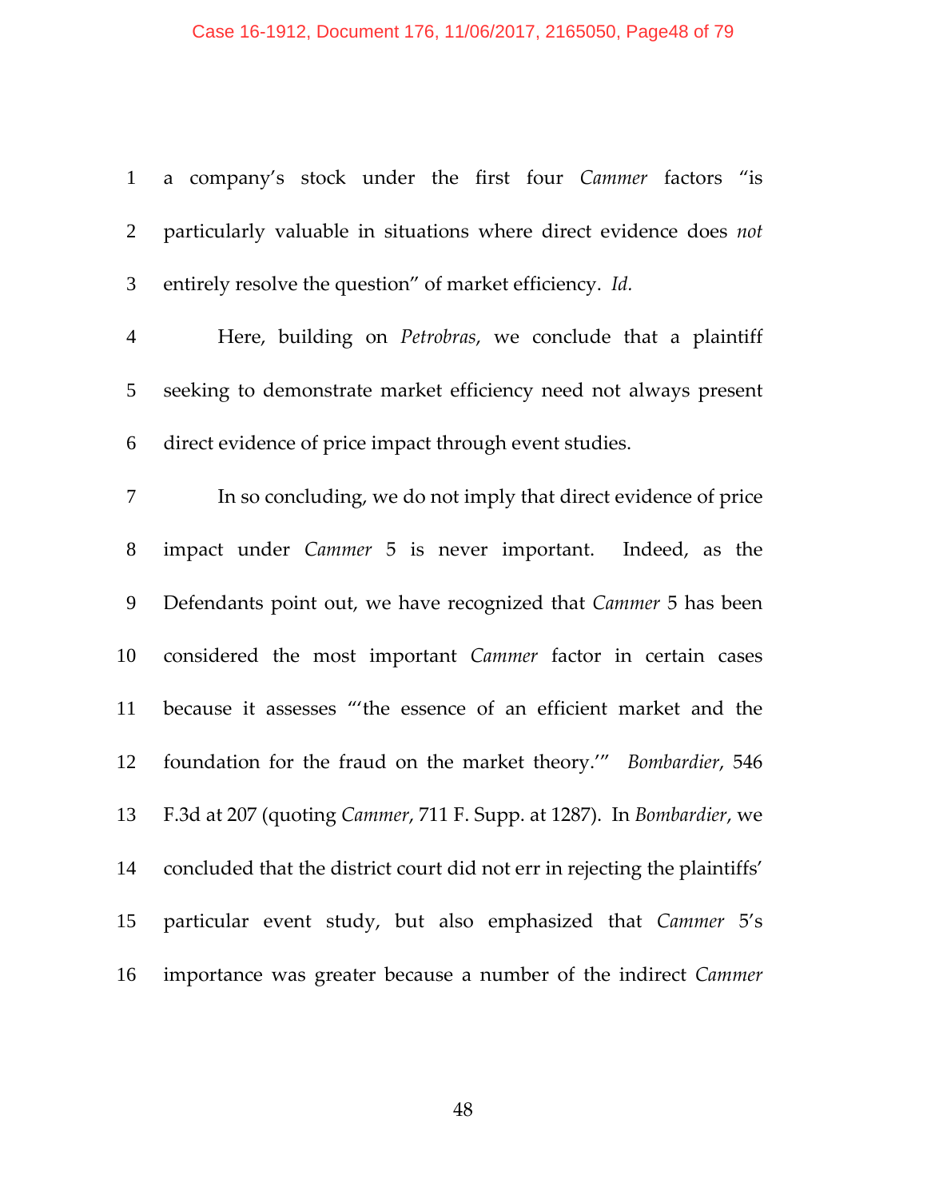a company's stock under the first four *Cammer* factors "is particularly valuable in situations where direct evidence does *not* entirely resolve the question" of market efficiency. *Id.*

Here, building on *Petrobras*, we conclude that a plaintiff seeking to demonstrate market efficiency need not always present direct evidence of price impact through event studies.

In so concluding, we do not imply that direct evidence of price impact under *Cammer* 5 is never important. Indeed, as the Defendants point out, we have recognized that *Cammer* 5 has been considered the most important *Cammer* factor in certain cases because it assesses "'the essence of an efficient market and the foundation for the fraud on the market theory.'" *Bombardier*, 546 F.3d at 207 (quoting *Cammer*, 711 F. Supp. at 1287). In *Bombardier*, we concluded that the district court did not err in rejecting the plaintiffs' particular event study, but also emphasized that *Cammer* 5's importance was greater because a number of the indirect *Cammer*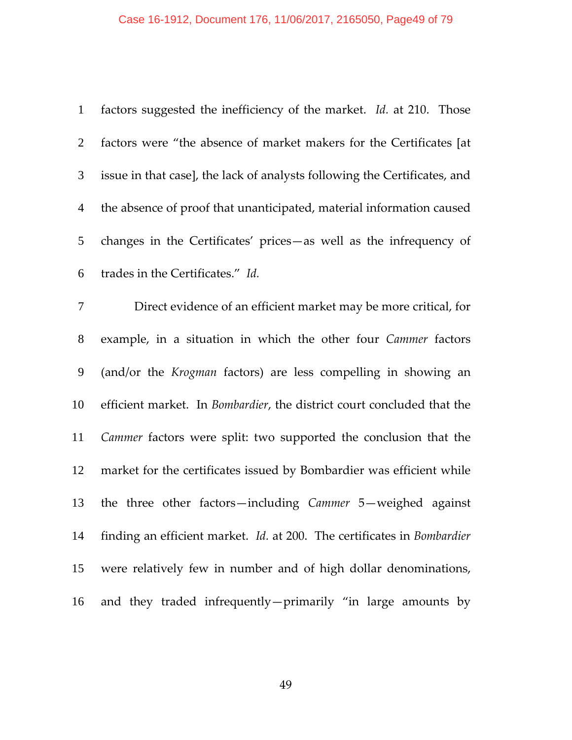factors suggested the inefficiency of the market. *Id.* at 210. Those factors were "the absence of market makers for the Certificates [at issue in that case], the lack of analysts following the Certificates, and the absence of proof that unanticipated, material information caused changes in the Certificates' prices—as well as the infrequency of trades in the Certificates." *Id.*

Direct evidence of an efficient market may be more critical, for example, in a situation in which the other four *Cammer* factors (and/or the *Krogman* factors) are less compelling in showing an efficient market. In *Bombardier*, the district court concluded that the *Cammer* factors were split: two supported the conclusion that the market for the certificates issued by Bombardier was efficient while the three other factors—including *Cammer* 5—weighed against finding an efficient market. *Id.* at 200. The certificates in *Bombardier* were relatively few in number and of high dollar denominations, and they traded infrequently—primarily "in large amounts by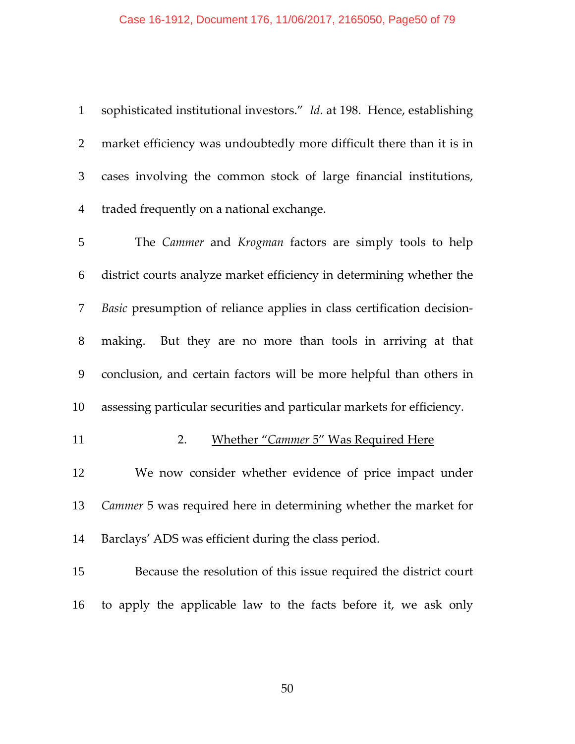sophisticated institutional investors." *Id.* at 198. Hence, establishing market efficiency was undoubtedly more difficult there than it is in cases involving the common stock of large financial institutions, traded frequently on a national exchange.

The *Cammer* and *Krogman* factors are simply tools to help district courts analyze market efficiency in determining whether the *Basic* presumption of reliance applies in class certification decision-making. But they are no more than tools in arriving at that conclusion, and certain factors will be more helpful than others in assessing particular securities and particular markets for efficiency.

### 2. Whether "*Cammer* 5" Was Required Here

We now consider whether evidence of price impact under *Cammer* 5 was required here in determining whether the market for Barclays' ADS was efficient during the class period.

Because the resolution of this issue required the district court to apply the applicable law to the facts before it, we ask only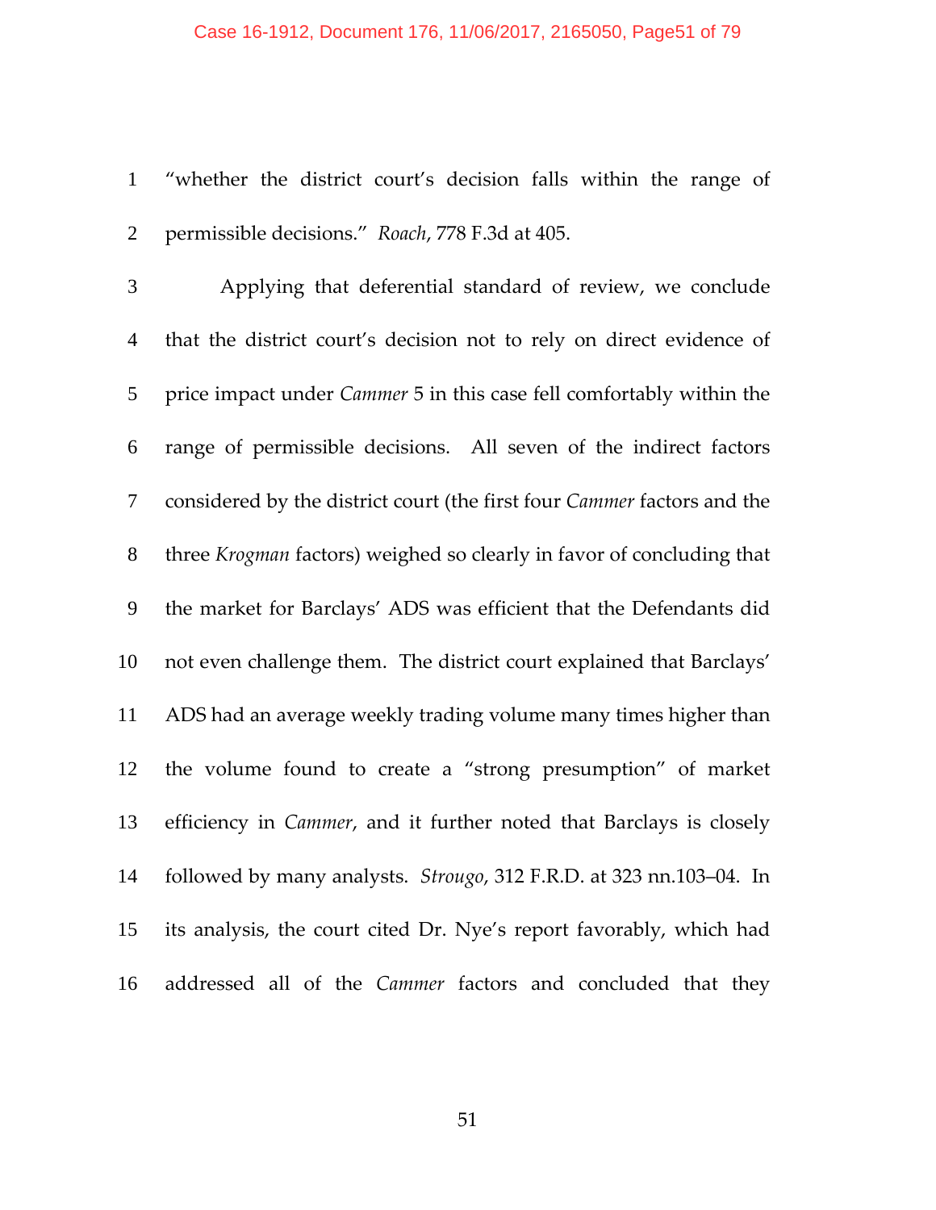"whether the district court's decision falls within the range of permissible decisions." *Roach*, 778 F.3d at 405.

Applying that deferential standard of review, we conclude that the district court's decision not to rely on direct evidence of price impact under *Cammer* 5 in this case fell comfortably within the range of permissible decisions. All seven of the indirect factors considered by the district court (the first four *Cammer* factors and the three *Krogman* factors) weighed so clearly in favor of concluding that the market for Barclays' ADS was efficient that the Defendants did not even challenge them. The district court explained that Barclays' ADS had an average weekly trading volume many times higher than the volume found to create a "strong presumption" of market efficiency in *Cammer*, and it further noted that Barclays is closely followed by many analysts. *Strougo*, 312 F.R.D. at 323 nn.103–04. In its analysis, the court cited Dr. Nye's report favorably, which had addressed all of the *Cammer* factors and concluded that they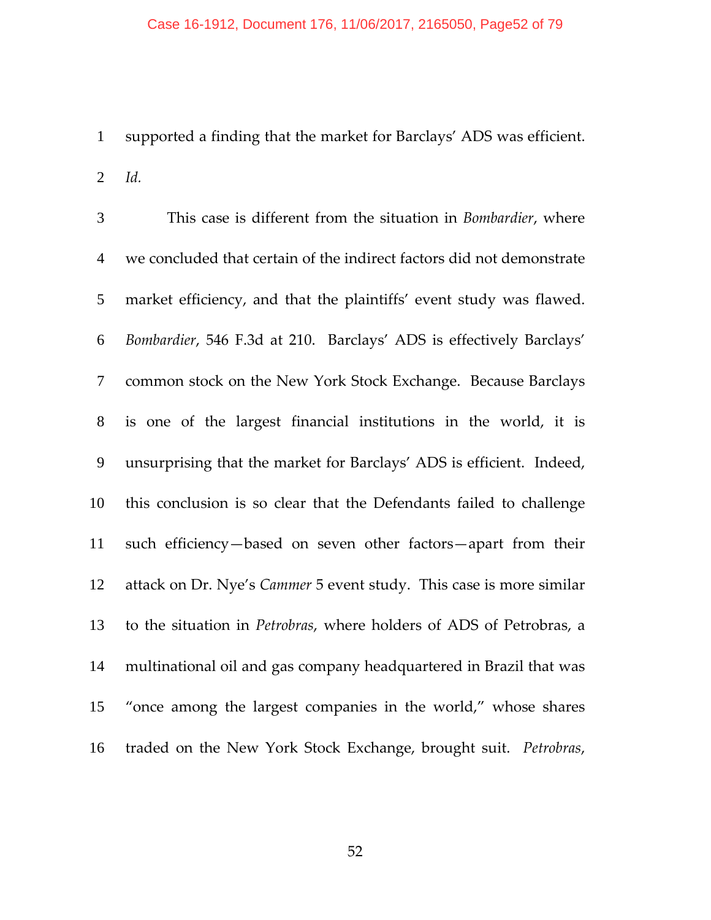supported a finding that the market for Barclays' ADS was efficient. *Id.*

This case is different from the situation in *Bombardier*, where we concluded that certain of the indirect factors did not demonstrate market efficiency, and that the plaintiffs' event study was flawed. *Bombardier*, 546 F.3d at 210. Barclays' ADS is effectively Barclays' common stock on the New York Stock Exchange. Because Barclays is one of the largest financial institutions in the world, it is unsurprising that the market for Barclays' ADS is efficient. Indeed, this conclusion is so clear that the Defendants failed to challenge such efficiency—based on seven other factors—apart from their attack on Dr. Nye's *Cammer* 5 event study. This case is more similar to the situation in *Petrobras*, where holders of ADS of Petrobras, a multinational oil and gas company headquartered in Brazil that was "once among the largest companies in the world," whose shares traded on the New York Stock Exchange, brought suit. *Petrobras*,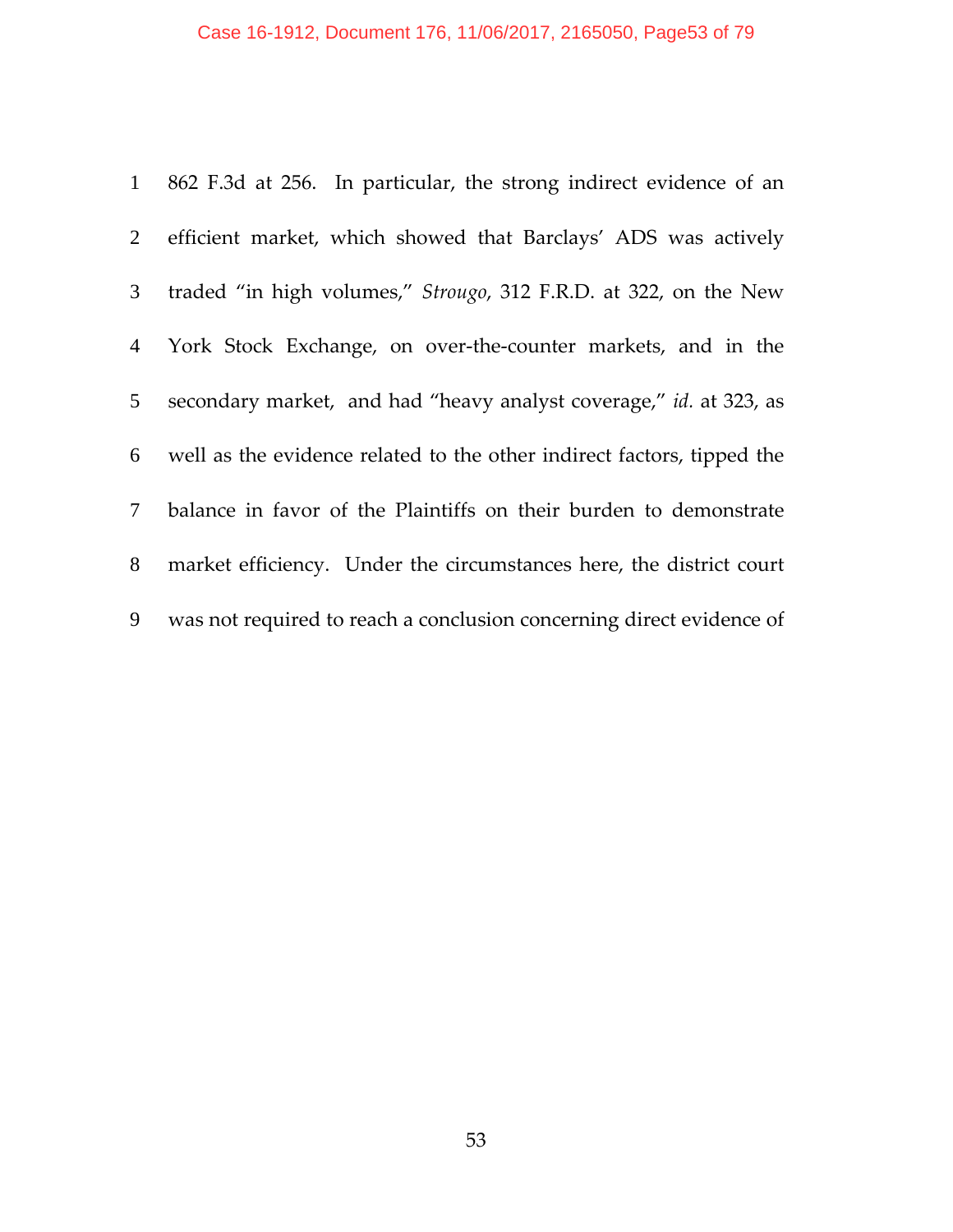862 F.3d at 256. In particular, the strong indirect evidence of an efficient market, which showed that Barclays' ADS was actively traded "in high volumes," *Strougo*, 312 F.R.D. at 322, on the New York Stock Exchange, on over-the-counter markets, and in the secondary market, and had "heavy analyst coverage," *id.* at 323, as well as the evidence related to the other indirect factors, tipped the balance in favor of the Plaintiffs on their burden to demonstrate market efficiency. Under the circumstances here, the district court was not required to reach a conclusion concerning direct evidence of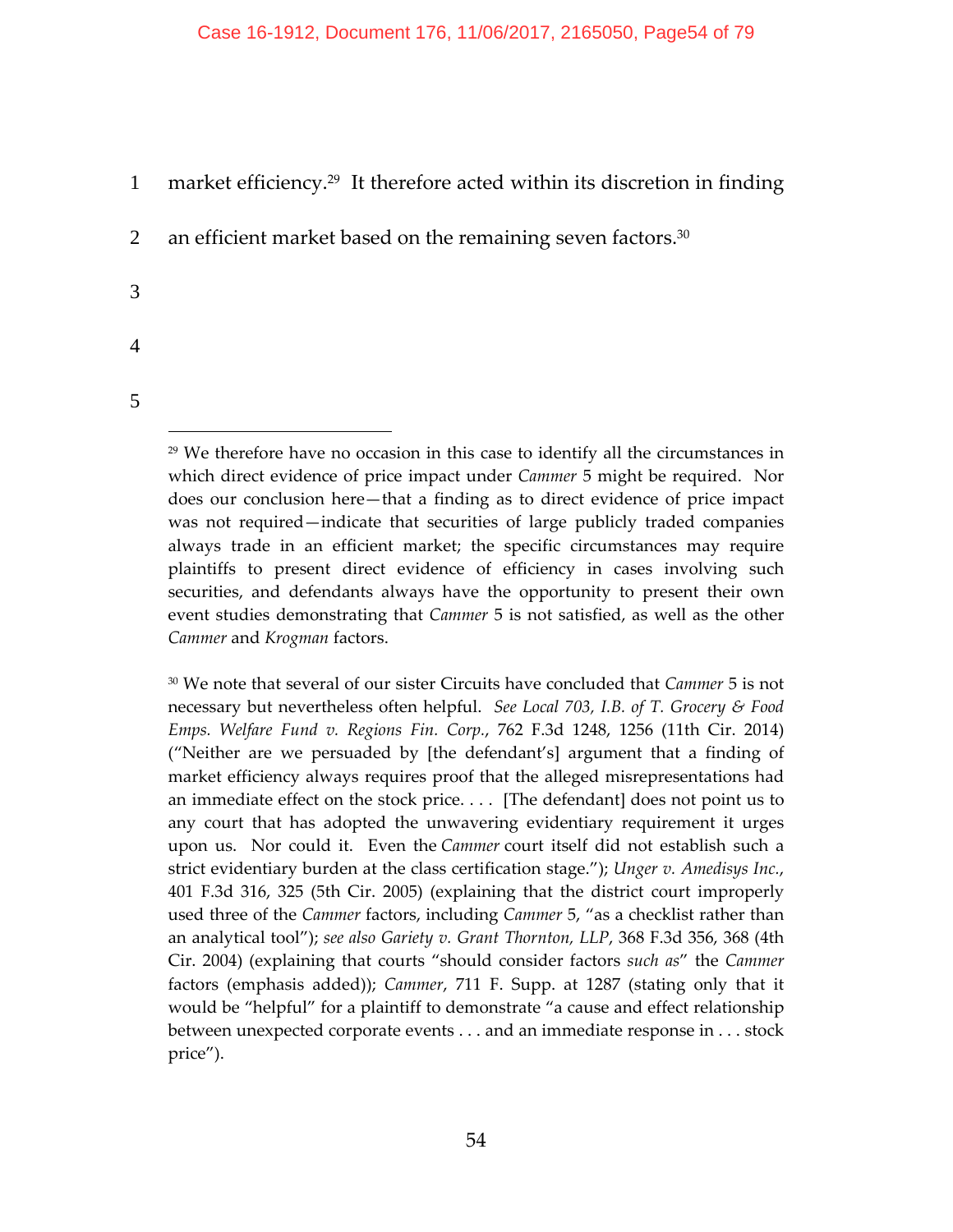market efficiency.[29] It therefore acted within its discretion in finding an efficient market based on the remaining seven factors.[30]

---

[29] We therefore have no occasion in this case to identify all the circumstances in which direct evidence of price impact under *Cammer* 5 might be required. Nor does our conclusion here—that a finding as to direct evidence of price impact was not required—indicate that securities of large publicly traded companies always trade in an efficient market; the specific circumstances may require plaintiffs to present direct evidence of efficiency in cases involving such securities, and defendants always have the opportunity to present their own event studies demonstrating that *Cammer* 5 is not satisfied, as well as the other *Cammer* and *Krogman* factors.

[30] We note that several of our sister Circuits have concluded that *Cammer* 5 is not necessary but nevertheless often helpful. *See Local 703, I.B. of T. Grocery & Food Emps. Welfare Fund v. Regions Fin. Corp.*, 762 F.3d 1248, 1256 (11th Cir. 2014) ("Neither are we persuaded by [the defendant's] argument that a finding of market efficiency always requires proof that the alleged misrepresentations had an immediate effect on the stock price. . . . [The defendant] does not point us to any court that has adopted the unwavering evidentiary requirement it urges upon us. Nor could it. Even the *Cammer* court itself did not establish such a strict evidentiary burden at the class certification stage."); *Unger v. Amedisys Inc.*, 401 F.3d 316, 325 (5th Cir. 2005) (explaining that the district court improperly used three of the *Cammer* factors, including *Cammer* 5, "as a checklist rather than an analytical tool"); *see also Gariety v. Grant Thornton, LLP*, 368 F.3d 356, 368 (4th Cir. 2004) (explaining that courts "should consider factors *such as*" the *Cammer* factors (emphasis added)); *Cammer*, 711 F. Supp. at 1287 (stating only that it would be "helpful" for a plaintiff to demonstrate "a cause and effect relationship between unexpected corporate events . . . and an immediate response in . . . stock price").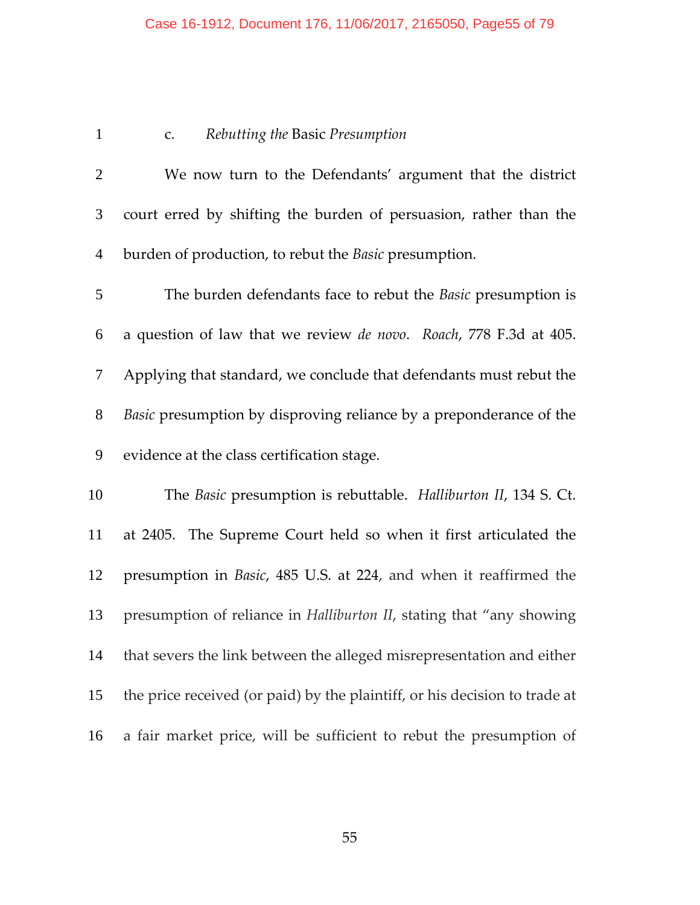### c. *Rebutting the* Basic *Presumption*

We now turn to the Defendants' argument that the district court erred by shifting the burden of persuasion, rather than the burden of production, to rebut the *Basic* presumption.

The burden defendants face to rebut the *Basic* presumption is a question of law that we review *de novo*. *Roach*, 778 F.3d at 405. Applying that standard, we conclude that defendants must rebut the *Basic* presumption by disproving reliance by a preponderance of the evidence at the class certification stage.

The *Basic* presumption is rebuttable. *Halliburton II*, 134 S. Ct. at 2405. The Supreme Court held so when it first articulated the presumption in *Basic*, 485 U.S. at 224, and when it reaffirmed the presumption of reliance in *Halliburton II*, stating that "any showing that severs the link between the alleged misrepresentation and either the price received (or paid) by the plaintiff, or his decision to trade at a fair market price, will be sufficient to rebut the presumption of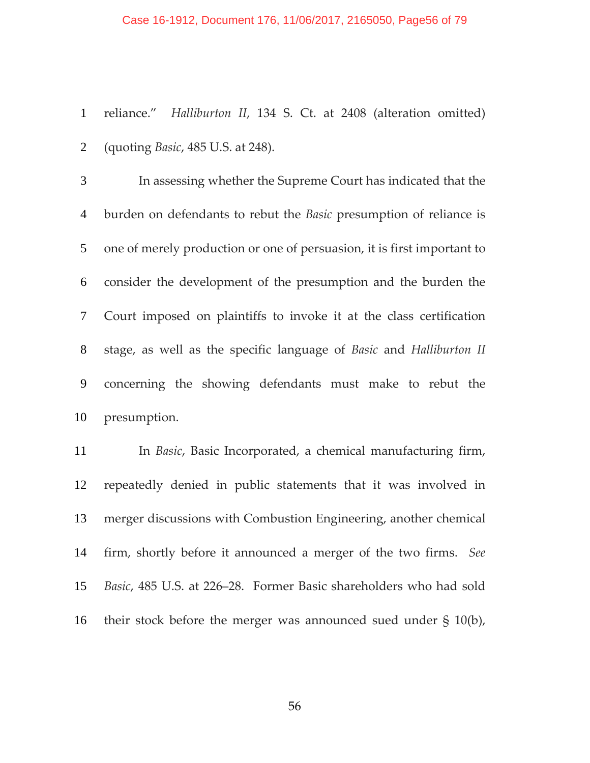reliance." *Halliburton II*, 134 S. Ct. at 2408 (alteration omitted) (quoting *Basic*, 485 U.S. at 248).

In assessing whether the Supreme Court has indicated that the burden on defendants to rebut the *Basic* presumption of reliance is one of merely production or one of persuasion, it is first important to consider the development of the presumption and the burden the Court imposed on plaintiffs to invoke it at the class certification stage, as well as the specific language of *Basic* and *Halliburton II* concerning the showing defendants must make to rebut the presumption.

In *Basic*, Basic Incorporated, a chemical manufacturing firm, repeatedly denied in public statements that it was involved in merger discussions with Combustion Engineering, another chemical firm, shortly before it announced a merger of the two firms. *See Basic*, 485 U.S. at 226–28. Former Basic shareholders who had sold their stock before the merger was announced sued under § 10(b),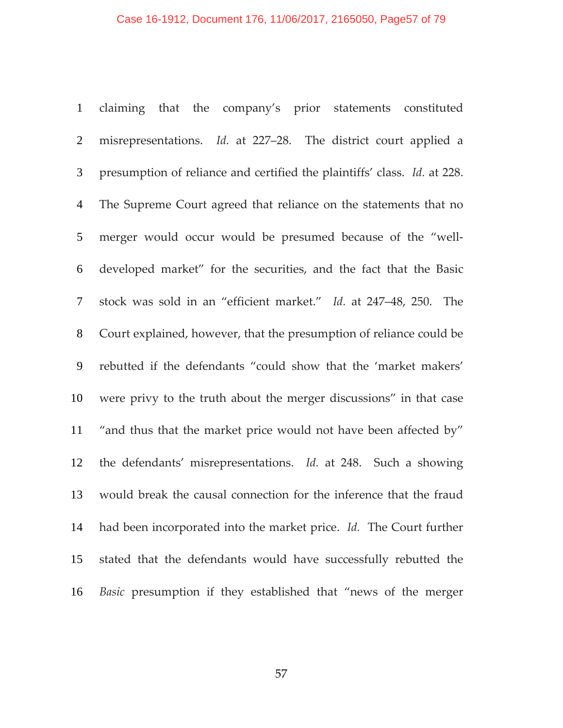claiming that the company's prior statements constituted misrepresentations. *Id.* at 227–28. The district court applied a presumption of reliance and certified the plaintiffs' class. *Id.* at 228. The Supreme Court agreed that reliance on the statements that no merger would occur would be presumed because of the "well-developed market" for the securities, and the fact that the Basic stock was sold in an "efficient market." *Id.* at 247–48, 250. The Court explained, however, that the presumption of reliance could be rebutted if the defendants "could show that the 'market makers' were privy to the truth about the merger discussions" in that case "and thus that the market price would not have been affected by" the defendants' misrepresentations. *Id.* at 248. Such a showing would break the causal connection for the inference that the fraud had been incorporated into the market price. *Id.* The Court further stated that the defendants would have successfully rebutted the *Basic* presumption if they established that "news of the merger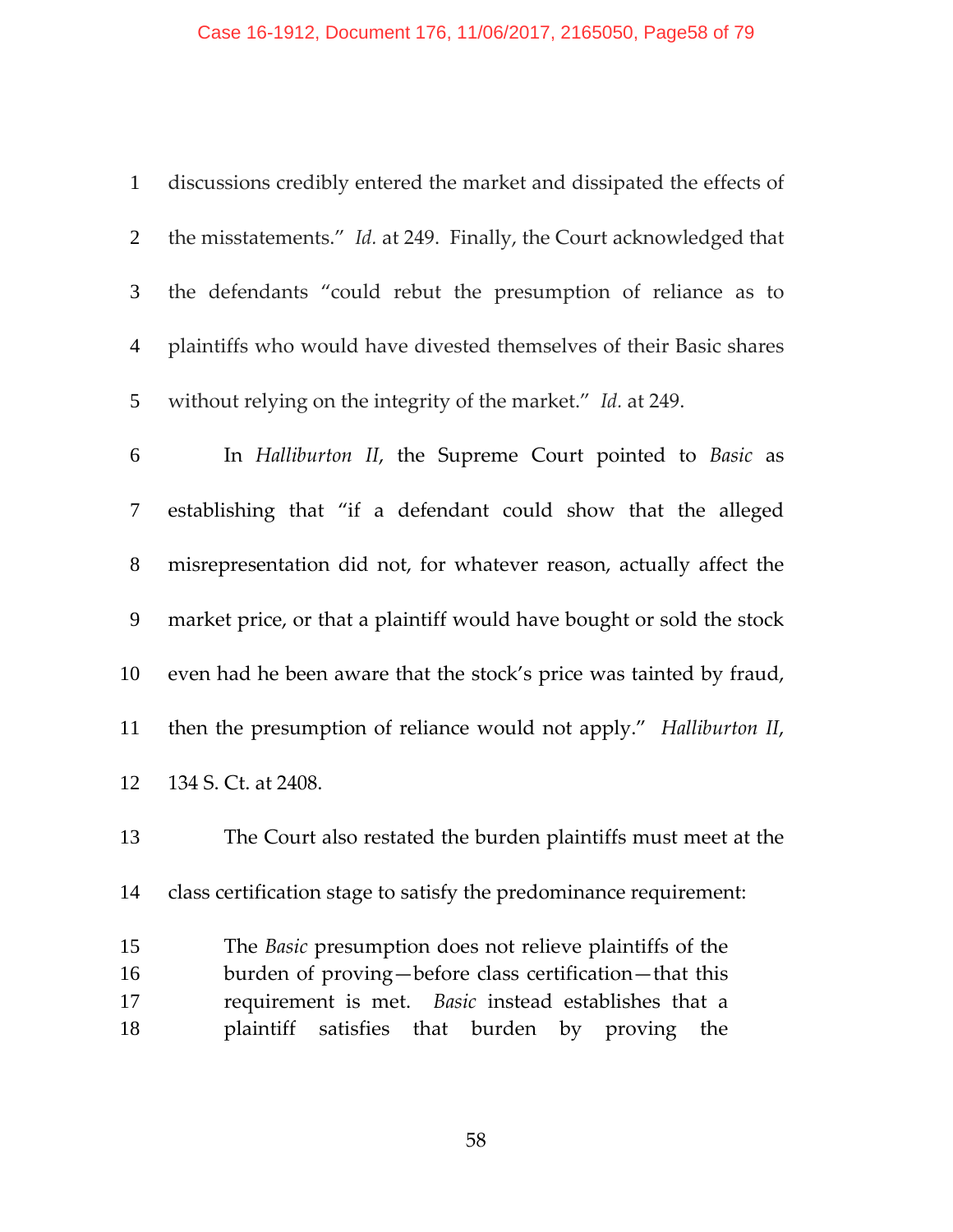discussions credibly entered the market and dissipated the effects of the misstatements." *Id.* at 249. Finally, the Court acknowledged that the defendants "could rebut the presumption of reliance as to plaintiffs who would have divested themselves of their Basic shares without relying on the integrity of the market." *Id.* at 249.

In *Halliburton II*, the Supreme Court pointed to *Basic* as establishing that "if a defendant could show that the alleged misrepresentation did not, for whatever reason, actually affect the market price, or that a plaintiff would have bought or sold the stock even had he been aware that the stock's price was tainted by fraud, then the presumption of reliance would not apply." *Halliburton II*, 134 S. Ct. at 2408.

The Court also restated the burden plaintiffs must meet at the class certification stage to satisfy the predominance requirement:

> The *Basic* presumption does not relieve plaintiffs of the burden of proving—before class certification—that this requirement is met. *Basic* instead establishes that a plaintiff satisfies that burden by proving the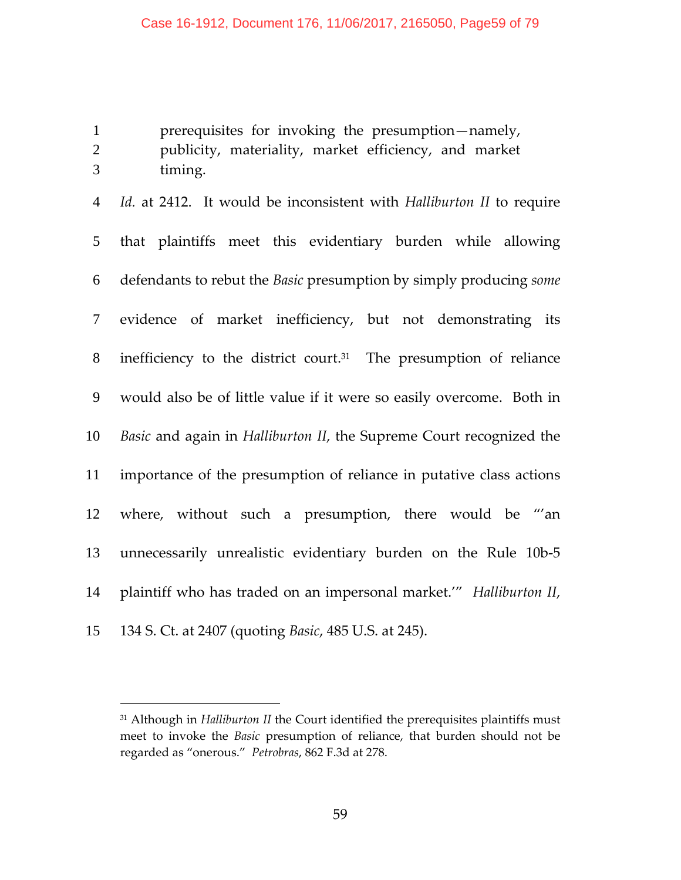> prerequisites for invoking the presumption—namely, publicity, materiality, market efficiency, and market timing.

*Id.* at 2412. It would be inconsistent with *Halliburton II* to require that plaintiffs meet this evidentiary burden while allowing defendants to rebut the *Basic* presumption by simply producing *some* evidence of market inefficiency, but not demonstrating its inefficiency to the district court.[31] The presumption of reliance would also be of little value if it were so easily overcome. Both in *Basic* and again in *Halliburton II*, the Supreme Court recognized the importance of the presumption of reliance in putative class actions where, without such a presumption, there would be "'an unnecessarily unrealistic evidentiary burden on the Rule 10b-5 plaintiff who has traded on an impersonal market.'" *Halliburton II*, 134 S. Ct. at 2407 (quoting *Basic*, 485 U.S. at 245).

---

[31] Although in *Halliburton II* the Court identified the prerequisites plaintiffs must meet to invoke the *Basic* presumption of reliance, that burden should not be regarded as "onerous." *Petrobras*, 862 F.3d at 278.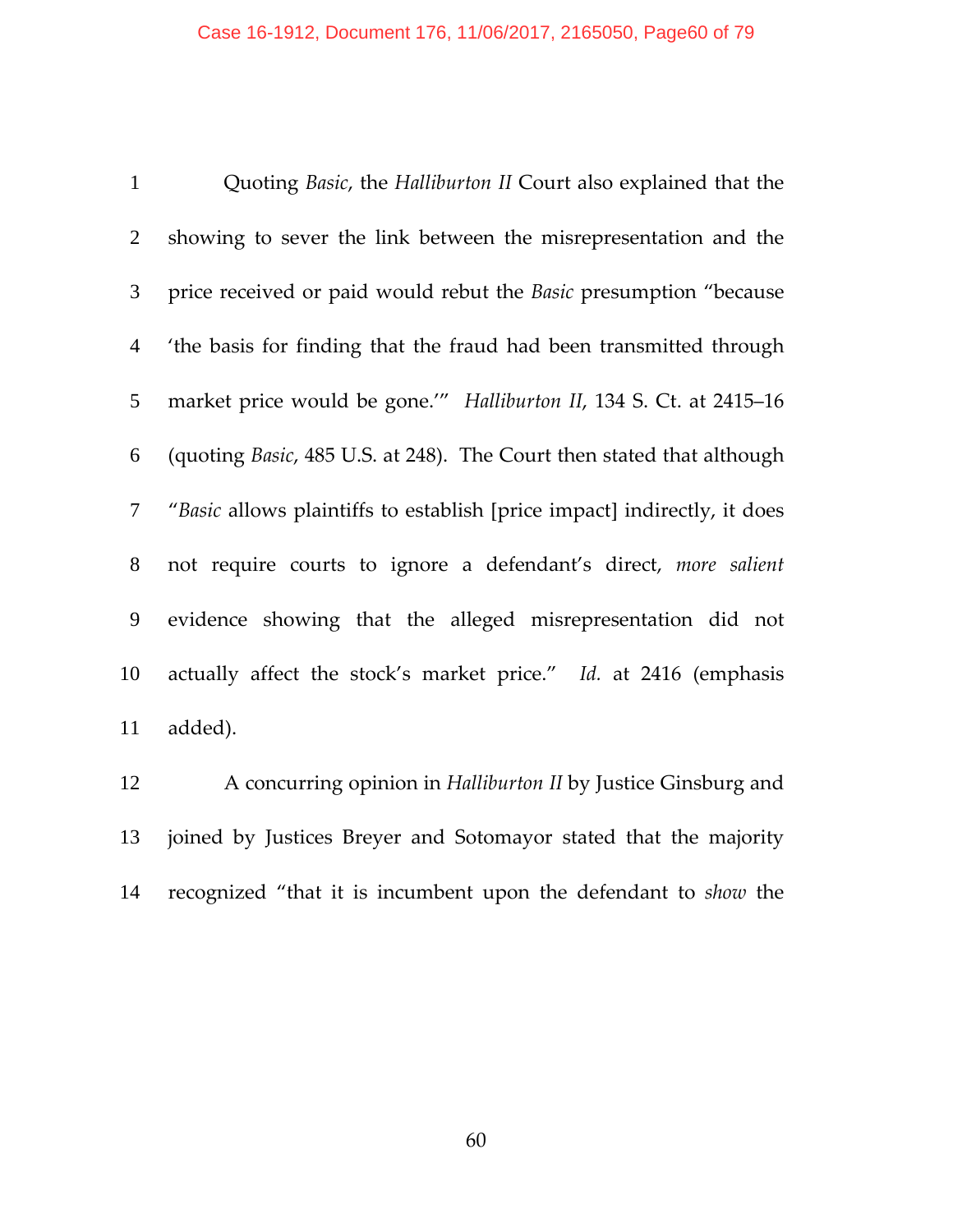Quoting *Basic*, the *Halliburton II* Court also explained that the showing to sever the link between the misrepresentation and the price received or paid would rebut the *Basic* presumption "because 'the basis for finding that the fraud had been transmitted through market price would be gone.'" *Halliburton II*, 134 S. Ct. at 2415–16 (quoting *Basic*, 485 U.S. at 248). The Court then stated that although "*Basic* allows plaintiffs to establish [price impact] indirectly, it does not require courts to ignore a defendant's direct, *more salient* evidence showing that the alleged misrepresentation did not actually affect the stock's market price." *Id.* at 2416 (emphasis added).

A concurring opinion in *Halliburton II* by Justice Ginsburg and joined by Justices Breyer and Sotomayor stated that the majority recognized "that it is incumbent upon the defendant to *show* the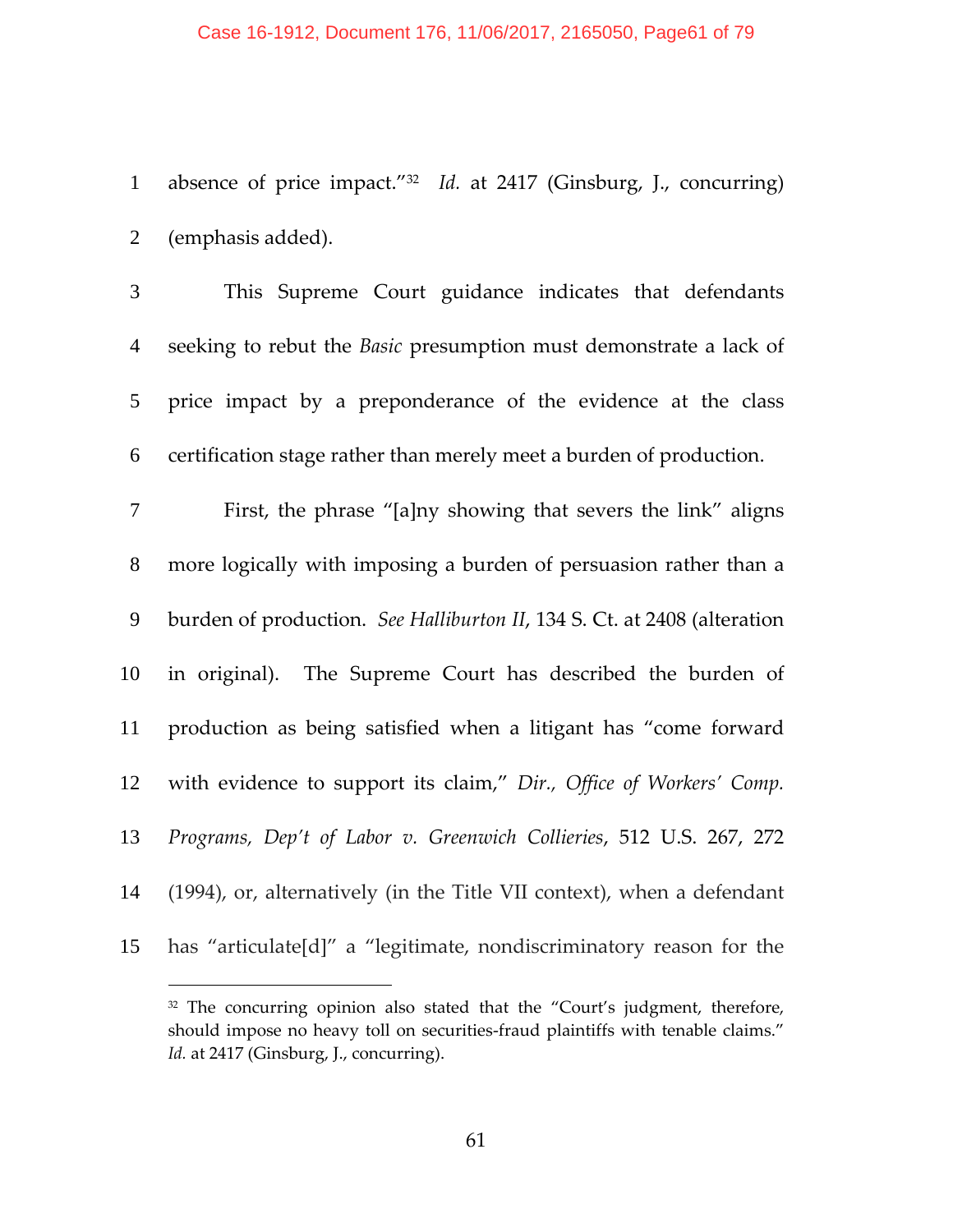absence of price impact."[32] *Id.* at 2417 (Ginsburg, J., concurring) (emphasis added).

This Supreme Court guidance indicates that defendants seeking to rebut the *Basic* presumption must demonstrate a lack of price impact by a preponderance of the evidence at the class certification stage rather than merely meet a burden of production.

First, the phrase "[a]ny showing that severs the link" aligns more logically with imposing a burden of persuasion rather than a burden of production. *See Halliburton II*, 134 S. Ct. at 2408 (alteration in original). The Supreme Court has described the burden of production as being satisfied when a litigant has "come forward with evidence to support its claim," *Dir., Office of Workers' Comp. Programs, Dep't of Labor v. Greenwich Collieries*, 512 U.S. 267, 272 (1994), or, alternatively (in the Title VII context), when a defendant has "articulate[d]" a "legitimate, nondiscriminatory reason for the

---

[32] The concurring opinion also stated that the "Court's judgment, therefore, should impose no heavy toll on securities-fraud plaintiffs with tenable claims." *Id.* at 2417 (Ginsburg, J., concurring).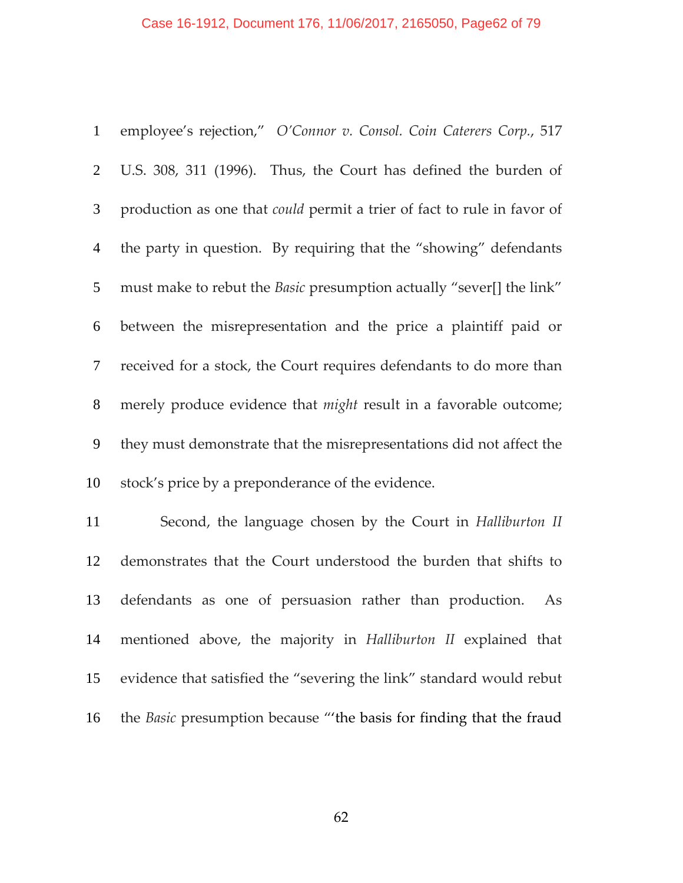employee's rejection," *O'Connor v. Consol. Coin Caterers Corp.*, 517 U.S. 308, 311 (1996). Thus, the Court has defined the burden of production as one that *could* permit a trier of fact to rule in favor of the party in question. By requiring that the "showing" defendants must make to rebut the *Basic* presumption actually "sever[] the link" between the misrepresentation and the price a plaintiff paid or received for a stock, the Court requires defendants to do more than merely produce evidence that *might* result in a favorable outcome; they must demonstrate that the misrepresentations did not affect the stock's price by a preponderance of the evidence.

Second, the language chosen by the Court in *Halliburton II* demonstrates that the Court understood the burden that shifts to defendants as one of persuasion rather than production. As mentioned above, the majority in *Halliburton II* explained that evidence that satisfied the "severing the link" standard would rebut the *Basic* presumption because "'the basis for finding that the fraud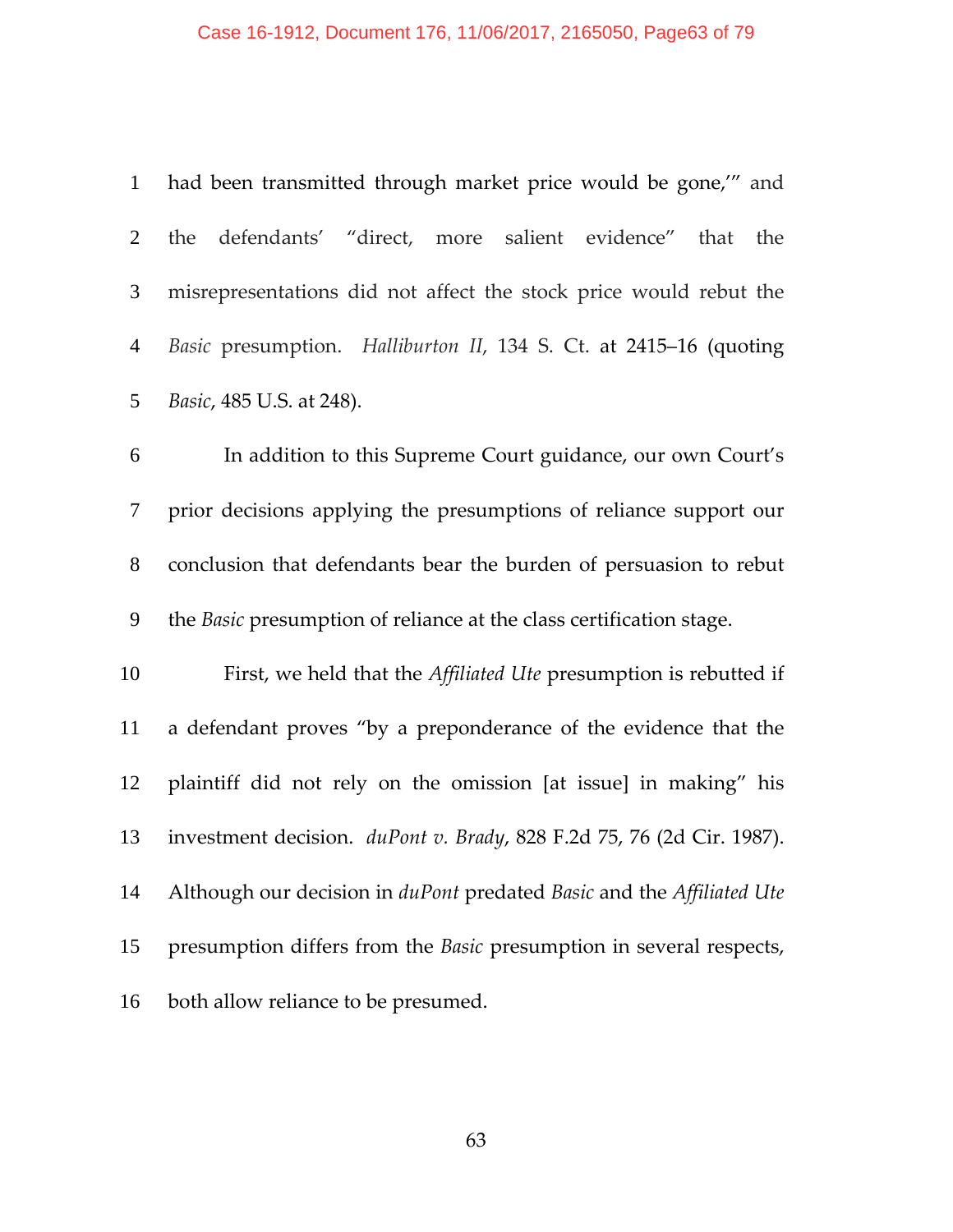had been transmitted through market price would be gone,'" and the defendants' "direct, more salient evidence" that the misrepresentations did not affect the stock price would rebut the *Basic* presumption. *Halliburton II*, 134 S. Ct. at 2415–16 (quoting *Basic*, 485 U.S. at 248).

In addition to this Supreme Court guidance, our own Court's prior decisions applying the presumptions of reliance support our conclusion that defendants bear the burden of persuasion to rebut the *Basic* presumption of reliance at the class certification stage.

First, we held that the *Affiliated Ute* presumption is rebutted if a defendant proves "by a preponderance of the evidence that the plaintiff did not rely on the omission [at issue] in making" his investment decision. *duPont v. Brady*, 828 F.2d 75, 76 (2d Cir. 1987). Although our decision in *duPont* predated *Basic* and the *Affiliated Ute* presumption differs from the *Basic* presumption in several respects, both allow reliance to be presumed.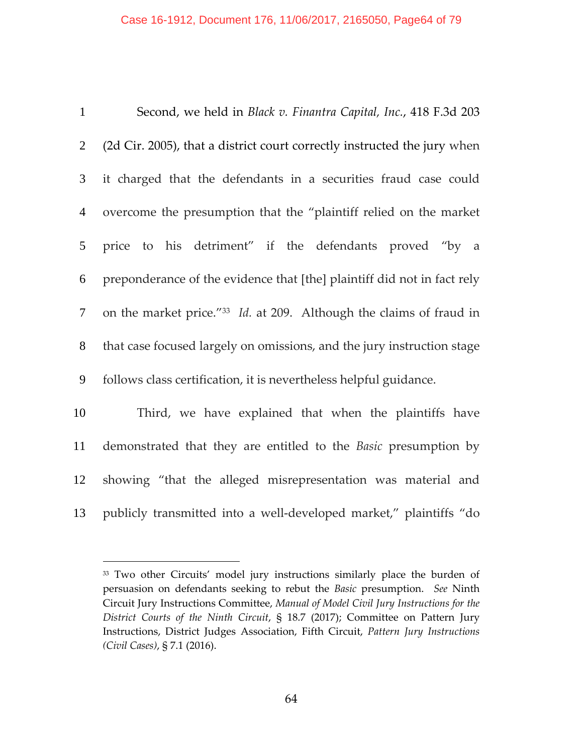Second, we held in *Black v. Finantra Capital, Inc.*, 418 F.3d 203 (2d Cir. 2005), that a district court correctly instructed the jury when it charged that the defendants in a securities fraud case could overcome the presumption that the "plaintiff relied on the market price to his detriment" if the defendants proved "by a preponderance of the evidence that [the] plaintiff did not in fact rely on the market price."[33] *Id.* at 209. Although the claims of fraud in that case focused largely on omissions, and the jury instruction stage follows class certification, it is nevertheless helpful guidance.

Third, we have explained that when the plaintiffs have demonstrated that they are entitled to the *Basic* presumption by showing "that the alleged misrepresentation was material and publicly transmitted into a well-developed market," plaintiffs "do

---

[33] Two other Circuits' model jury instructions similarly place the burden of persuasion on defendants seeking to rebut the *Basic* presumption. *See* Ninth Circuit Jury Instructions Committee, *Manual of Model Civil Jury Instructions for the District Courts of the Ninth Circuit*, § 18.7 (2017); Committee on Pattern Jury Instructions, District Judges Association, Fifth Circuit, *Pattern Jury Instructions (Civil Cases)*, § 7.1 (2016).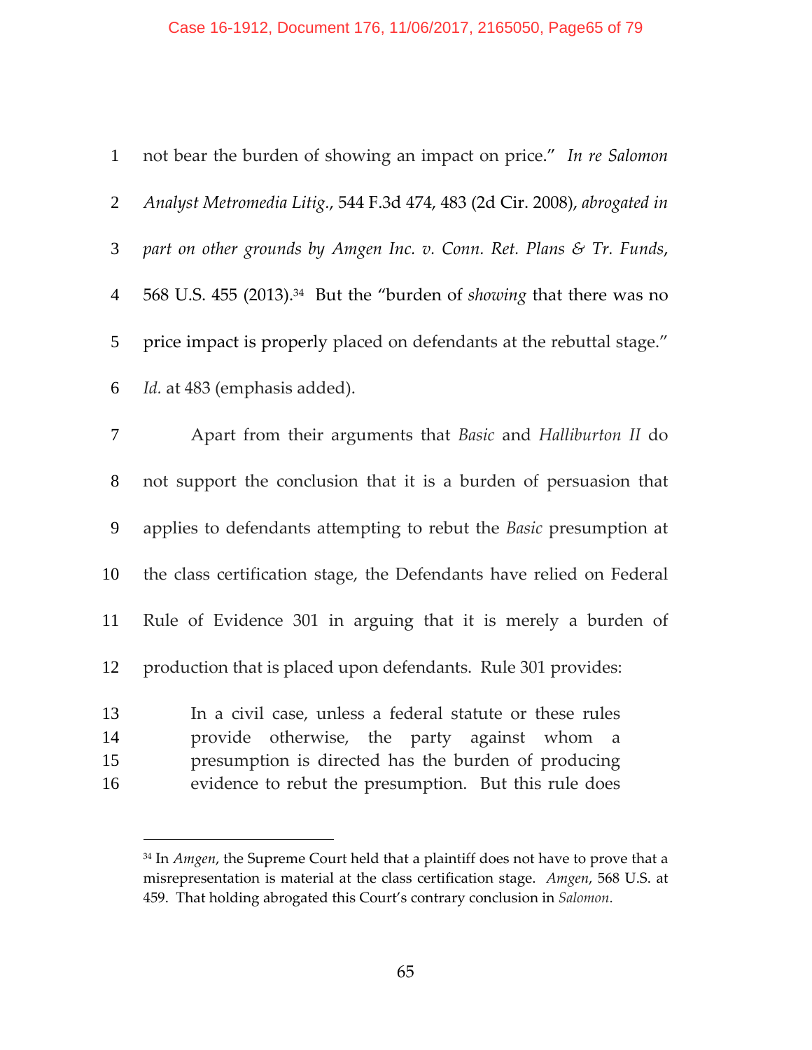not bear the burden of showing an impact on price." *In re Salomon Analyst Metromedia Litig.*, 544 F.3d 474, 483 (2d Cir. 2008), *abrogated in part on other grounds by Amgen Inc. v. Conn. Ret. Plans & Tr. Funds*, 568 U.S. 455 (2013).[34] But the "burden of *showing* that there was no price impact is properly placed on defendants at the rebuttal stage." *Id.* at 483 (emphasis added).

Apart from their arguments that *Basic* and *Halliburton II* do not support the conclusion that it is a burden of persuasion that applies to defendants attempting to rebut the *Basic* presumption at the class certification stage, the Defendants have relied on Federal Rule of Evidence 301 in arguing that it is merely a burden of production that is placed upon defendants. Rule 301 provides:

> In a civil case, unless a federal statute or these rules provide otherwise, the party against whom a presumption is directed has the burden of producing evidence to rebut the presumption. But this rule does

---

[34] In *Amgen*, the Supreme Court held that a plaintiff does not have to prove that a misrepresentation is material at the class certification stage. *Amgen*, 568 U.S. at 459. That holding abrogated this Court's contrary conclusion in *Salomon*.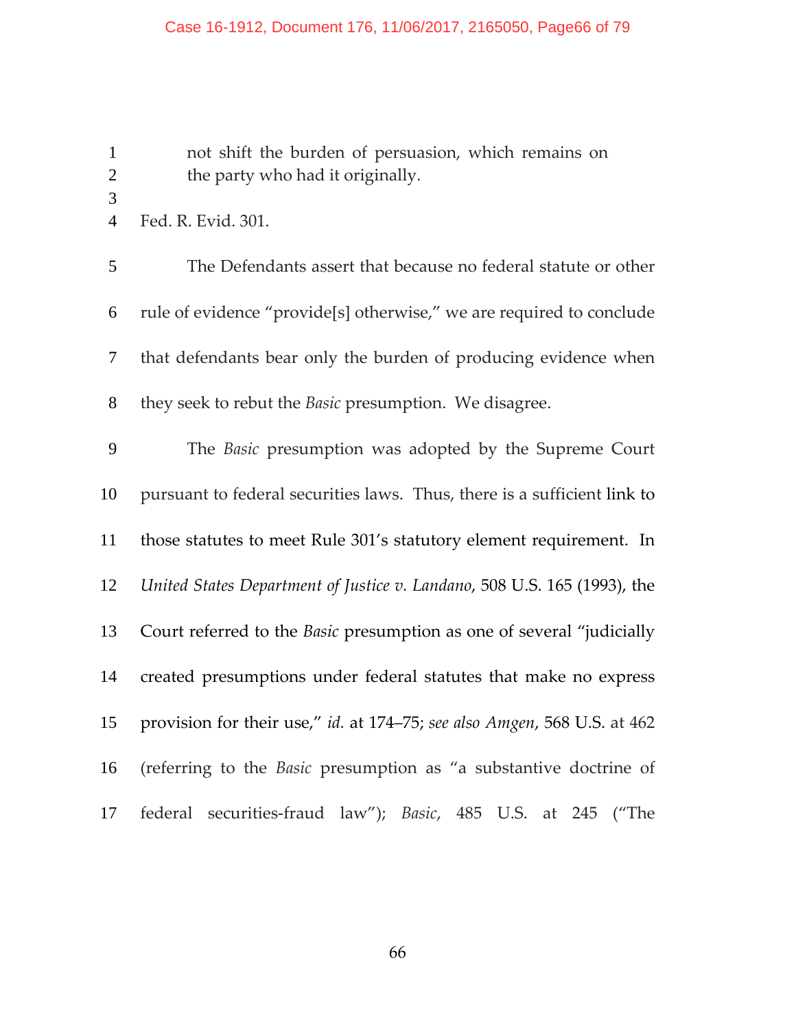not shift the burden of persuasion, which remains on the party who had it originally.

Fed. R. Evid. 301.

The Defendants assert that because no federal statute or other rule of evidence "provide[s] otherwise," we are required to conclude that defendants bear only the burden of producing evidence when they seek to rebut the *Basic* presumption. We disagree.

The *Basic* presumption was adopted by the Supreme Court pursuant to federal securities laws. Thus, there is a sufficient link to those statutes to meet Rule 301's statutory element requirement. In *United States Department of Justice v. Landano*, 508 U.S. 165 (1993), the Court referred to the *Basic* presumption as one of several "judicially created presumptions under federal statutes that make no express provision for their use," *id.* at 174–75; *see also Amgen*, 568 U.S. at 462 (referring to the *Basic* presumption as "a substantive doctrine of federal securities-fraud law"); *Basic*, 485 U.S. at 245 ("The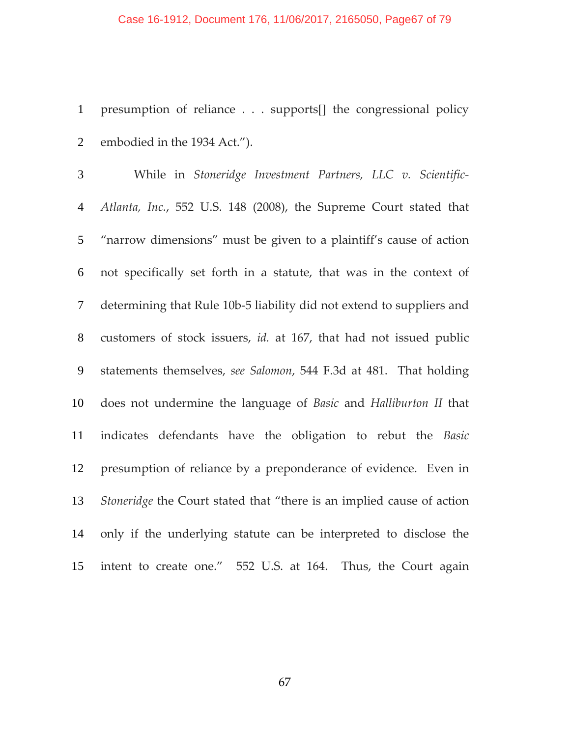presumption of reliance . . . supports[] the congressional policy embodied in the 1934 Act.").

While in *Stoneridge Investment Partners, LLC v. Scientific-Atlanta, Inc.*, 552 U.S. 148 (2008), the Supreme Court stated that "narrow dimensions" must be given to a plaintiff's cause of action not specifically set forth in a statute, that was in the context of determining that Rule 10b-5 liability did not extend to suppliers and customers of stock issuers, *id.* at 167, that had not issued public statements themselves, *see Salomon*, 544 F.3d at 481. That holding does not undermine the language of *Basic* and *Halliburton II* that indicates defendants have the obligation to rebut the *Basic* presumption of reliance by a preponderance of evidence. Even in *Stoneridge* the Court stated that "there is an implied cause of action only if the underlying statute can be interpreted to disclose the intent to create one." 552 U.S. at 164. Thus, the Court again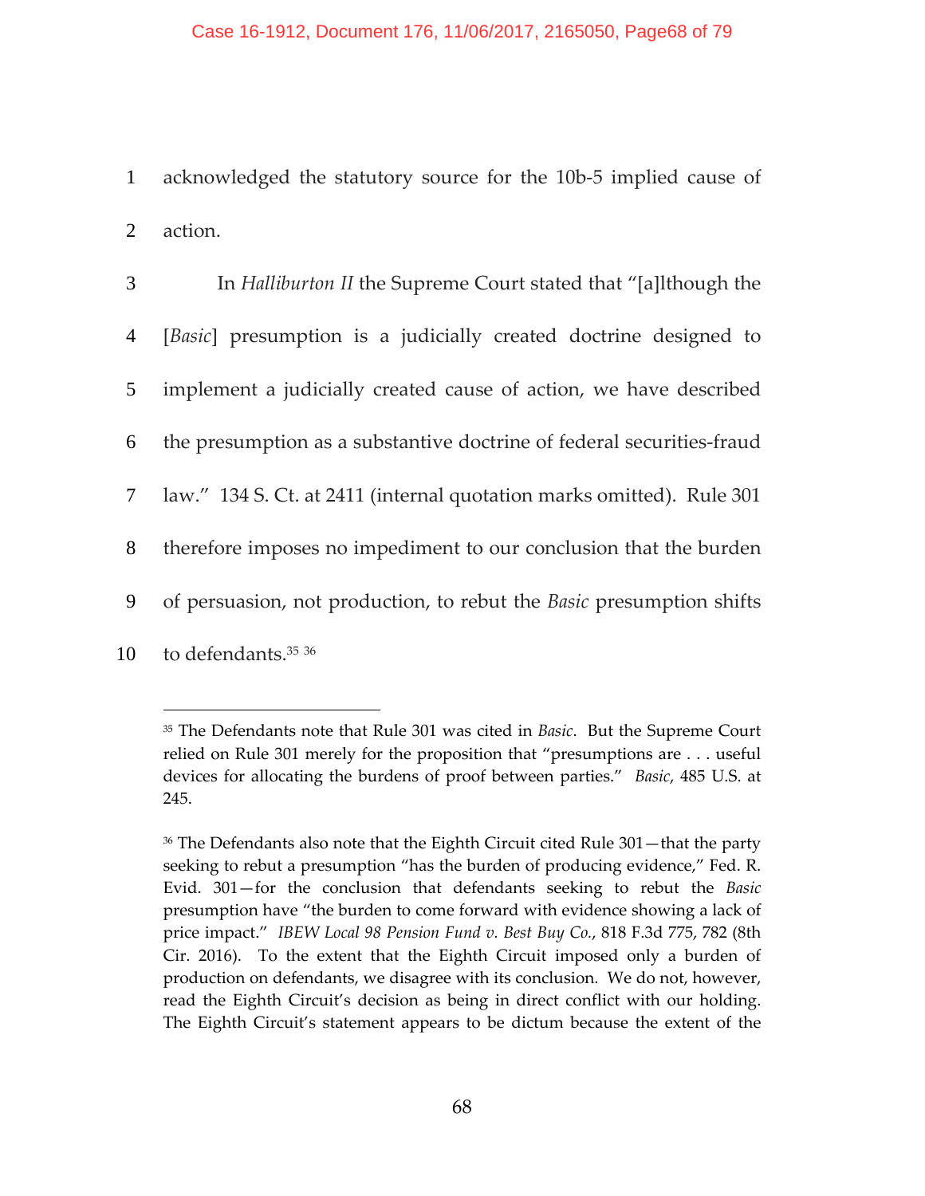acknowledged the statutory source for the 10b-5 implied cause of action.

In *Halliburton II* the Supreme Court stated that "[a]lthough the [*Basic*] presumption is a judicially created doctrine designed to implement a judicially created cause of action, we have described the presumption as a substantive doctrine of federal securities-fraud law." 134 S. Ct. at 2411 (internal quotation marks omitted). Rule 301 therefore imposes no impediment to our conclusion that the burden of persuasion, not production, to rebut the *Basic* presumption shifts to defendants.[35] [36]

---

[35] The Defendants note that Rule 301 was cited in *Basic*. But the Supreme Court relied on Rule 301 merely for the proposition that "presumptions are . . . useful devices for allocating the burdens of proof between parties." *Basic*, 485 U.S. at 245.

[36] The Defendants also note that the Eighth Circuit cited Rule 301—that the party seeking to rebut a presumption "has the burden of producing evidence," Fed. R. Evid. 301—for the conclusion that defendants seeking to rebut the *Basic* presumption have "the burden to come forward with evidence showing a lack of price impact." *IBEW Local 98 Pension Fund v. Best Buy Co.*, 818 F.3d 775, 782 (8th Cir. 2016). To the extent that the Eighth Circuit imposed only a burden of production on defendants, we disagree with its conclusion. We do not, however, read the Eighth Circuit's decision as being in direct conflict with our holding. The Eighth Circuit's statement appears to be dictum because the extent of the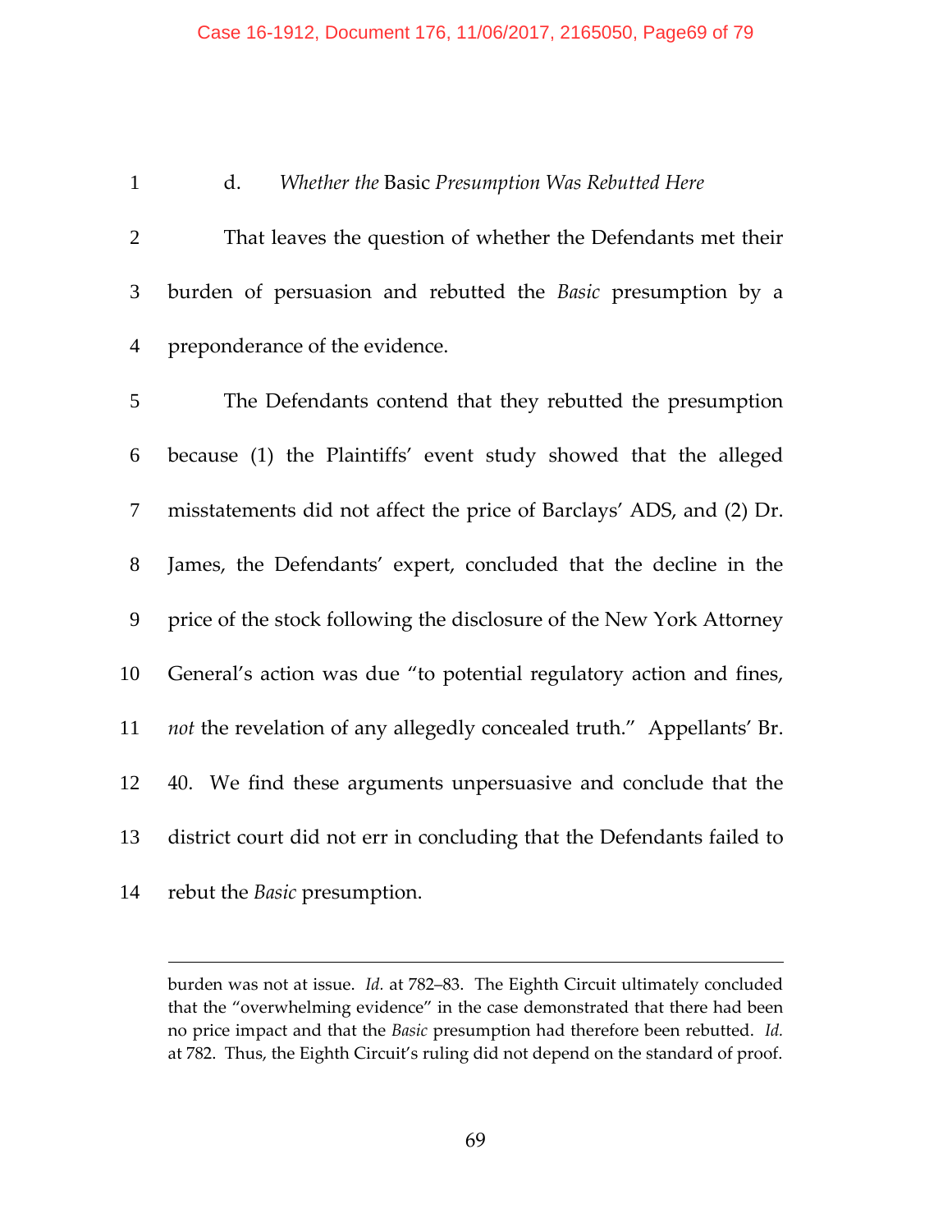d. *Whether the* Basic *Presumption Was Rebutted Here*

That leaves the question of whether the Defendants met their burden of persuasion and rebutted the *Basic* presumption by a preponderance of the evidence.

The Defendants contend that they rebutted the presumption because (1) the Plaintiffs' event study showed that the alleged misstatements did not affect the price of Barclays' ADS, and (2) Dr. James, the Defendants' expert, concluded that the decline in the price of the stock following the disclosure of the New York Attorney General's action was due "to potential regulatory action and fines, *not* the revelation of any allegedly concealed truth." Appellants' Br. 40. We find these arguments unpersuasive and conclude that the district court did not err in concluding that the Defendants failed to rebut the *Basic* presumption.

---

burden was not at issue. *Id.* at 782–83. The Eighth Circuit ultimately concluded that the "overwhelming evidence" in the case demonstrated that there had been no price impact and that the *Basic* presumption had therefore been rebutted. *Id.* at 782. Thus, the Eighth Circuit's ruling did not depend on the standard of proof.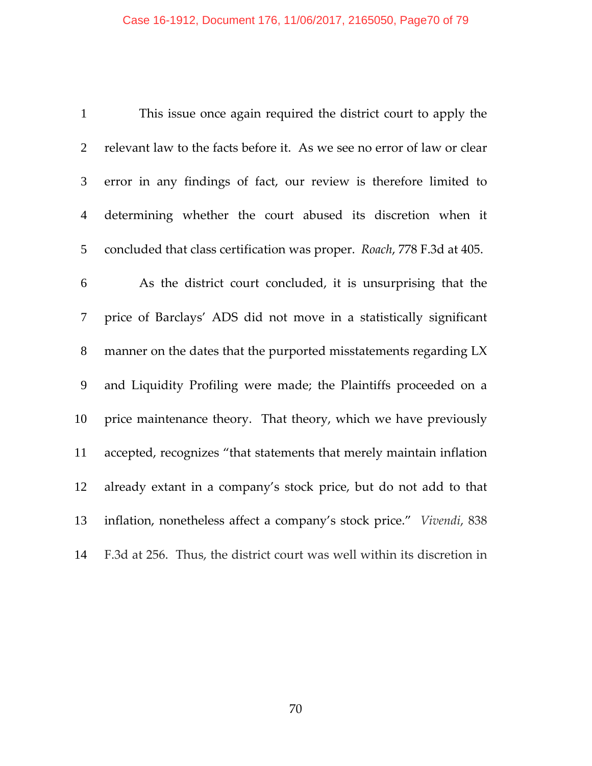This issue once again required the district court to apply the relevant law to the facts before it. As we see no error of law or clear error in any findings of fact, our review is therefore limited to determining whether the court abused its discretion when it concluded that class certification was proper. *Roach*, 778 F.3d at 405.

As the district court concluded, it is unsurprising that the price of Barclays' ADS did not move in a statistically significant manner on the dates that the purported misstatements regarding LX and Liquidity Profiling were made; the Plaintiffs proceeded on a price maintenance theory. That theory, which we have previously accepted, recognizes "that statements that merely maintain inflation already extant in a company's stock price, but do not add to that inflation, nonetheless affect a company's stock price." *Vivendi*, 838 F.3d at 256. Thus, the district court was well within its discretion in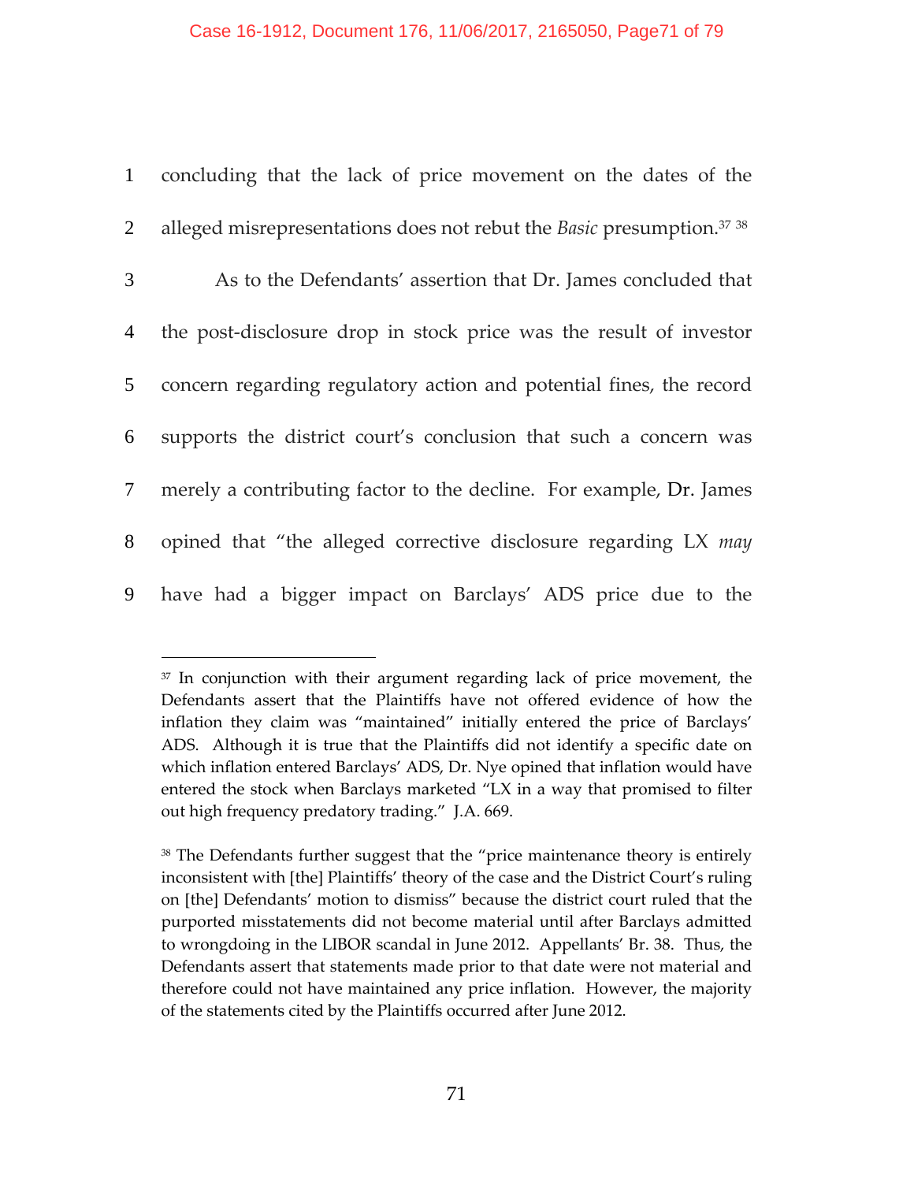concluding that the lack of price movement on the dates of the alleged misrepresentations does not rebut the *Basic* presumption.[37] [38]

As to the Defendants' assertion that Dr. James concluded that the post-disclosure drop in stock price was the result of investor concern regarding regulatory action and potential fines, the record supports the district court's conclusion that such a concern was merely a contributing factor to the decline. For example, Dr. James opined that "the alleged corrective disclosure regarding LX *may* have had a bigger impact on Barclays' ADS price due to the

---

[37] In conjunction with their argument regarding lack of price movement, the Defendants assert that the Plaintiffs have not offered evidence of how the inflation they claim was "maintained" initially entered the price of Barclays' ADS. Although it is true that the Plaintiffs did not identify a specific date on which inflation entered Barclays' ADS, Dr. Nye opined that inflation would have entered the stock when Barclays marketed "LX in a way that promised to filter out high frequency predatory trading." J.A. 669.

[38] The Defendants further suggest that the "price maintenance theory is entirely inconsistent with [the] Plaintiffs' theory of the case and the District Court's ruling on [the] Defendants' motion to dismiss" because the district court ruled that the purported misstatements did not become material until after Barclays admitted to wrongdoing in the LIBOR scandal in June 2012. Appellants' Br. 38. Thus, the Defendants assert that statements made prior to that date were not material and therefore could not have maintained any price inflation. However, the majority of the statements cited by the Plaintiffs occurred after June 2012.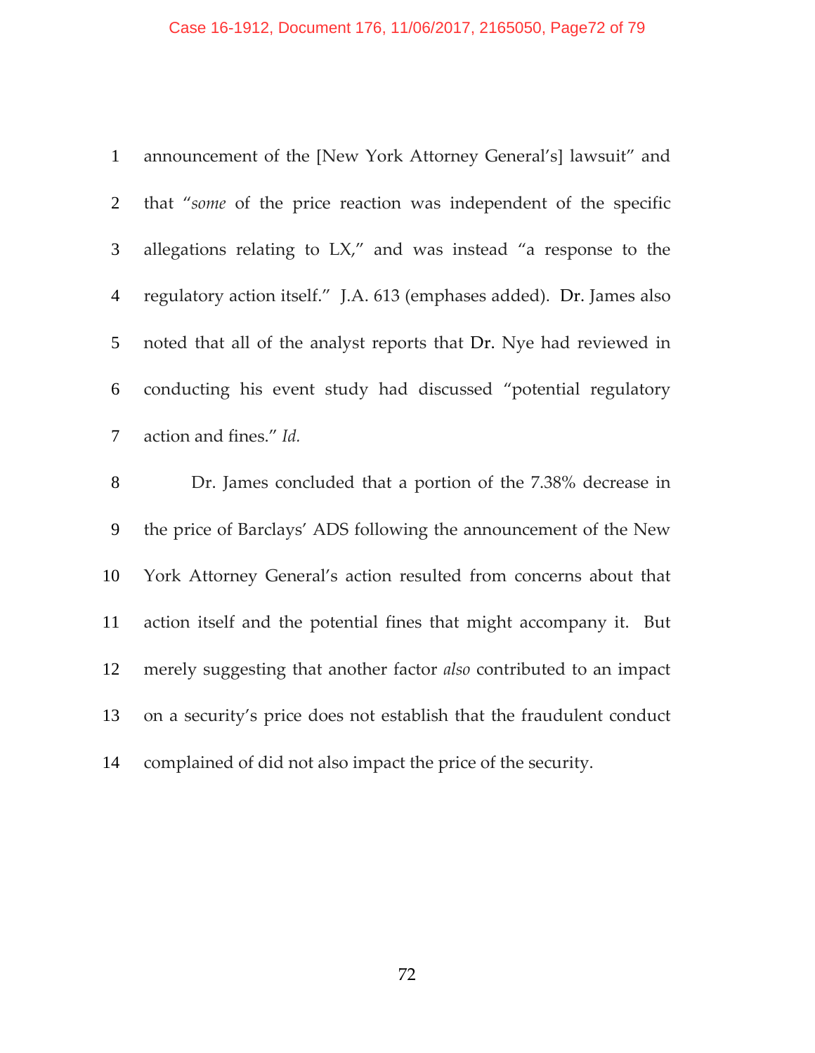announcement of the [New York Attorney General's] lawsuit" and that "*some* of the price reaction was independent of the specific allegations relating to LX," and was instead "a response to the regulatory action itself." J.A. 613 (emphases added). Dr. James also noted that all of the analyst reports that Dr. Nye had reviewed in conducting his event study had discussed "potential regulatory action and fines." *Id.*

Dr. James concluded that a portion of the 7.38% decrease in the price of Barclays' ADS following the announcement of the New York Attorney General's action resulted from concerns about that action itself and the potential fines that might accompany it. But merely suggesting that another factor *also* contributed to an impact on a security's price does not establish that the fraudulent conduct complained of did not also impact the price of the security.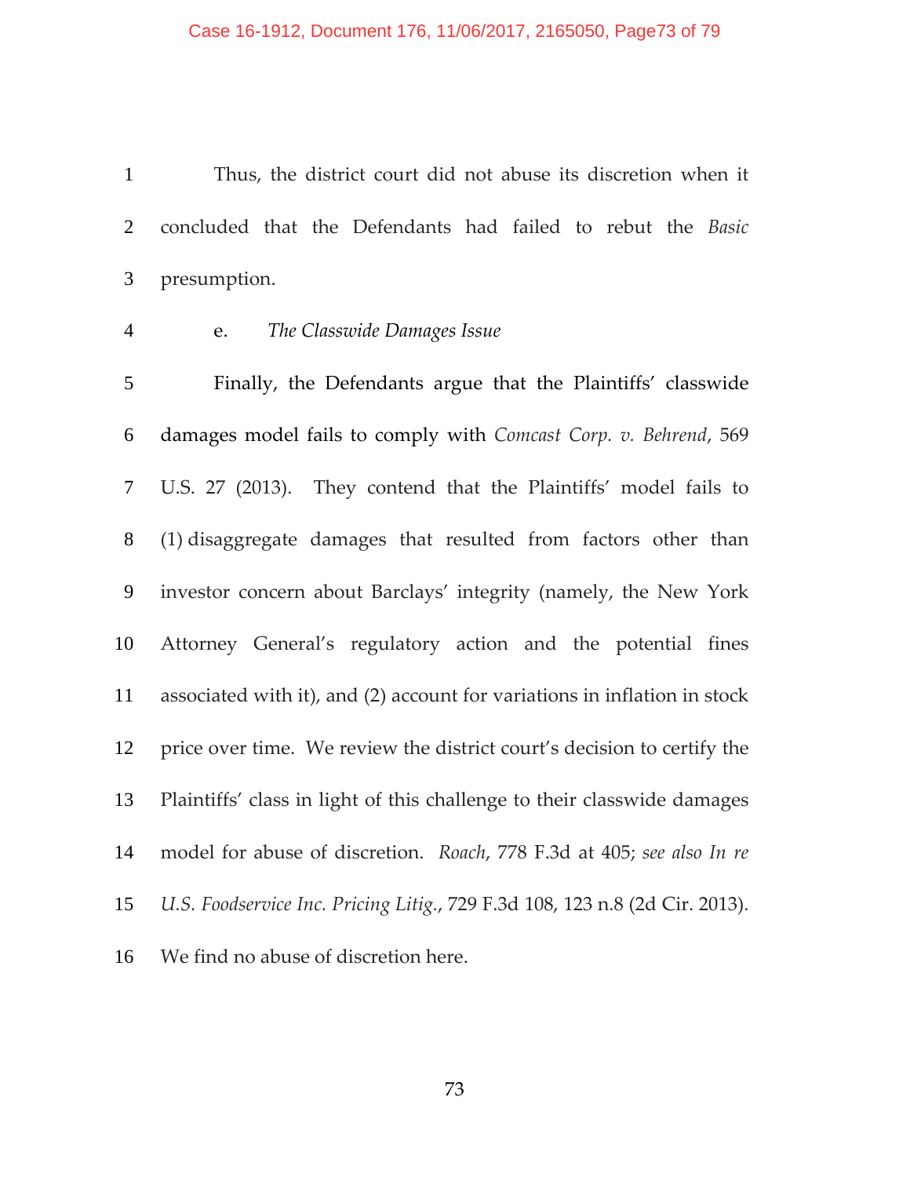Thus, the district court did not abuse its discretion when it concluded that the Defendants had failed to rebut the *Basic* presumption.

e. *The Classwide Damages Issue*

Finally, the Defendants argue that the Plaintiffs' classwide damages model fails to comply with *Comcast Corp. v. Behrend*, 569 U.S. 27 (2013). They contend that the Plaintiffs' model fails to (1) disaggregate damages that resulted from factors other than investor concern about Barclays' integrity (namely, the New York Attorney General's regulatory action and the potential fines associated with it), and (2) account for variations in inflation in stock price over time. We review the district court's decision to certify the Plaintiffs' class in light of this challenge to their classwide damages model for abuse of discretion. *Roach*, 778 F.3d at 405; *see also In re U.S. Foodservice Inc. Pricing Litig.*, 729 F.3d 108, 123 n.8 (2d Cir. 2013). We find no abuse of discretion here.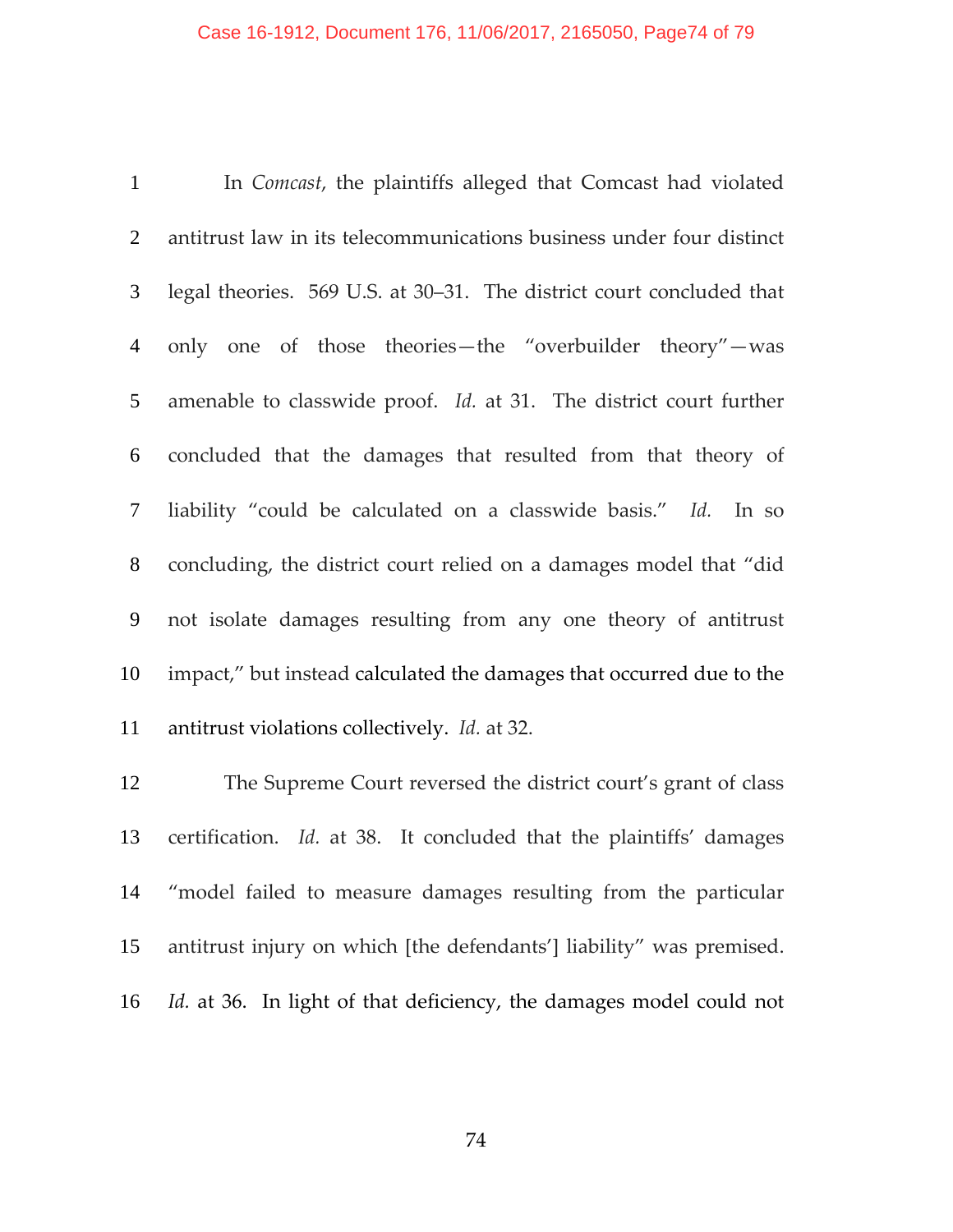In *Comcast*, the plaintiffs alleged that Comcast had violated antitrust law in its telecommunications business under four distinct legal theories. 569 U.S. at 30–31. The district court concluded that only one of those theories—the "overbuilder theory"—was amenable to classwide proof. *Id.* at 31. The district court further concluded that the damages that resulted from that theory of liability "could be calculated on a classwide basis." *Id.* In so concluding, the district court relied on a damages model that "did not isolate damages resulting from any one theory of antitrust impact," but instead calculated the damages that occurred due to the antitrust violations collectively. *Id.* at 32.

The Supreme Court reversed the district court's grant of class certification. *Id.* at 38. It concluded that the plaintiffs' damages "model failed to measure damages resulting from the particular antitrust injury on which [the defendants'] liability" was premised. *Id.* at 36. In light of that deficiency, the damages model could not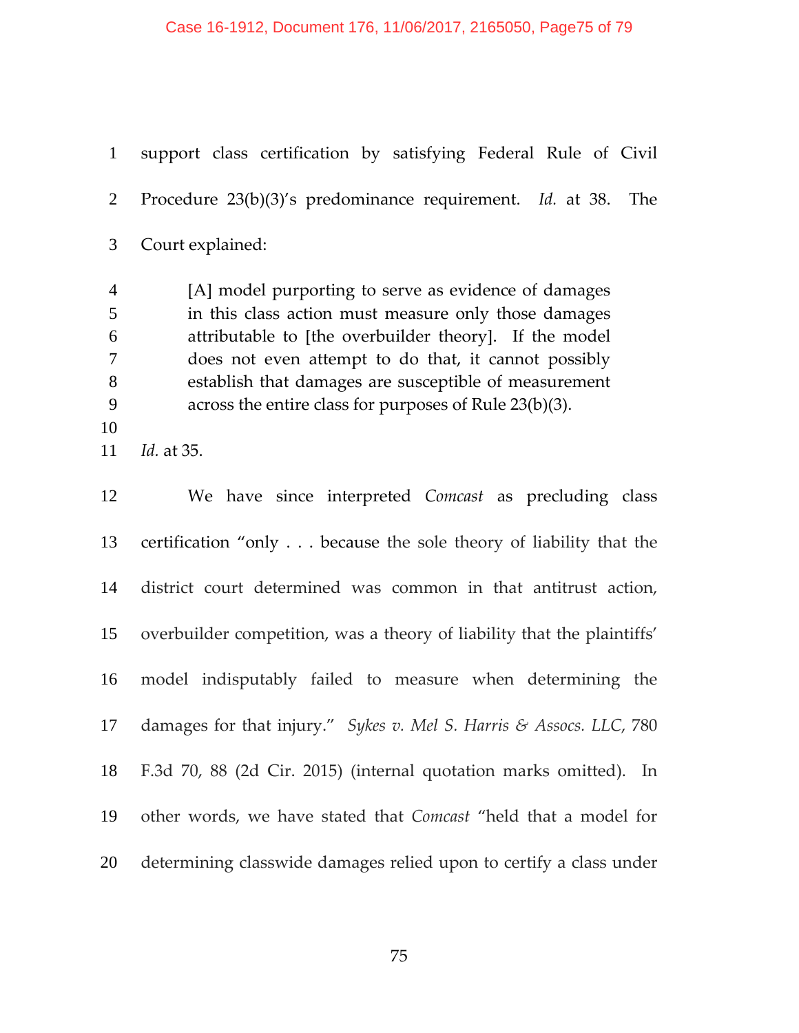support class certification by satisfying Federal Rule of Civil Procedure 23(b)(3)'s predominance requirement. *Id.* at 38. The Court explained:

> [A] model purporting to serve as evidence of damages in this class action must measure only those damages attributable to [the overbuilder theory]. If the model does not even attempt to do that, it cannot possibly establish that damages are susceptible of measurement across the entire class for purposes of Rule 23(b)(3).

*Id.* at 35.

We have since interpreted *Comcast* as precluding class certification "only . . . because the sole theory of liability that the district court determined was common in that antitrust action, overbuilder competition, was a theory of liability that the plaintiffs' model indisputably failed to measure when determining the damages for that injury." *Sykes v. Mel S. Harris & Assocs. LLC*, 780 F.3d 70, 88 (2d Cir. 2015) (internal quotation marks omitted). In other words, we have stated that *Comcast* "held that a model for determining classwide damages relied upon to certify a class under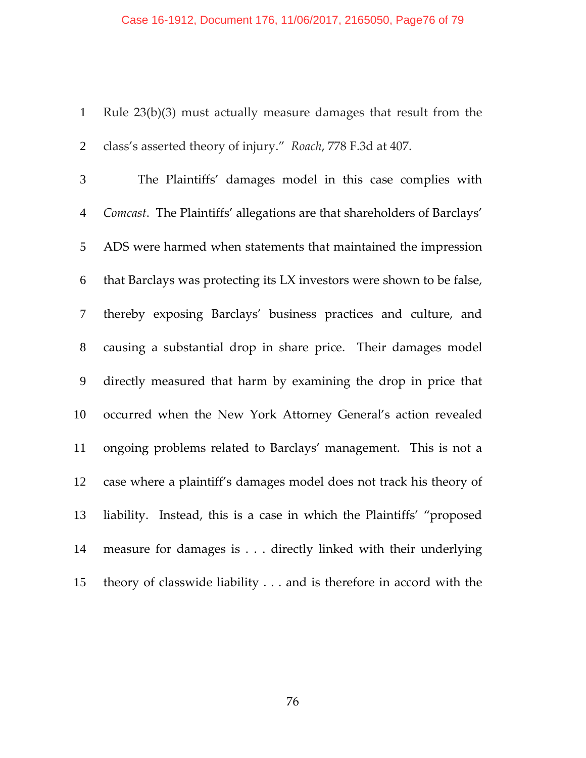Rule 23(b)(3) must actually measure damages that result from the class's asserted theory of injury." *Roach*, 778 F.3d at 407.

The Plaintiffs' damages model in this case complies with *Comcast*. The Plaintiffs' allegations are that shareholders of Barclays' ADS were harmed when statements that maintained the impression that Barclays was protecting its LX investors were shown to be false, thereby exposing Barclays' business practices and culture, and causing a substantial drop in share price. Their damages model directly measured that harm by examining the drop in price that occurred when the New York Attorney General's action revealed ongoing problems related to Barclays' management. This is not a case where a plaintiff's damages model does not track his theory of liability. Instead, this is a case in which the Plaintiffs' "proposed measure for damages is . . . directly linked with their underlying theory of classwide liability . . . and is therefore in accord with the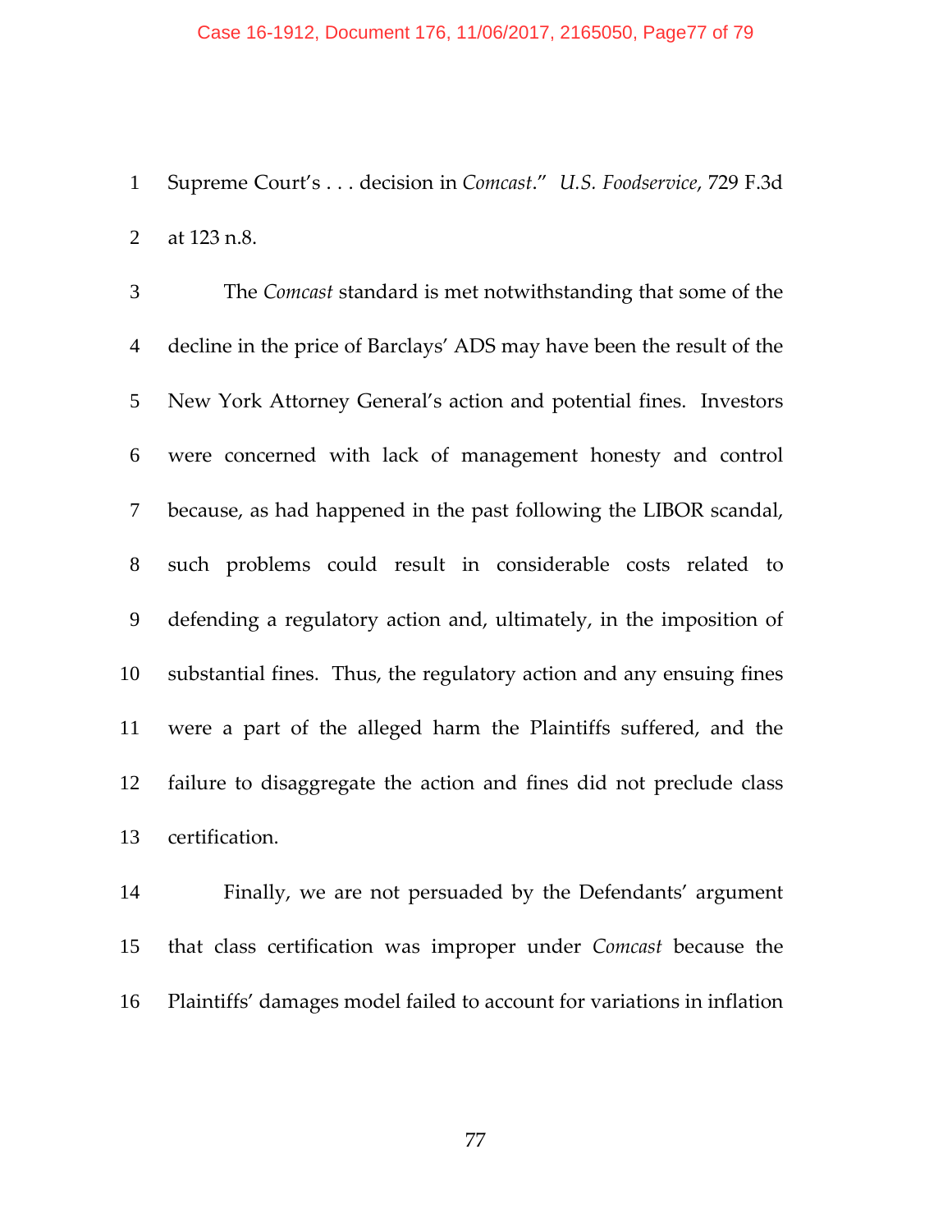Supreme Court's . . . decision in *Comcast*." *U.S. Foodservice*, 729 F.3d at 123 n.8.

The *Comcast* standard is met notwithstanding that some of the decline in the price of Barclays' ADS may have been the result of the New York Attorney General's action and potential fines. Investors were concerned with lack of management honesty and control because, as had happened in the past following the LIBOR scandal, such problems could result in considerable costs related to defending a regulatory action and, ultimately, in the imposition of substantial fines. Thus, the regulatory action and any ensuing fines were a part of the alleged harm the Plaintiffs suffered, and the failure to disaggregate the action and fines did not preclude class certification.

Finally, we are not persuaded by the Defendants' argument that class certification was improper under *Comcast* because the Plaintiffs' damages model failed to account for variations in inflation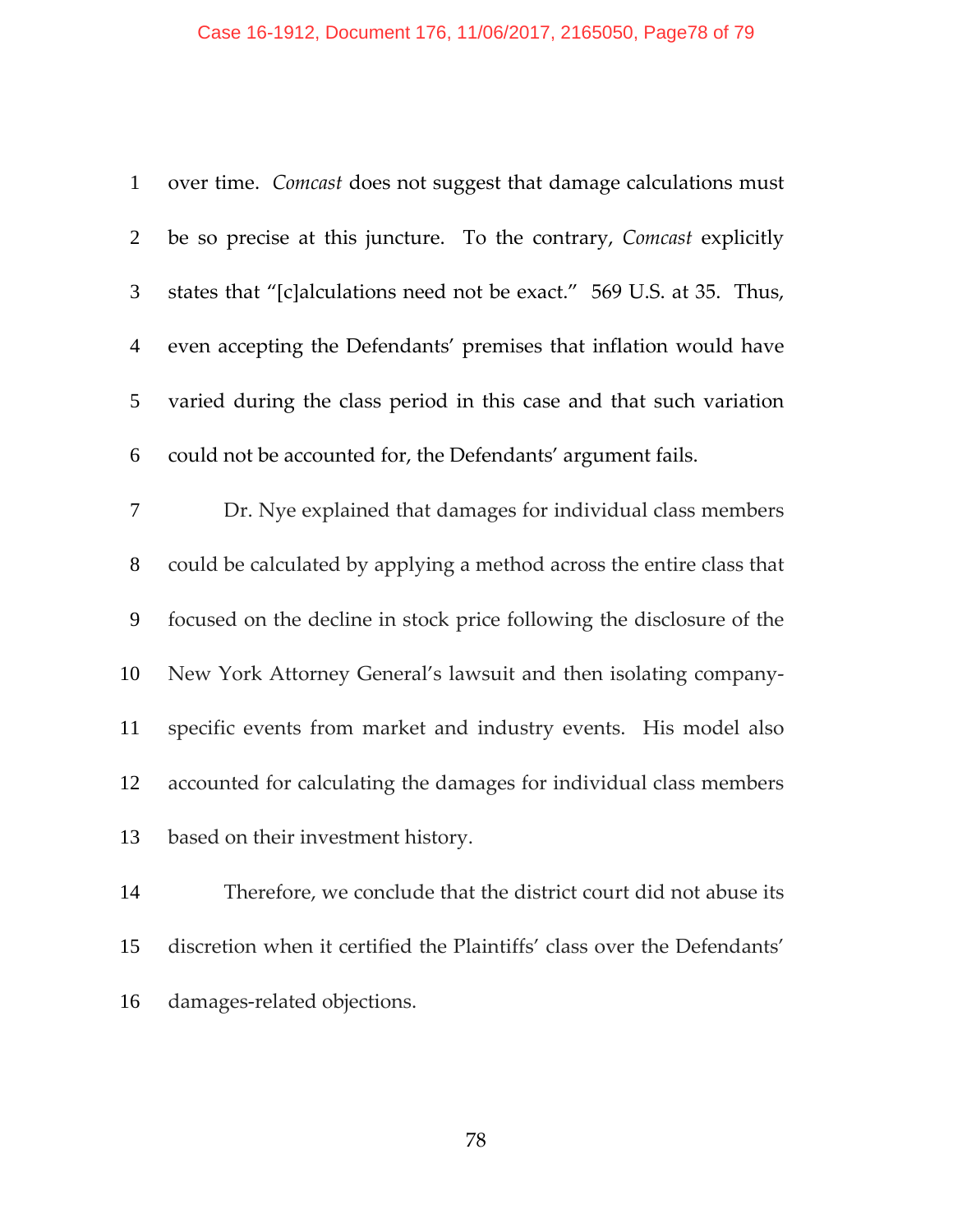over time. *Comcast* does not suggest that damage calculations must be so precise at this juncture. To the contrary, *Comcast* explicitly states that "[c]alculations need not be exact." 569 U.S. at 35. Thus, even accepting the Defendants' premises that inflation would have varied during the class period in this case and that such variation could not be accounted for, the Defendants' argument fails.

Dr. Nye explained that damages for individual class members could be calculated by applying a method across the entire class that focused on the decline in stock price following the disclosure of the New York Attorney General's lawsuit and then isolating company-specific events from market and industry events. His model also accounted for calculating the damages for individual class members based on their investment history.

Therefore, we conclude that the district court did not abuse its discretion when it certified the Plaintiffs' class over the Defendants' damages-related objections.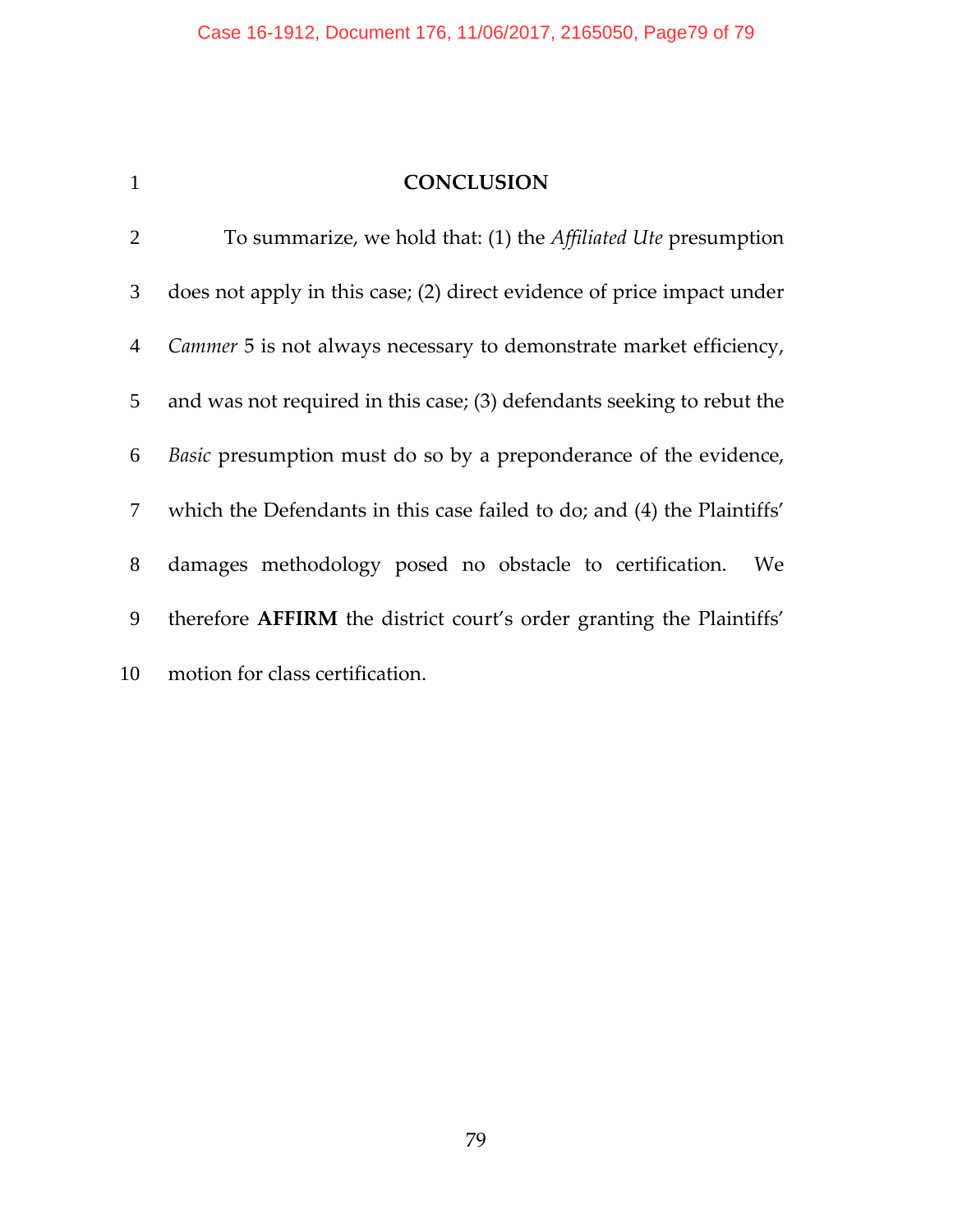## CONCLUSION

To summarize, we hold that: (1) the *Affiliated Ute* presumption does not apply in this case; (2) direct evidence of price impact under *Cammer* 5 is not always necessary to demonstrate market efficiency, and was not required in this case; (3) defendants seeking to rebut the *Basic* presumption must do so by a preponderance of the evidence, which the Defendants in this case failed to do; and (4) the Plaintiffs' damages methodology posed no obstacle to certification. We therefore **AFFIRM** the district court's order granting the Plaintiffs' motion for class certification.